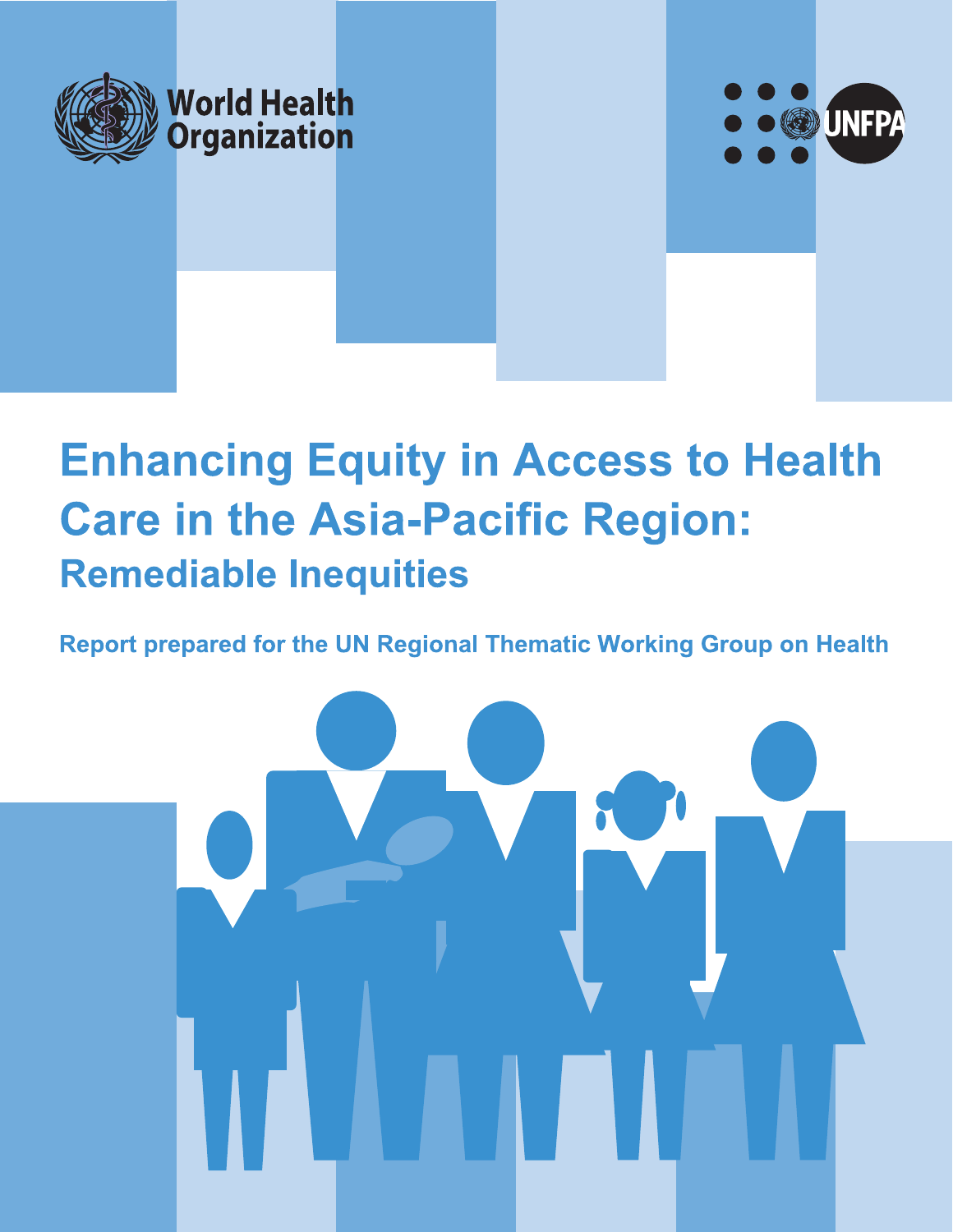World Health Organization

UNFPA

# Enhancing Equity in Access to Health Care in the Asia-Pacific Region:

## Remediable Inequities

**Report prepared for the UN Regional Thematic Working Group on Health**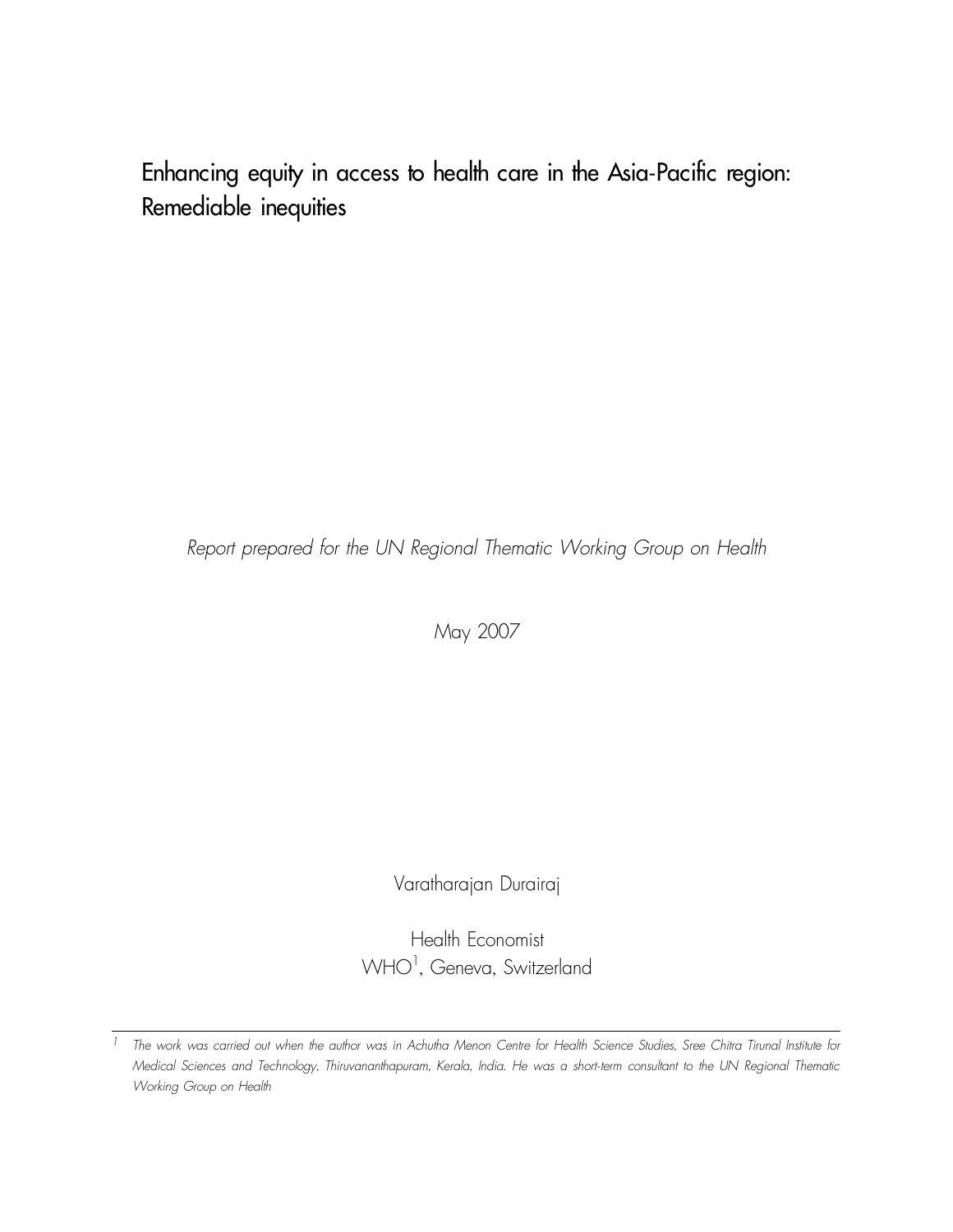# Enhancing equity in access to health care in the Asia-Pacific region: Remediable inequities

*Report prepared for the UN Regional Thematic Working Group on Health*

May 2007

Varatharajan Durairaj

Health Economist
WHO[1], Geneva, Switzerland

---

[1] *The work was carried out when the author was in Achutha Menon Centre for Health Science Studies, Sree Chitra Tirunal Institute for Medical Sciences and Technology, Thiruvananthapuram, Kerala, India. He was a short-term consultant to the UN Regional Thematic Working Group on Health*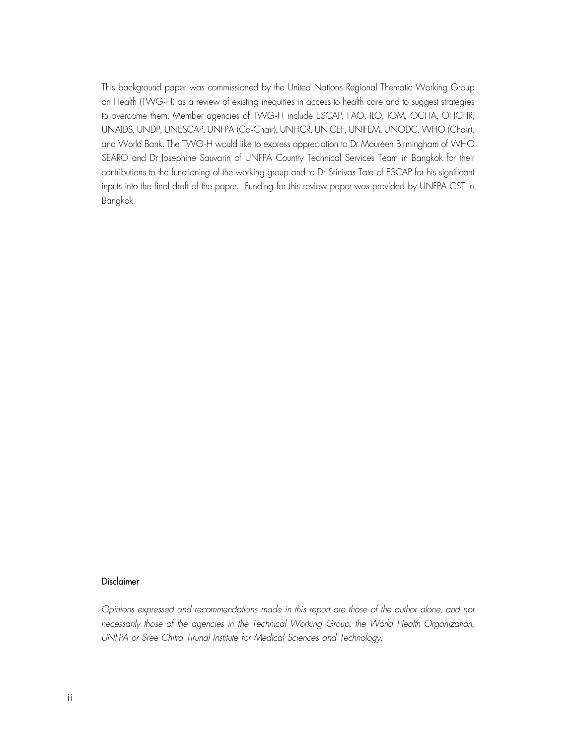This background paper was commissioned by the United Nations Regional Thematic Working Group on Health (TWG-H) as a review of existing inequities in access to health care and to suggest strategies to overcome them. Member agencies of TWG-H include ESCAP, FAO, ILO, IOM, OCHA, OHCHR, UNAIDS, UNDP, UNESCAP, UNFPA (Co-Chair), UNHCR, UNICEF, UNIFEM, UNODC, WHO (Chair), and World Bank. The TWG-H would like to express appreciation to Dr Maureen Birmingham of WHO SEARO and Dr Josephine Sauvarin of UNFPA Country Technical Services Team in Bangkok for their contributions to the functioning of the working group and to Dr Srinivas Tata of ESCAP for his significant inputs into the final draft of the paper. Funding for this review paper was provided by UNFPA CST in Bangkok.

**Disclaimer**

*Opinions expressed and recommendations made in this report are those of the author alone, and not necessarily those of the agencies in the Technical Working Group, the World Health Organization, UNFPA or Sree Chitra Tirunal Institute for Medical Sciences and Technology.*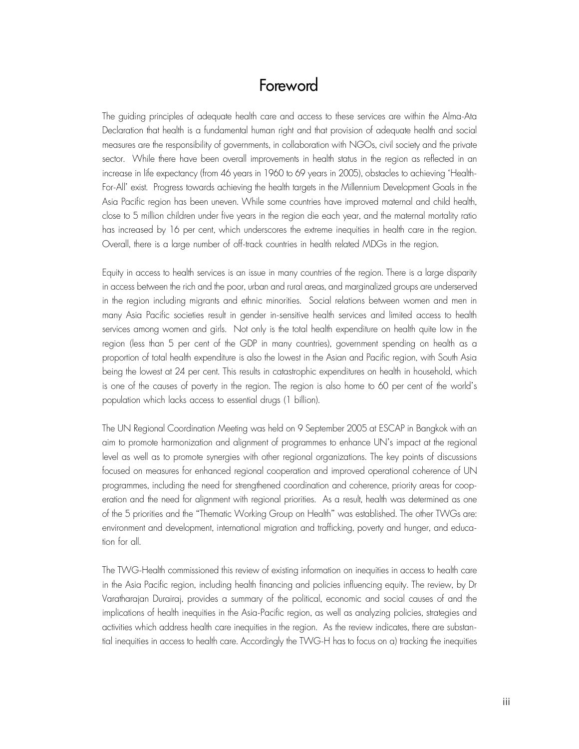# Foreword

The guiding principles of adequate health care and access to these services are within the Alma-Ata Declaration that health is a fundamental human right and that provision of adequate health and social measures are the responsibility of governments, in collaboration with NGOs, civil society and the private sector. While there have been overall improvements in health status in the region as reflected in an increase in life expectancy (from 46 years in 1960 to 69 years in 2005), obstacles to achieving 'Health-For-All' exist. Progress towards achieving the health targets in the Millennium Development Goals in the Asia Pacific region has been uneven. While some countries have improved maternal and child health, close to 5 million children under five years in the region die each year, and the maternal mortality ratio has increased by 16 per cent, which underscores the extreme inequities in health care in the region. Overall, there is a large number of off-track countries in health related MDGs in the region.

Equity in access to health services is an issue in many countries of the region. There is a large disparity in access between the rich and the poor, urban and rural areas, and marginalized groups are underserved in the region including migrants and ethnic minorities. Social relations between women and men in many Asia Pacific societies result in gender in-sensitive health services and limited access to health services among women and girls. Not only is the total health expenditure on health quite low in the region (less than 5 per cent of the GDP in many countries), government spending on health as a proportion of total health expenditure is also the lowest in the Asian and Pacific region, with South Asia being the lowest at 24 per cent. This results in catastrophic expenditures on health in household, which is one of the causes of poverty in the region. The region is also home to 60 per cent of the world's population which lacks access to essential drugs (1 billion).

The UN Regional Coordination Meeting was held on 9 September 2005 at ESCAP in Bangkok with an aim to promote harmonization and alignment of programmes to enhance UN's impact at the regional level as well as to promote synergies with other regional organizations. The key points of discussions focused on measures for enhanced regional cooperation and improved operational coherence of UN programmes, including the need for strengthened coordination and coherence, priority areas for cooperation and the need for alignment with regional priorities. As a result, health was determined as one of the 5 priorities and the "Thematic Working Group on Health" was established. The other TWGs are: environment and development, international migration and trafficking, poverty and hunger, and education for all.

The TWG-Health commissioned this review of existing information on inequities in access to health care in the Asia Pacific region, including health financing and policies influencing equity. The review, by Dr Varatharajan Durairaj, provides a summary of the political, economic and social causes of and the implications of health inequities in the Asia-Pacific region, as well as analyzing policies, strategies and activities which address health care inequities in the region. As the review indicates, there are substantial inequities in access to health care. Accordingly the TWG-H has to focus on a) tracking the inequities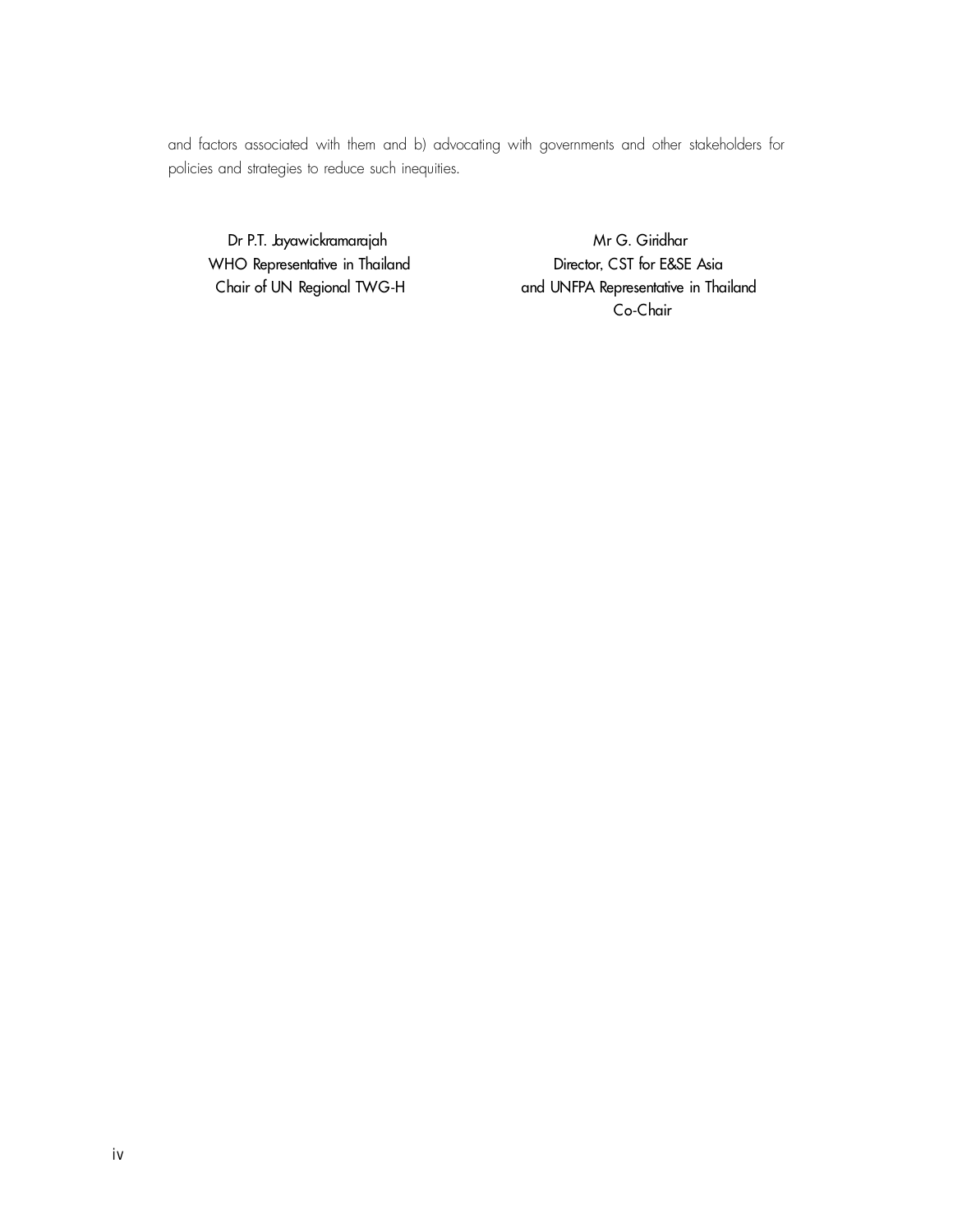and factors associated with them and b) advocating with governments and other stakeholders for policies and strategies to reduce such inequities.

Dr P.T. Jayawickramarajah
WHO Representative in Thailand
Chair of UN Regional TWG-H

Mr G. Giridhar
Director, CST for E&SE Asia
and UNFPA Representative in Thailand
Co-Chair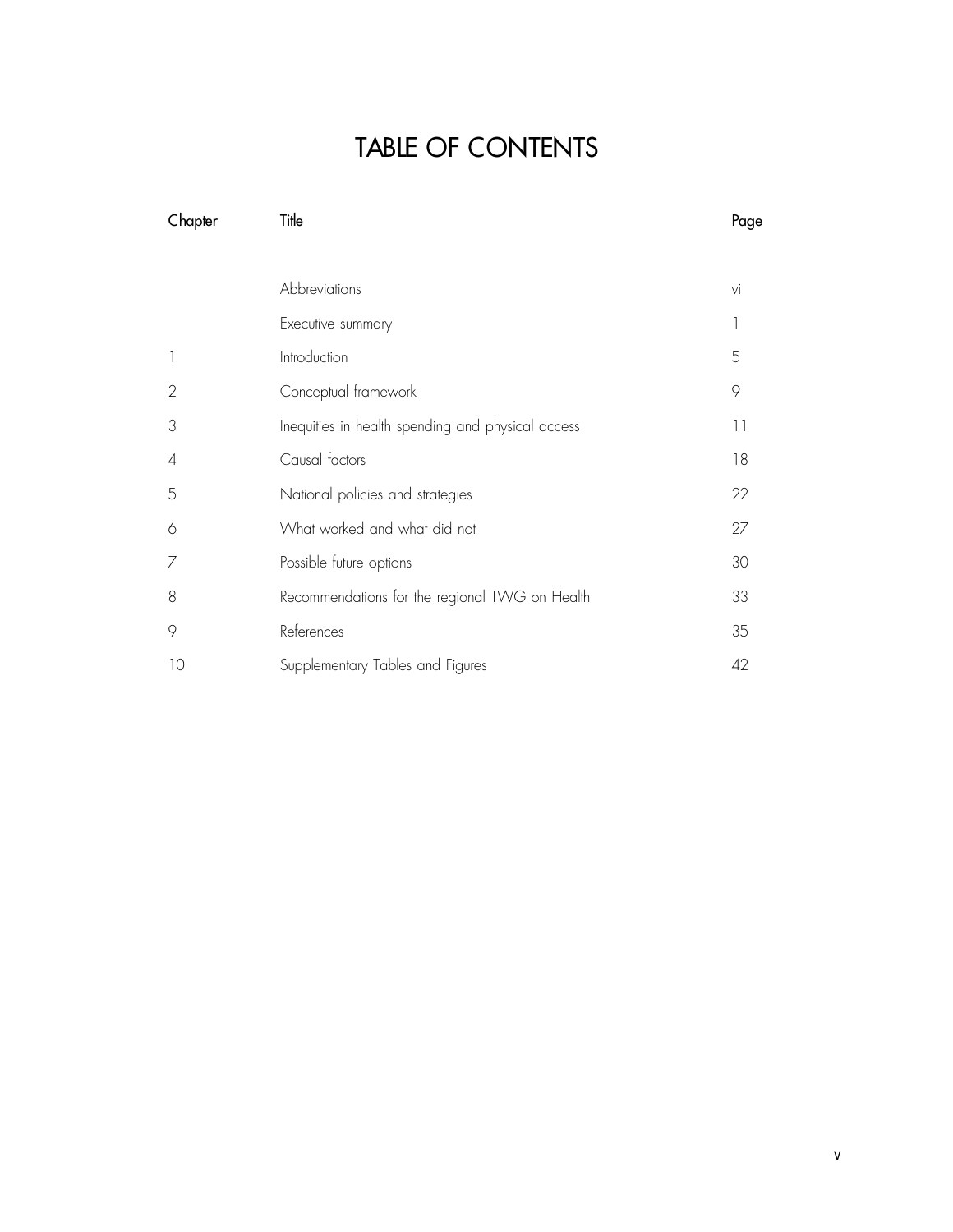# TABLE OF CONTENTS

| Chapter | Title | Page |
|---|---|---|
| | Abbreviations | vi |
| | Executive summary | 1 |
| 1 | Introduction | 5 |
| 2 | Conceptual framework | 9 |
| 3 | Inequities in health spending and physical access | 11 |
| 4 | Causal factors | 18 |
| 5 | National policies and strategies | 22 |
| 6 | What worked and what did not | 27 |
| 7 | Possible future options | 30 |
| 8 | Recommendations for the regional TWG on Health | 33 |
| 9 | References | 35 |
| 10 | Supplementary Tables and Figures | 42 |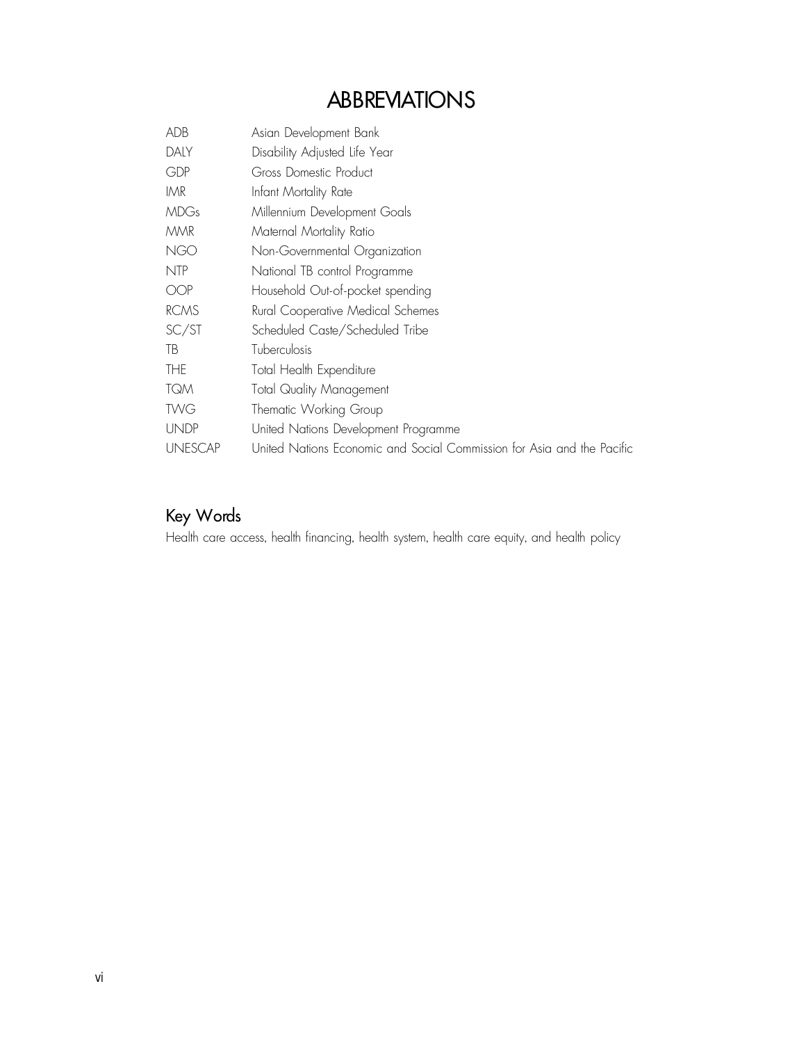# ABBREVIATIONS

| | |
|---|---|
| ADB | Asian Development Bank |
| DALY | Disability Adjusted Life Year |
| GDP | Gross Domestic Product |
| IMR | Infant Mortality Rate |
| MDGs | Millennium Development Goals |
| MMR | Maternal Mortality Ratio |
| NGO | Non-Governmental Organization |
| NTP | National TB control Programme |
| OOP | Household Out-of-pocket spending |
| RCMS | Rural Cooperative Medical Schemes |
| SC/ST | Scheduled Caste/Scheduled Tribe |
| TB | Tuberculosis |
| THE | Total Health Expenditure |
| TQM | Total Quality Management |
| TWG | Thematic Working Group |
| UNDP | United Nations Development Programme |
| UNESCAP | United Nations Economic and Social Commission for Asia and the Pacific |

## Key Words

Health care access, health financing, health system, health care equity, and health policy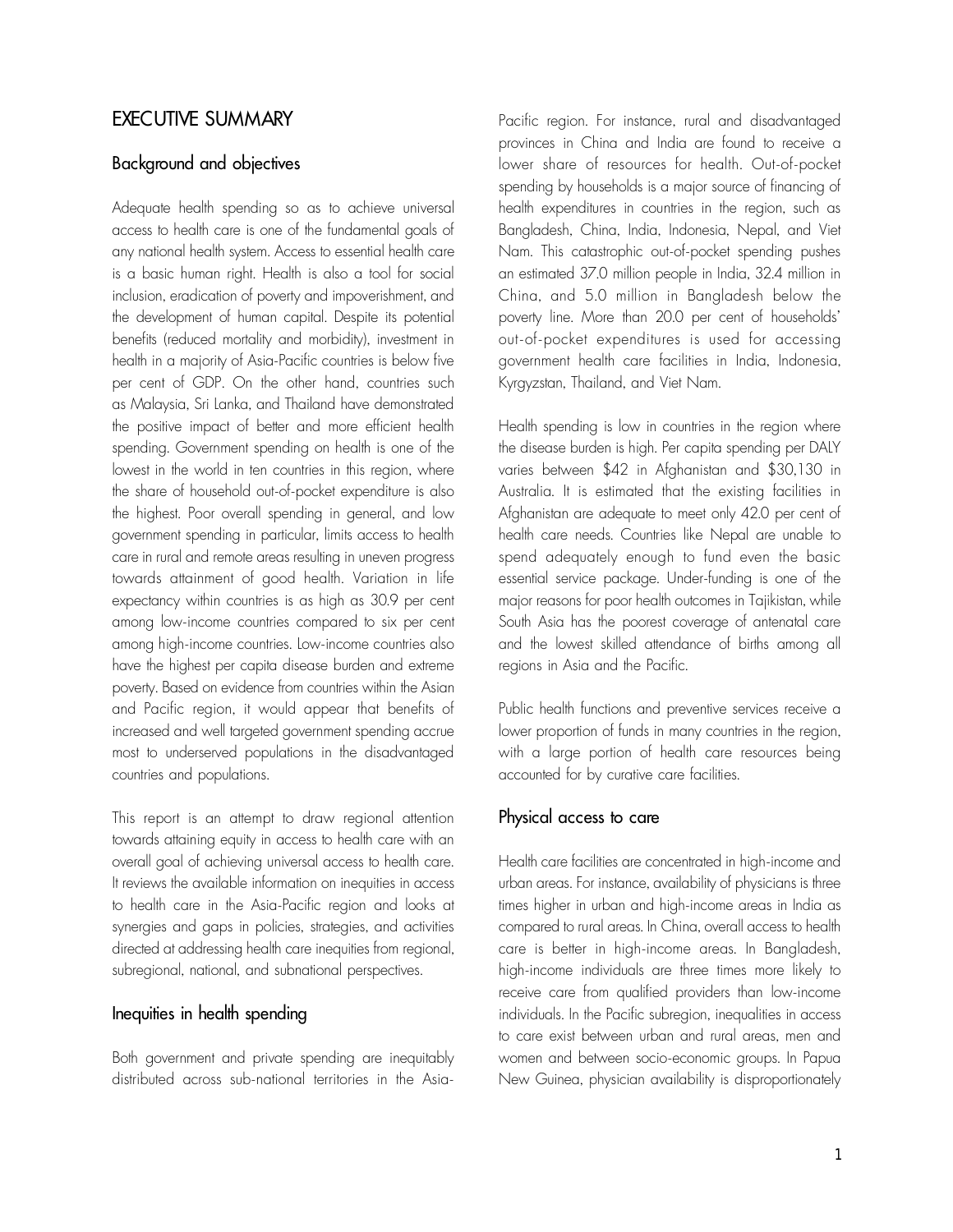# EXECUTIVE SUMMARY

## Background and objectives

Adequate health spending so as to achieve universal access to health care is one of the fundamental goals of any national health system. Access to essential health care is a basic human right. Health is also a tool for social inclusion, eradication of poverty and impoverishment, and the development of human capital. Despite its potential benefits (reduced mortality and morbidity), investment in health in a majority of Asia-Pacific countries is below five per cent of GDP. On the other hand, countries such as Malaysia, Sri Lanka, and Thailand have demonstrated the positive impact of better and more efficient health spending. Government spending on health is one of the lowest in the world in ten countries in this region, where the share of household out-of-pocket expenditure is also the highest. Poor overall spending in general, and low government spending in particular, limits access to health care in rural and remote areas resulting in uneven progress towards attainment of good health. Variation in life expectancy within countries is as high as 30.9 per cent among low-income countries compared to six per cent among high-income countries. Low-income countries also have the highest per capita disease burden and extreme poverty. Based on evidence from countries within the Asian and Pacific region, it would appear that benefits of increased and well targeted government spending accrue most to underserved populations in the disadvantaged countries and populations.

This report is an attempt to draw regional attention towards attaining equity in access to health care with an overall goal of achieving universal access to health care. It reviews the available information on inequities in access to health care in the Asia-Pacific region and looks at synergies and gaps in policies, strategies, and activities directed at addressing health care inequities from regional, subregional, national, and subnational perspectives.

## Inequities in health spending

Both government and private spending are inequitably distributed across sub-national territories in the Asia-Pacific region. For instance, rural and disadvantaged provinces in China and India are found to receive a lower share of resources for health. Out-of-pocket spending by households is a major source of financing of health expenditures in countries in the region, such as Bangladesh, China, India, Indonesia, Nepal, and Viet Nam. This catastrophic out-of-pocket spending pushes an estimated 37.0 million people in India, 32.4 million in China, and 5.0 million in Bangladesh below the poverty line. More than 20.0 per cent of households' out-of-pocket expenditures is used for accessing government health care facilities in India, Indonesia, Kyrgyzstan, Thailand, and Viet Nam.

Health spending is low in countries in the region where the disease burden is high. Per capita spending per DALY varies between $42 in Afghanistan and $30,130 in Australia. It is estimated that the existing facilities in Afghanistan are adequate to meet only 42.0 per cent of health care needs. Countries like Nepal are unable to spend adequately enough to fund even the basic essential service package. Under-funding is one of the major reasons for poor health outcomes in Tajikistan, while South Asia has the poorest coverage of antenatal care and the lowest skilled attendance of births among all regions in Asia and the Pacific.

Public health functions and preventive services receive a lower proportion of funds in many countries in the region, with a large portion of health care resources being accounted for by curative care facilities.

## Physical access to care

Health care facilities are concentrated in high-income and urban areas. For instance, availability of physicians is three times higher in urban and high-income areas in India as compared to rural areas. In China, overall access to health care is better in high-income areas. In Bangladesh, high-income individuals are three times more likely to receive care from qualified providers than low-income individuals. In the Pacific subregion, inequalities in access to care exist between urban and rural areas, men and women and between socio-economic groups. In Papua New Guinea, physician availability is disproportionately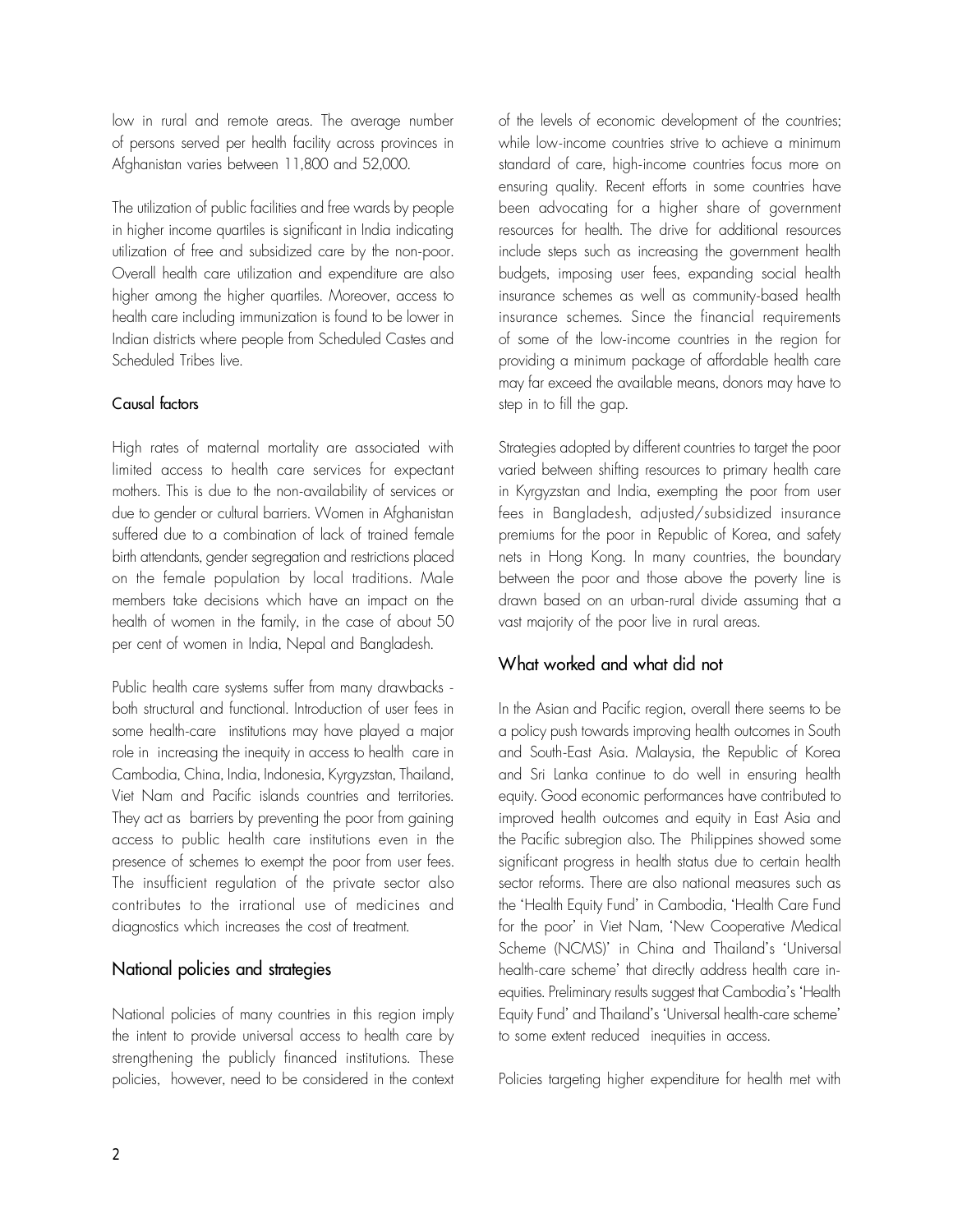low in rural and remote areas. The average number of persons served per health facility across provinces in Afghanistan varies between 11,800 and 52,000.

The utilization of public facilities and free wards by people in higher income quartiles is significant in India indicating utilization of free and subsidized care by the non-poor. Overall health care utilization and expenditure are also higher among the higher quartiles. Moreover, access to health care including immunization is found to be lower in Indian districts where people from Scheduled Castes and Scheduled Tribes live.

### Causal factors

High rates of maternal mortality are associated with limited access to health care services for expectant mothers. This is due to the non-availability of services or due to gender or cultural barriers. Women in Afghanistan suffered due to a combination of lack of trained female birth attendants, gender segregation and restrictions placed on the female population by local traditions. Male members take decisions which have an impact on the health of women in the family, in the case of about 50 per cent of women in India, Nepal and Bangladesh.

Public health care systems suffer from many drawbacks - both structural and functional. Introduction of user fees in some health-care institutions may have played a major role in increasing the inequity in access to health care in Cambodia, China, India, Indonesia, Kyrgyzstan, Thailand, Viet Nam and Pacific islands countries and territories. They act as barriers by preventing the poor from gaining access to public health care institutions even in the presence of schemes to exempt the poor from user fees. The insufficient regulation of the private sector also contributes to the irrational use of medicines and diagnostics which increases the cost of treatment.

## National policies and strategies

National policies of many countries in this region imply the intent to provide universal access to health care by strengthening the publicly financed institutions. These policies, however, need to be considered in the context of the levels of economic development of the countries; while low-income countries strive to achieve a minimum standard of care, high-income countries focus more on ensuring quality. Recent efforts in some countries have been advocating for a higher share of government resources for health. The drive for additional resources include steps such as increasing the government health budgets, imposing user fees, expanding social health insurance schemes as well as community-based health insurance schemes. Since the financial requirements of some of the low-income countries in the region for providing a minimum package of affordable health care may far exceed the available means, donors may have to step in to fill the gap.

Strategies adopted by different countries to target the poor varied between shifting resources to primary health care in Kyrgyzstan and India, exempting the poor from user fees in Bangladesh, adjusted/subsidized insurance premiums for the poor in Republic of Korea, and safety nets in Hong Kong. In many countries, the boundary between the poor and those above the poverty line is drawn based on an urban-rural divide assuming that a vast majority of the poor live in rural areas.

## What worked and what did not

In the Asian and Pacific region, overall there seems to be a policy push towards improving health outcomes in South and South-East Asia. Malaysia, the Republic of Korea and Sri Lanka continue to do well in ensuring health equity. Good economic performances have contributed to improved health outcomes and equity in East Asia and the Pacific subregion also. The Philippines showed some significant progress in health status due to certain health sector reforms. There are also national measures such as the 'Health Equity Fund' in Cambodia, 'Health Care Fund for the poor' in Viet Nam, 'New Cooperative Medical Scheme (NCMS)' in China and Thailand's 'Universal health-care scheme' that directly address health care in-equities. Preliminary results suggest that Cambodia's 'Health Equity Fund' and Thailand's 'Universal health-care scheme' to some extent reduced inequities in access.

Policies targeting higher expenditure for health met with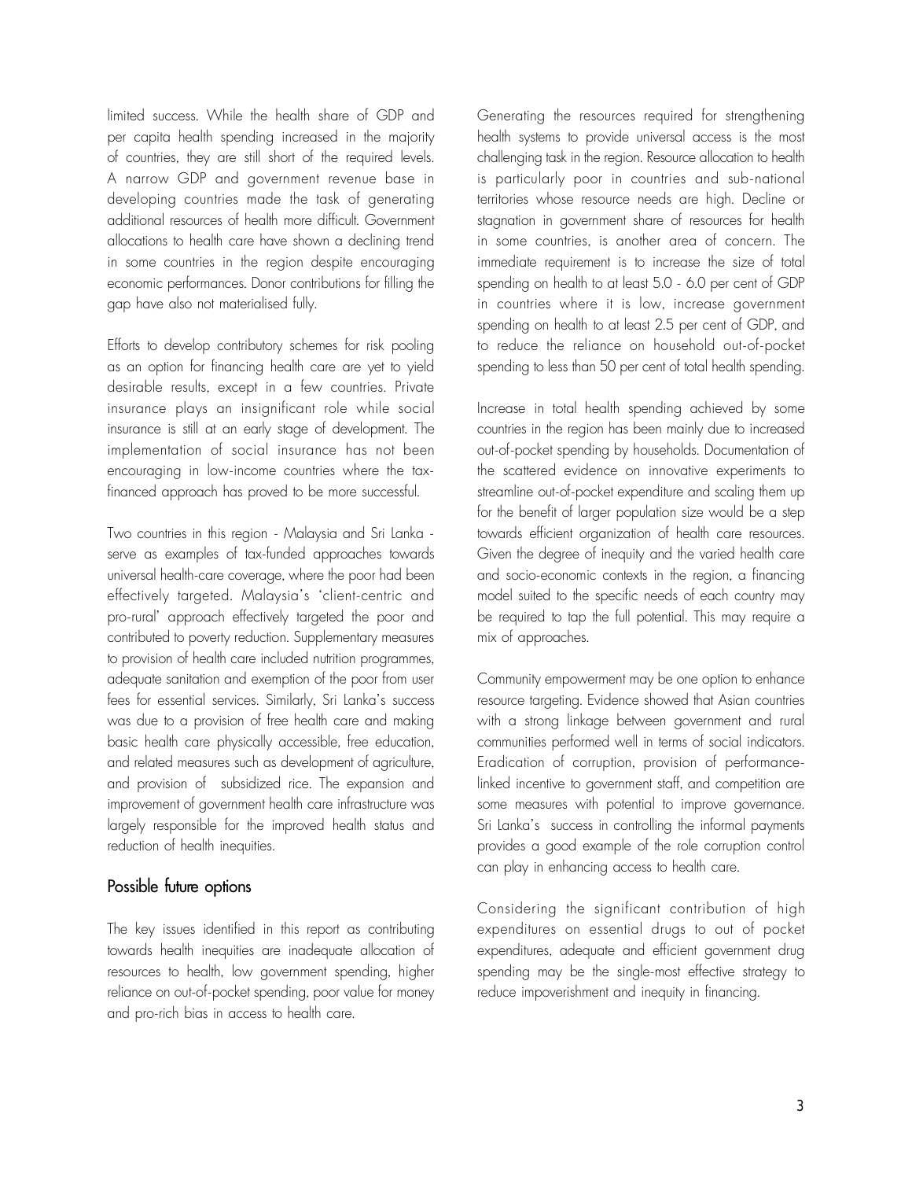limited success. While the health share of GDP and per capita health spending increased in the majority of countries, they are still short of the required levels. A narrow GDP and government revenue base in developing countries made the task of generating additional resources of health more difficult. Government allocations to health care have shown a declining trend in some countries in the region despite encouraging economic performances. Donor contributions for filling the gap have also not materialised fully.

Efforts to develop contributory schemes for risk pooling as an option for financing health care are yet to yield desirable results, except in a few countries. Private insurance plays an insignificant role while social insurance is still at an early stage of development. The implementation of social insurance has not been encouraging in low-income countries where the tax-financed approach has proved to be more successful.

Two countries in this region - Malaysia and Sri Lanka - serve as examples of tax-funded approaches towards universal health-care coverage, where the poor had been effectively targeted. Malaysia's 'client-centric and pro-rural' approach effectively targeted the poor and contributed to poverty reduction. Supplementary measures to provision of health care included nutrition programmes, adequate sanitation and exemption of the poor from user fees for essential services. Similarly, Sri Lanka's success was due to a provision of free health care and making basic health care physically accessible, free education, and related measures such as development of agriculture, and provision of subsidized rice. The expansion and improvement of government health care infrastructure was largely responsible for the improved health status and reduction of health inequities.

## Possible future options

The key issues identified in this report as contributing towards health inequities are inadequate allocation of resources to health, low government spending, higher reliance on out-of-pocket spending, poor value for money and pro-rich bias in access to health care.

Generating the resources required for strengthening health systems to provide universal access is the most challenging task in the region. Resource allocation to health is particularly poor in countries and sub-national territories whose resource needs are high. Decline or stagnation in government share of resources for health in some countries, is another area of concern. The immediate requirement is to increase the size of total spending on health to at least 5.0 - 6.0 per cent of GDP in countries where it is low, increase government spending on health to at least 2.5 per cent of GDP, and to reduce the reliance on household out-of-pocket spending to less than 50 per cent of total health spending.

Increase in total health spending achieved by some countries in the region has been mainly due to increased out-of-pocket spending by households. Documentation of the scattered evidence on innovative experiments to streamline out-of-pocket expenditure and scaling them up for the benefit of larger population size would be a step towards efficient organization of health care resources. Given the degree of inequity and the varied health care and socio-economic contexts in the region, a financing model suited to the specific needs of each country may be required to tap the full potential. This may require a mix of approaches.

Community empowerment may be one option to enhance resource targeting. Evidence showed that Asian countries with a strong linkage between government and rural communities performed well in terms of social indicators. Eradication of corruption, provision of performance-linked incentive to government staff, and competition are some measures with potential to improve governance. Sri Lanka's success in controlling the informal payments provides a good example of the role corruption control can play in enhancing access to health care.

Considering the significant contribution of high expenditures on essential drugs to out of pocket expenditures, adequate and efficient government drug spending may be the single-most effective strategy to reduce impoverishment and inequity in financing.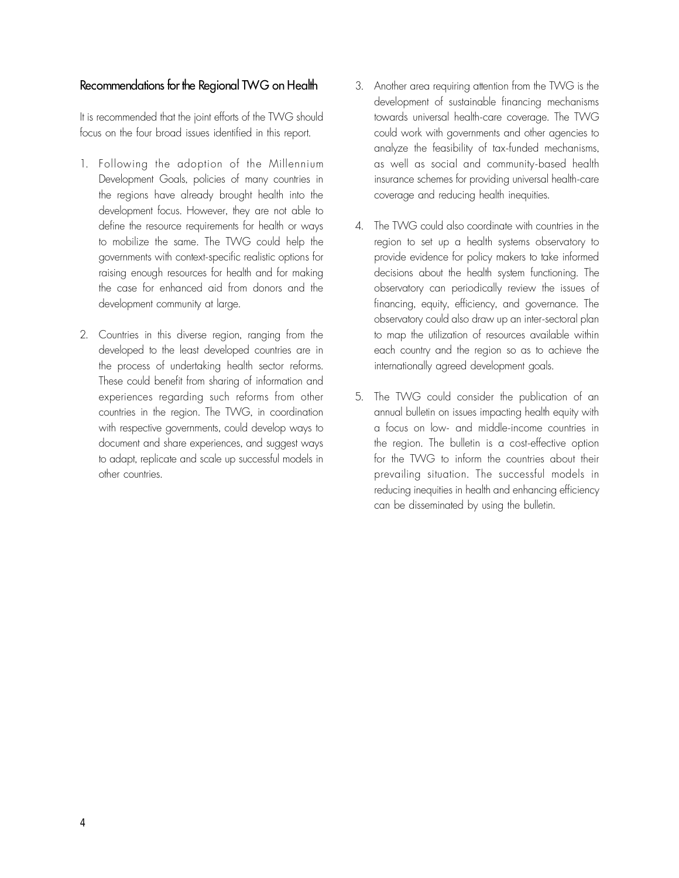## Recommendations for the Regional TWG on Health

It is recommended that the joint efforts of the TWG should focus on the four broad issues identified in this report.

1. Following the adoption of the Millennium Development Goals, policies of many countries in the regions have already brought health into the development focus. However, they are not able to define the resource requirements for health or ways to mobilize the same. The TWG could help the governments with context-specific realistic options for raising enough resources for health and for making the case for enhanced aid from donors and the development community at large.

2. Countries in this diverse region, ranging from the developed to the least developed countries are in the process of undertaking health sector reforms. These could benefit from sharing of information and experiences regarding such reforms from other countries in the region. The TWG, in coordination with respective governments, could develop ways to document and share experiences, and suggest ways to adapt, replicate and scale up successful models in other countries.

3. Another area requiring attention from the TWG is the development of sustainable financing mechanisms towards universal health-care coverage. The TWG could work with governments and other agencies to analyze the feasibility of tax-funded mechanisms, as well as social and community-based health insurance schemes for providing universal health-care coverage and reducing health inequities.

4. The TWG could also coordinate with countries in the region to set up a health systems observatory to provide evidence for policy makers to take informed decisions about the health system functioning. The observatory can periodically review the issues of financing, equity, efficiency, and governance. The observatory could also draw up an inter-sectoral plan to map the utilization of resources available within each country and the region so as to achieve the internationally agreed development goals.

5. The TWG could consider the publication of an annual bulletin on issues impacting health equity with a focus on low- and middle-income countries in the region. The bulletin is a cost-effective option for the TWG to inform the countries about their prevailing situation. The successful models in reducing inequities in health and enhancing efficiency can be disseminated by using the bulletin.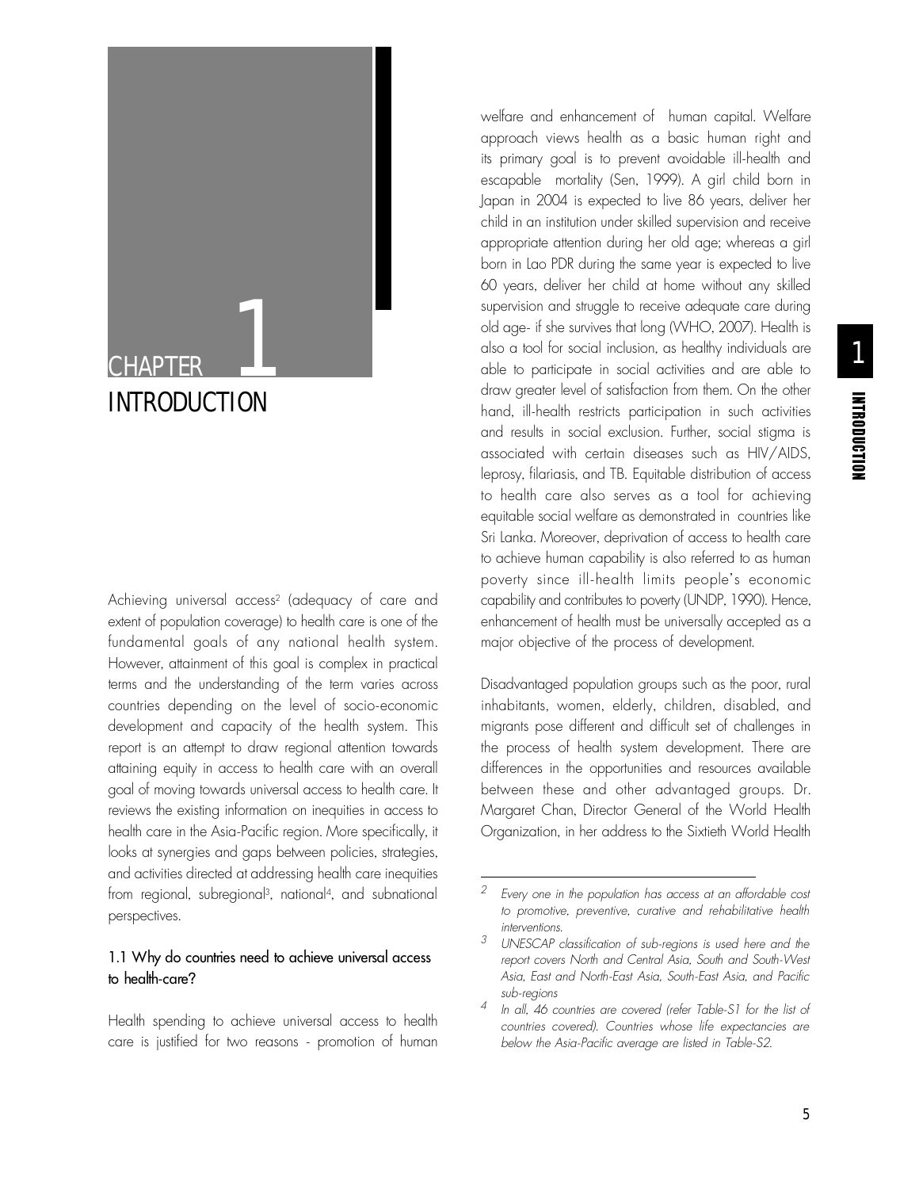# CHAPTER 1

# INTRODUCTION

Achieving universal access[2] (adequacy of care and extent of population coverage) to health care is one of the fundamental goals of any national health system. However, attainment of this goal is complex in practical terms and the understanding of the term varies across countries depending on the level of socio-economic development and capacity of the health system. This report is an attempt to draw regional attention towards attaining equity in access to health care with an overall goal of moving towards universal access to health care. It reviews the existing information on inequities in access to health care in the Asia-Pacific region. More specifically, it looks at synergies and gaps between policies, strategies, and activities directed at addressing health care inequities from regional, subregional[3], national[4], and subnational perspectives.

## 1.1 Why do countries need to achieve universal access to health-care?

Health spending to achieve universal access to health care is justified for two reasons - promotion of human welfare and enhancement of human capital. Welfare approach views health as a basic human right and its primary goal is to prevent avoidable ill-health and escapable mortality (Sen, 1999). A girl child born in Japan in 2004 is expected to live 86 years, deliver her child in an institution under skilled supervision and receive appropriate attention during her old age; whereas a girl born in Lao PDR during the same year is expected to live 60 years, deliver her child at home without any skilled supervision and struggle to receive adequate care during old age- if she survives that long (WHO, 2007). Health is also a tool for social inclusion, as healthy individuals are able to participate in social activities and are able to draw greater level of satisfaction from them. On the other hand, ill-health restricts participation in such activities and results in social exclusion. Further, social stigma is associated with certain diseases such as HIV/AIDS, leprosy, filariasis, and TB. Equitable distribution of access to health care also serves as a tool for achieving equitable social welfare as demonstrated in countries like Sri Lanka. Moreover, deprivation of access to health care to achieve human capability is also referred to as human poverty since ill-health limits people's economic capability and contributes to poverty (UNDP, 1990). Hence, enhancement of health must be universally accepted as a major objective of the process of development.

Disadvantaged population groups such as the poor, rural inhabitants, women, elderly, children, disabled, and migrants pose different and difficult set of challenges in the process of health system development. There are differences in the opportunities and resources available between these and other advantaged groups. Dr. Margaret Chan, Director General of the World Health Organization, in her address to the Sixtieth World Health

---

[2] *Every one in the population has access at an affordable cost to promotive, preventive, curative and rehabilitative health interventions.*

[3] *UNESCAP classification of sub-regions is used here and the report covers North and Central Asia, South and South-West Asia, East and North-East Asia, South-East Asia, and Pacific sub-regions*

[4] *In all, 46 countries are covered (refer Table-S1 for the list of countries covered). Countries whose life expectancies are below the Asia-Pacific average are listed in Table-S2.*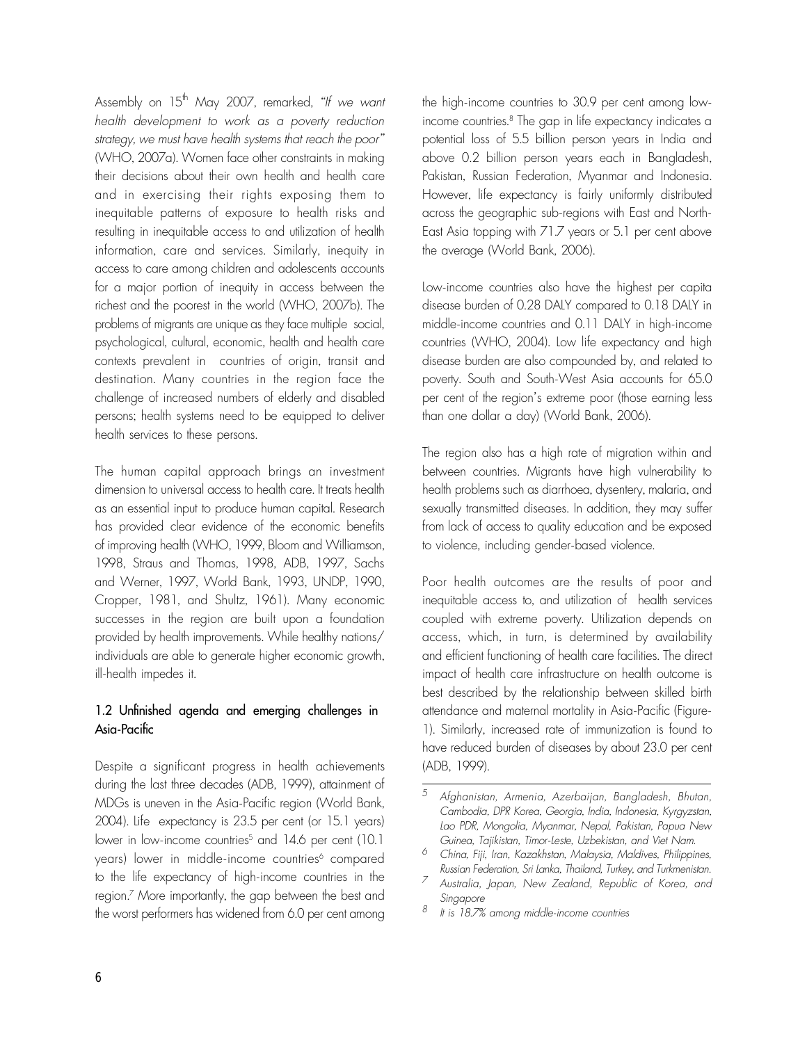Assembly on 15th May 2007, remarked, *"If we want health development to work as a poverty reduction strategy, we must have health systems that reach the poor"* (WHO, 2007a). Women face other constraints in making their decisions about their own health and health care and in exercising their rights exposing them to inequitable patterns of exposure to health risks and resulting in inequitable access to and utilization of health information, care and services. Similarly, inequity in access to care among children and adolescents accounts for a major portion of inequity in access between the richest and the poorest in the world (WHO, 2007b). The problems of migrants are unique as they face multiple social, psychological, cultural, economic, health and health care contexts prevalent in countries of origin, transit and destination. Many countries in the region face the challenge of increased numbers of elderly and disabled persons; health systems need to be equipped to deliver health services to these persons.

The human capital approach brings an investment dimension to universal access to health care. It treats health as an essential input to produce human capital. Research has provided clear evidence of the economic benefits of improving health (WHO, 1999, Bloom and Williamson, 1998, Straus and Thomas, 1998, ADB, 1997, Sachs and Werner, 1997, World Bank, 1993, UNDP, 1990, Cropper, 1981, and Shultz, 1961). Many economic successes in the region are built upon a foundation provided by health improvements. While healthy nations/ individuals are able to generate higher economic growth, ill-health impedes it.

### 1.2 Unfinished agenda and emerging challenges in Asia-Pacific

Despite a significant progress in health achievements during the last three decades (ADB, 1999), attainment of MDGs is uneven in the Asia-Pacific region (World Bank, 2004). Life expectancy is 23.5 per cent (or 15.1 years) lower in low-income countries[5] and 14.6 per cent (10.1 years) lower in middle-income countries[6] compared to the life expectancy of high-income countries in the region.[7] More importantly, the gap between the best and the worst performers has widened from 6.0 per cent among the high-income countries to 30.9 per cent among low-income countries.[8] The gap in life expectancy indicates a potential loss of 5.5 billion person years in India and above 0.2 billion person years each in Bangladesh, Pakistan, Russian Federation, Myanmar and Indonesia. However, life expectancy is fairly uniformly distributed across the geographic sub-regions with East and North-East Asia topping with 71.7 years or 5.1 per cent above the average (World Bank, 2006).

Low-income countries also have the highest per capita disease burden of 0.28 DALY compared to 0.18 DALY in middle-income countries and 0.11 DALY in high-income countries (WHO, 2004). Low life expectancy and high disease burden are also compounded by, and related to poverty. South and South-West Asia accounts for 65.0 per cent of the region's extreme poor (those earning less than one dollar a day) (World Bank, 2006).

The region also has a high rate of migration within and between countries. Migrants have high vulnerability to health problems such as diarrhoea, dysentery, malaria, and sexually transmitted diseases. In addition, they may suffer from lack of access to quality education and be exposed to violence, including gender-based violence.

Poor health outcomes are the results of poor and inequitable access to, and utilization of health services coupled with extreme poverty. Utilization depends on access, which, in turn, is determined by availability and efficient functioning of health care facilities. The direct impact of health care infrastructure on health outcome is best described by the relationship between skilled birth attendance and maternal mortality in Asia-Pacific (Figure-1). Similarly, increased rate of immunization is found to have reduced burden of diseases by about 23.0 per cent (ADB, 1999).

---

[5] *Afghanistan, Armenia, Azerbaijan, Bangladesh, Bhutan, Cambodia, DPR Korea, Georgia, India, Indonesia, Kyrgyzstan, Lao PDR, Mongolia, Myanmar, Nepal, Pakistan, Papua New Guinea, Tajikistan, Timor-Leste, Uzbekistan, and Viet Nam.*

[6] *China, Fiji, Iran, Kazakhstan, Malaysia, Maldives, Philippines, Russian Federation, Sri Lanka, Thailand, Turkey, and Turkmenistan.*

[7] *Australia, Japan, New Zealand, Republic of Korea, and Singapore*

[8] *It is 18.7% among middle-income countries*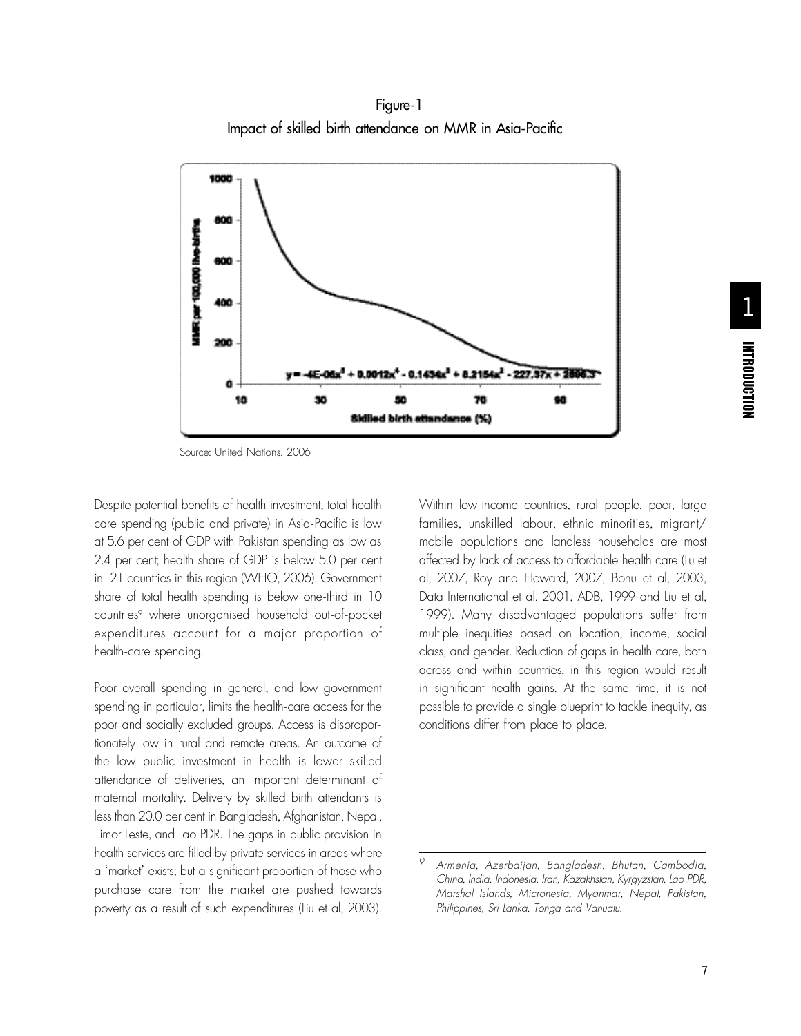Figure-1
Impact of skilled birth attendance on MMR in Asia-Pacific

Source: United Nations, 2006

Despite potential benefits of health investment, total health care spending (public and private) in Asia-Pacific is low at 5.6 per cent of GDP with Pakistan spending as low as 2.4 per cent; health share of GDP is below 5.0 per cent in 21 countries in this region (WHO, 2006). Government share of total health spending is below one-third in 10 countries[9] where unorganised household out-of-pocket expenditures account for a major proportion of health-care spending.

Poor overall spending in general, and low government spending in particular, limits the health-care access for the poor and socially excluded groups. Access is disproportionately low in rural and remote areas. An outcome of the low public investment in health is lower skilled attendance of deliveries, an important determinant of maternal mortality. Delivery by skilled birth attendants is less than 20.0 per cent in Bangladesh, Afghanistan, Nepal, Timor Leste, and Lao PDR. The gaps in public provision in health services are filled by private services in areas where a 'market' exists; but a significant proportion of those who purchase care from the market are pushed towards poverty as a result of such expenditures (Liu et al, 2003).

Within low-income countries, rural people, poor, large families, unskilled labour, ethnic minorities, migrant/ mobile populations and landless households are most affected by lack of access to affordable health care (Lu et al, 2007, Roy and Howard, 2007, Bonu et al, 2003, Data International et al, 2001, ADB, 1999 and Liu et al, 1999). Many disadvantaged populations suffer from multiple inequities based on location, income, social class, and gender. Reduction of gaps in health care, both across and within countries, in this region would result in significant health gains. At the same time, it is not possible to provide a single blueprint to tackle inequity, as conditions differ from place to place.

---

[9] *Armenia, Azerbaijan, Bangladesh, Bhutan, Cambodia, China, India, Indonesia, Iran, Kazakhstan, Kyrgyzstan, Lao PDR, Marshal Islands, Micronesia, Myanmar, Nepal, Pakistan, Philippines, Sri Lanka, Tonga and Vanuatu.*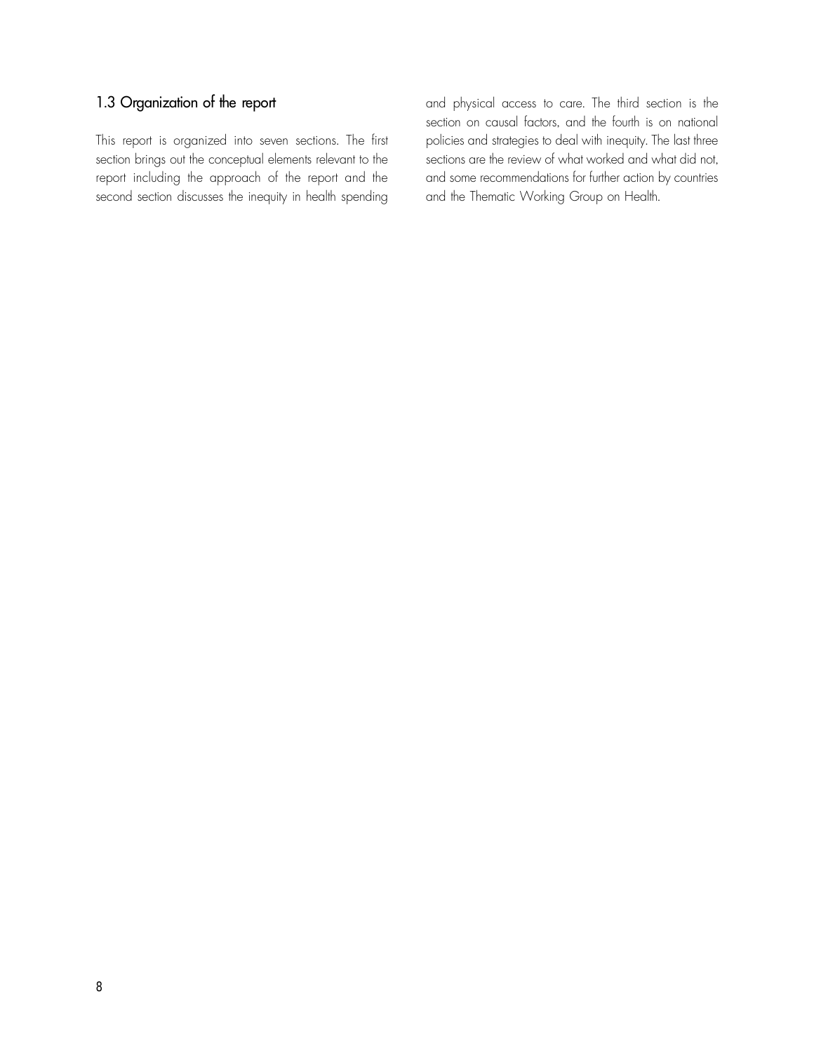## 1.3 Organization of the report

This report is organized into seven sections. The first section brings out the conceptual elements relevant to the report including the approach of the report and the second section discusses the inequity in health spending and physical access to care. The third section is the section on causal factors, and the fourth is on national policies and strategies to deal with inequity. The last three sections are the review of what worked and what did not, and some recommendations for further action by countries and the Thematic Working Group on Health.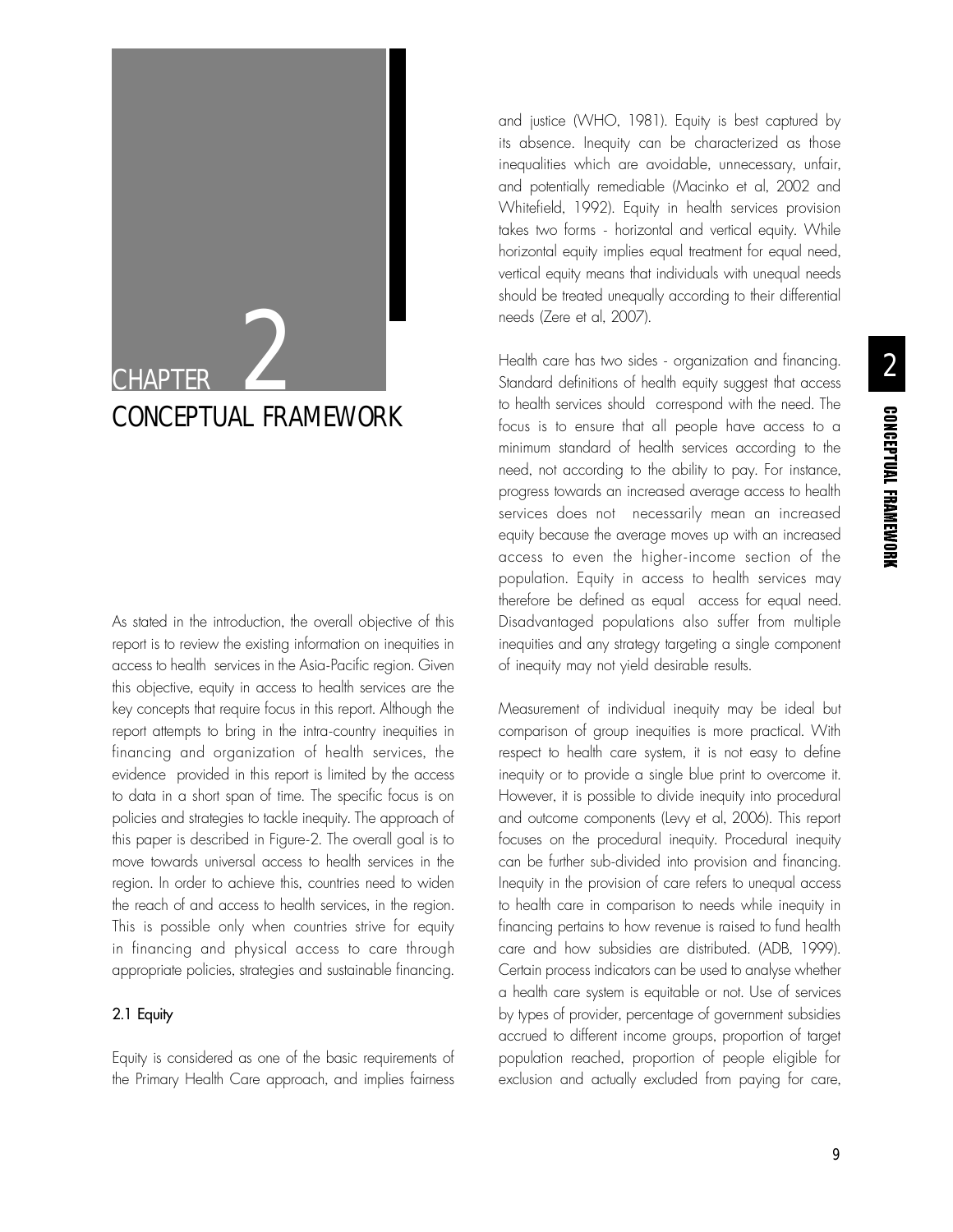# CHAPTER 2

# CONCEPTUAL FRAMEWORK

As stated in the introduction, the overall objective of this report is to review the existing information on inequities in access to health services in the Asia-Pacific region. Given this objective, equity in access to health services are the key concepts that require focus in this report. Although the report attempts to bring in the intra-country inequities in financing and organization of health services, the evidence provided in this report is limited by the access to data in a short span of time. The specific focus is on policies and strategies to tackle inequity. The approach of this paper is described in Figure-2. The overall goal is to move towards universal access to health services in the region. In order to achieve this, countries need to widen the reach of and access to health services, in the region. This is possible only when countries strive for equity in financing and physical access to care through appropriate policies, strategies and sustainable financing.

## 2.1 Equity

Equity is considered as one of the basic requirements of the Primary Health Care approach, and implies fairness and justice (WHO, 1981). Equity is best captured by its absence. Inequity can be characterized as those inequalities which are avoidable, unnecessary, unfair, and potentially remediable (Macinko et al, 2002 and Whitefield, 1992). Equity in health services provision takes two forms - horizontal and vertical equity. While horizontal equity implies equal treatment for equal need, vertical equity means that individuals with unequal needs should be treated unequally according to their differential needs (Zere et al, 2007).

Health care has two sides - organization and financing. Standard definitions of health equity suggest that access to health services should correspond with the need. The focus is to ensure that all people have access to a minimum standard of health services according to the need, not according to the ability to pay. For instance, progress towards an increased average access to health services does not necessarily mean an increased equity because the average moves up with an increased access to even the higher-income section of the population. Equity in access to health services may therefore be defined as equal access for equal need. Disadvantaged populations also suffer from multiple inequities and any strategy targeting a single component of inequity may not yield desirable results.

Measurement of individual inequity may be ideal but comparison of group inequities is more practical. With respect to health care system, it is not easy to define inequity or to provide a single blue print to overcome it. However, it is possible to divide inequity into procedural and outcome components (Levy et al, 2006). This report focuses on the procedural inequity. Procedural inequity can be further sub-divided into provision and financing. Inequity in the provision of care refers to unequal access to health care in comparison to needs while inequity in financing pertains to how revenue is raised to fund health care and how subsidies are distributed. (ADB, 1999). Certain process indicators can be used to analyse whether a health care system is equitable or not. Use of services by types of provider, percentage of government subsidies accrued to different income groups, proportion of target population reached, proportion of people eligible for exclusion and actually excluded from paying for care,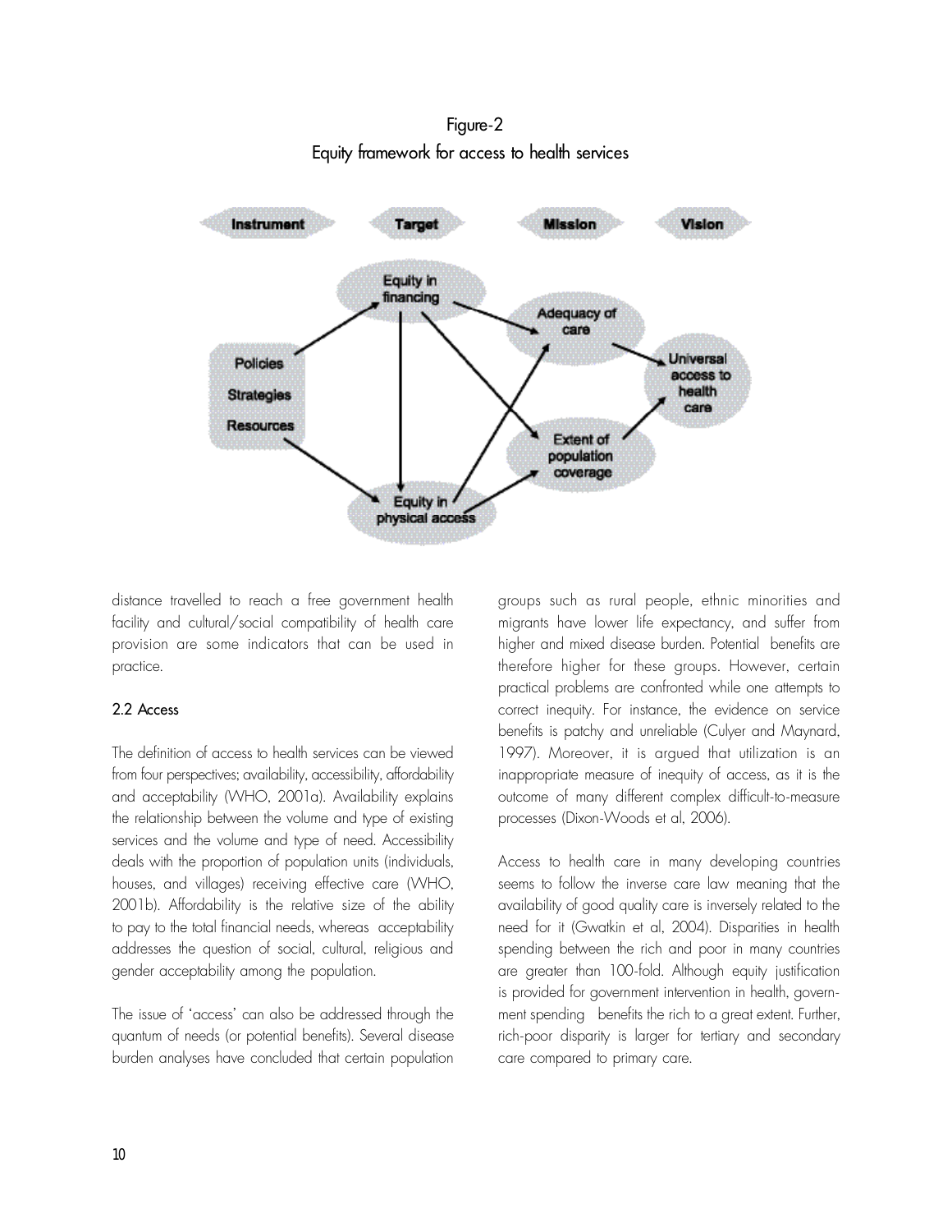Figure-2
Equity framework for access to health services

distance travelled to reach a free government health facility and cultural/social compatibility of health care provision are some indicators that can be used in practice.

### 2.2 Access

The definition of access to health services can be viewed from four perspectives; availability, accessibility, affordability and acceptability (WHO, 2001a). Availability explains the relationship between the volume and type of existing services and the volume and type of need. Accessibility deals with the proportion of population units (individuals, houses, and villages) receiving effective care (WHO, 2001b). Affordability is the relative size of the ability to pay to the total financial needs, whereas acceptability addresses the question of social, cultural, religious and gender acceptability among the population.

The issue of 'access' can also be addressed through the quantum of needs (or potential benefits). Several disease burden analyses have concluded that certain population groups such as rural people, ethnic minorities and migrants have lower life expectancy, and suffer from higher and mixed disease burden. Potential benefits are therefore higher for these groups. However, certain practical problems are confronted while one attempts to correct inequity. For instance, the evidence on service benefits is patchy and unreliable (Culyer and Maynard, 1997). Moreover, it is argued that utilization is an inappropriate measure of inequity of access, as it is the outcome of many different complex difficult-to-measure processes (Dixon-Woods et al, 2006).

Access to health care in many developing countries seems to follow the inverse care law meaning that the availability of good quality care is inversely related to the need for it (Gwatkin et al, 2004). Disparities in health spending between the rich and poor in many countries are greater than 100-fold. Although equity justification is provided for government intervention in health, government spending benefits the rich to a great extent. Further, rich-poor disparity is larger for tertiary and secondary care compared to primary care.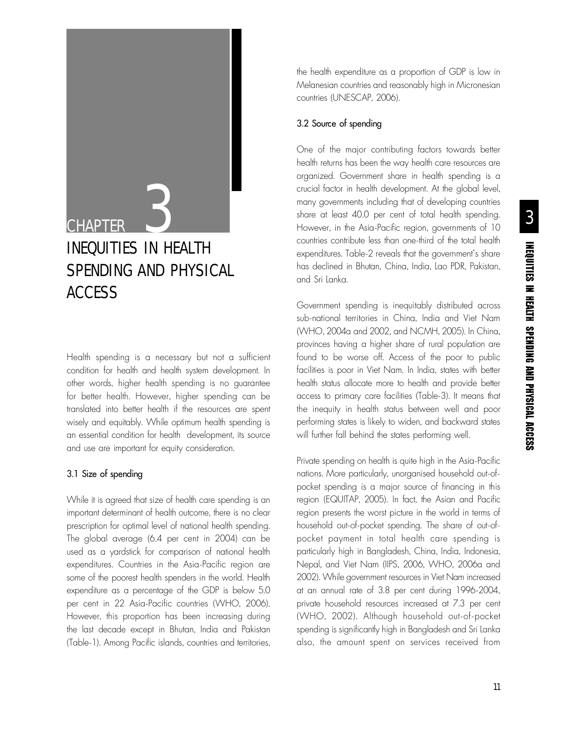# CHAPTER 3

# INEQUITIES IN HEALTH SPENDING AND PHYSICAL ACCESS

Health spending is a necessary but not a sufficient condition for health and health system development. In other words, higher health spending is no guarantee for better health. However, higher spending can be translated into better health if the resources are spent wisely and equitably. While optimum health spending is an essential condition for health development, its source and use are important for equity consideration.

## 3.1 Size of spending

While it is agreed that size of health care spending is an important determinant of health outcome, there is no clear prescription for optimal level of national health spending. The global average (6.4 per cent in 2004) can be used as a yardstick for comparison of national health expenditures. Countries in the Asia-Pacific region are some of the poorest health spenders in the world. Health expenditure as a percentage of the GDP is below 5.0 per cent in 22 Asia-Pacific countries (WHO, 2006). However, this proportion has been increasing during the last decade except in Bhutan, India and Pakistan (Table-1). Among Pacific islands, countries and territories, the health expenditure as a proportion of GDP is low in Melanesian countries and reasonably high in Micronesian countries (UNESCAP, 2006).

## 3.2 Source of spending

One of the major contributing factors towards better health returns has been the way health care resources are organized. Government share in health spending is a crucial factor in health development. At the global level, many governments including that of developing countries share at least 40.0 per cent of total health spending. However, in the Asia-Pacific region, governments of 10 countries contribute less than one-third of the total health expenditures. Table-2 reveals that the government's share has declined in Bhutan, China, India, Lao PDR, Pakistan, and Sri Lanka.

Government spending is inequitably distributed across sub-national territories in China, India and Viet Nam (WHO, 2004a and 2002, and NCMH, 2005). In China, provinces having a higher share of rural population are found to be worse off. Access of the poor to public facilities is poor in Viet Nam. In India, states with better health status allocate more to health and provide better access to primary care facilities (Table-3). It means that the inequity in health status between well and poor performing states is likely to widen, and backward states will further fall behind the states performing well.

Private spending on health is quite high in the Asia-Pacific nations. More particularly, unorganised household out-of-pocket spending is a major source of financing in this region (EQUITAP, 2005). In fact, the Asian and Pacific region presents the worst picture in the world in terms of household out-of-pocket spending. The share of out-of-pocket payment in total health care spending is particularly high in Bangladesh, China, India, Indonesia, Nepal, and Viet Nam (IIPS, 2006, WHO, 2006a and 2002). While government resources in Viet Nam increased at an annual rate of 3.8 per cent during 1996-2004, private household resources increased at 7.3 per cent (WHO, 2002). Although household out-of-pocket spending is significantly high in Bangladesh and Sri Lanka also, the amount spent on services received from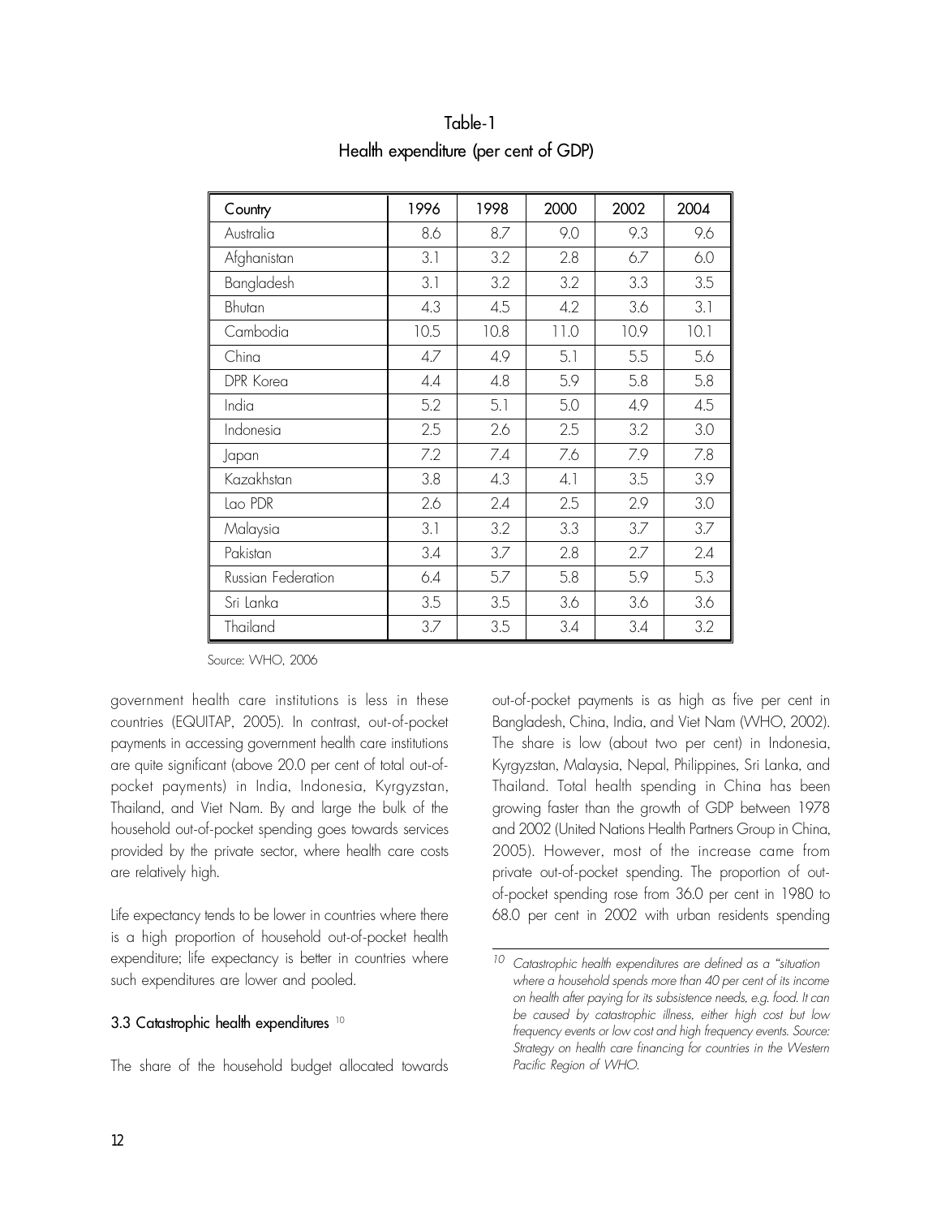Table-1
Health expenditure (per cent of GDP)

| Country | 1996 | 1998 | 2000 | 2002 | 2004 |
|---|---|---|---|---|---|
| Australia | 8.6 | 8.7 | 9.0 | 9.3 | 9.6 |
| Afghanistan | 3.1 | 3.2 | 2.8 | 6.7 | 6.0 |
| Bangladesh | 3.1 | 3.2 | 3.2 | 3.3 | 3.5 |
| Bhutan | 4.3 | 4.5 | 4.2 | 3.6 | 3.1 |
| Cambodia | 10.5 | 10.8 | 11.0 | 10.9 | 10.1 |
| China | 4.7 | 4.9 | 5.1 | 5.5 | 5.6 |
| DPR Korea | 4.4 | 4.8 | 5.9 | 5.8 | 5.8 |
| India | 5.2 | 5.1 | 5.0 | 4.9 | 4.5 |
| Indonesia | 2.5 | 2.6 | 2.5 | 3.2 | 3.0 |
| Japan | 7.2 | 7.4 | 7.6 | 7.9 | 7.8 |
| Kazakhstan | 3.8 | 4.3 | 4.1 | 3.5 | 3.9 |
| Lao PDR | 2.6 | 2.4 | 2.5 | 2.9 | 3.0 |
| Malaysia | 3.1 | 3.2 | 3.3 | 3.7 | 3.7 |
| Pakistan | 3.4 | 3.7 | 2.8 | 2.7 | 2.4 |
| Russian Federation | 6.4 | 5.7 | 5.8 | 5.9 | 5.3 |
| Sri Lanka | 3.5 | 3.5 | 3.6 | 3.6 | 3.6 |
| Thailand | 3.7 | 3.5 | 3.4 | 3.4 | 3.2 |

Source: WHO, 2006

government health care institutions is less in these countries (EQUITAP, 2005). In contrast, out-of-pocket payments in accessing government health care institutions are quite significant (above 20.0 per cent of total out-of-pocket payments) in India, Indonesia, Kyrgyzstan, Thailand, and Viet Nam. By and large the bulk of the household out-of-pocket spending goes towards services provided by the private sector, where health care costs are relatively high.

Life expectancy tends to be lower in countries where there is a high proportion of household out-of-pocket health expenditure; life expectancy is better in countries where such expenditures are lower and pooled.

### 3.3 Catastrophic health expenditures [10]

The share of the household budget allocated towards out-of-pocket payments is as high as five per cent in Bangladesh, China, India, and Viet Nam (WHO, 2002). The share is low (about two per cent) in Indonesia, Kyrgyzstan, Malaysia, Nepal, Philippines, Sri Lanka, and Thailand. Total health spending in China has been growing faster than the growth of GDP between 1978 and 2002 (United Nations Health Partners Group in China, 2005). However, most of the increase came from private out-of-pocket spending. The proportion of out-of-pocket spending rose from 36.0 per cent in 1980 to 68.0 per cent in 2002 with urban residents spending

[10] *Catastrophic health expenditures are defined as a "situation where a household spends more than 40 per cent of its income on health after paying for its subsistence needs, e.g. food. It can be caused by catastrophic illness, either high cost but low frequency events or low cost and high frequency events. Source: Strategy on health care financing for countries in the Western Pacific Region of WHO.*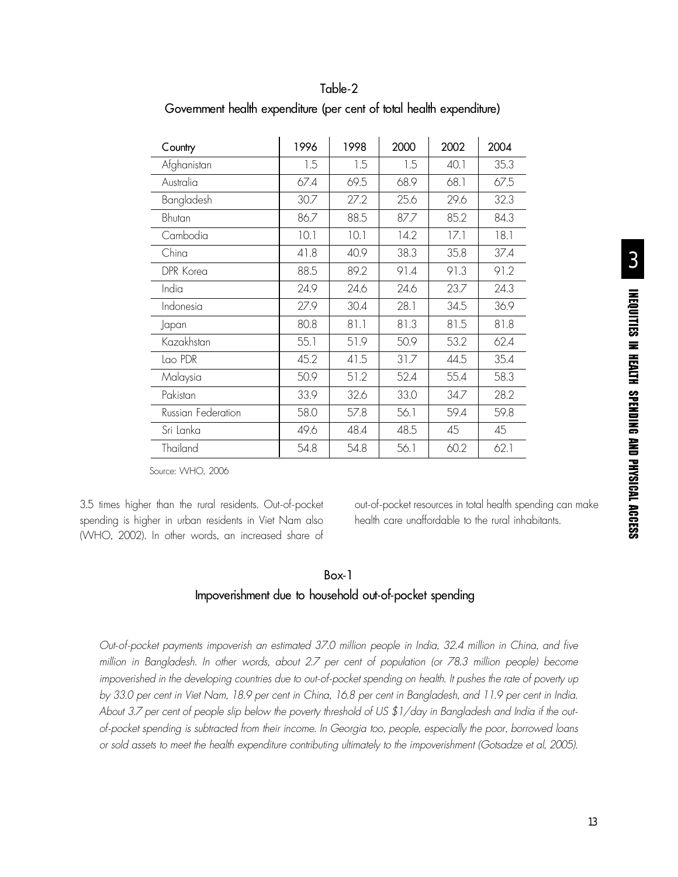Table-2

Government health expenditure (per cent of total health expenditure)

| Country | 1996 | 1998 | 2000 | 2002 | 2004 |
|---|---|---|---|---|---|
| Afghanistan | 1.5 | 1.5 | 1.5 | 40.1 | 35.3 |
| Australia | 67.4 | 69.5 | 68.9 | 68.1 | 67.5 |
| Bangladesh | 30.7 | 27.2 | 25.6 | 29.6 | 32.3 |
| Bhutan | 86.7 | 88.5 | 87.7 | 85.2 | 84.3 |
| Cambodia | 10.1 | 10.1 | 14.2 | 17.1 | 18.1 |
| China | 41.8 | 40.9 | 38.3 | 35.8 | 37.4 |
| DPR Korea | 88.5 | 89.2 | 91.4 | 91.3 | 91.2 |
| India | 24.9 | 24.6 | 24.6 | 23.7 | 24.3 |
| Indonesia | 27.9 | 30.4 | 28.1 | 34.5 | 36.9 |
| Japan | 80.8 | 81.1 | 81.3 | 81.5 | 81.8 |
| Kazakhstan | 55.1 | 51.9 | 50.9 | 53.2 | 62.4 |
| Lao PDR | 45.2 | 41.5 | 31.7 | 44.5 | 35.4 |
| Malaysia | 50.9 | 51.2 | 52.4 | 55.4 | 58.3 |
| Pakistan | 33.9 | 32.6 | 33.0 | 34.7 | 28.2 |
| Russian Federation | 58.0 | 57.8 | 56.1 | 59.4 | 59.8 |
| Sri Lanka | 49.6 | 48.4 | 48.5 | 45 | 45 |
| Thailand | 54.8 | 54.8 | 56.1 | 60.2 | 62.1 |

Source: WHO, 2006

3.5 times higher than the rural residents. Out-of-pocket spending is higher in urban residents in Viet Nam also (WHO, 2002). In other words, an increased share of out-of-pocket resources in total health spending can make health care unaffordable to the rural inhabitants.

## Box-1

### Impoverishment due to household out-of-pocket spending

*Out-of-pocket payments impoverish an estimated 37.0 million people in India, 32.4 million in China, and five million in Bangladesh. In other words, about 2.7 per cent of population (or 78.3 million people) become impoverished in the developing countries due to out-of-pocket spending on health. It pushes the rate of poverty up by 33.0 per cent in Viet Nam, 18.9 per cent in China, 16.8 per cent in Bangladesh, and 11.9 per cent in India. About 3.7 per cent of people slip below the poverty threshold of US $1/day in Bangladesh and India if the out-of-pocket spending is subtracted from their income. In Georgia too, people, especially the poor, borrowed loans or sold assets to meet the health expenditure contributing ultimately to the impoverishment (Gotsadze et al, 2005).*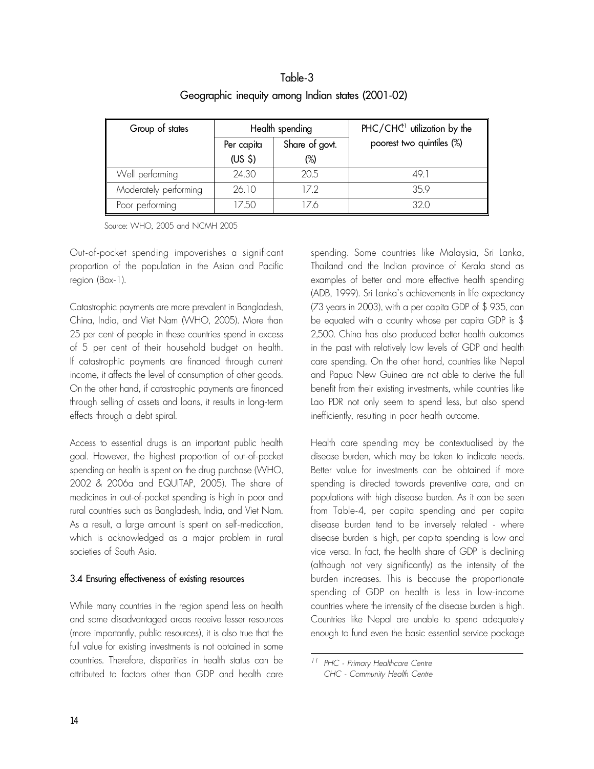Table-3

Geographic inequity among Indian states (2001-02)

| Group of states | Health spending | | PHC/CHC[11] utilization by the poorest two quintiles (%) |
|---|---|---|---|
| | Per capita (US $) | Share of govt. (%) | |
| Well performing | 24.30 | 20.5 | 49.1 |
| Moderately performing | 26.10 | 17.2 | 35.9 |
| Poor performing | 17.50 | 17.6 | 32.0 |

Source: WHO, 2005 and NCMH 2005

Out-of-pocket spending impoverishes a significant proportion of the population in the Asian and Pacific region (Box-1).

Catastrophic payments are more prevalent in Bangladesh, China, India, and Viet Nam (WHO, 2005). More than 25 per cent of people in these countries spend in excess of 5 per cent of their household budget on health. If catastrophic payments are financed through current income, it affects the level of consumption of other goods. On the other hand, if catastrophic payments are financed through selling of assets and loans, it results in long-term effects through a debt spiral.

Access to essential drugs is an important public health goal. However, the highest proportion of out-of-pocket spending on health is spent on the drug purchase (WHO, 2002 & 2006a and EQUITAP, 2005). The share of medicines in out-of-pocket spending is high in poor and rural countries such as Bangladesh, India, and Viet Nam. As a result, a large amount is spent on self-medication, which is acknowledged as a major problem in rural societies of South Asia.

### 3.4 Ensuring effectiveness of existing resources

While many countries in the region spend less on health and some disadvantaged areas receive lesser resources (more importantly, public resources), it is also true that the full value for existing investments is not obtained in some countries. Therefore, disparities in health status can be attributed to factors other than GDP and health care spending. Some countries like Malaysia, Sri Lanka, Thailand and the Indian province of Kerala stand as examples of better and more effective health spending (ADB, 1999). Sri Lanka's achievements in life expectancy (73 years in 2003), with a per capita GDP of $ 935, can be equated with a country whose per capita GDP is $ 2,500. China has also produced better health outcomes in the past with relatively low levels of GDP and health care spending. On the other hand, countries like Nepal and Papua New Guinea are not able to derive the full benefit from their existing investments, while countries like Lao PDR not only seem to spend less, but also spend inefficiently, resulting in poor health outcome.

Health care spending may be contextualised by the disease burden, which may be taken to indicate needs. Better value for investments can be obtained if more spending is directed towards preventive care, and on populations with high disease burden. As it can be seen from Table-4, per capita spending and per capita disease burden tend to be inversely related - where disease burden is high, per capita spending is low and vice versa. In fact, the health share of GDP is declining (although not very significantly) as the intensity of the burden increases. This is because the proportionate spending of GDP on health is less in low-income countries where the intensity of the disease burden is high. Countries like Nepal are unable to spend adequately enough to fund even the basic essential service package

---

[11] *PHC - Primary Healthcare Centre*
*CHC - Community Health Centre*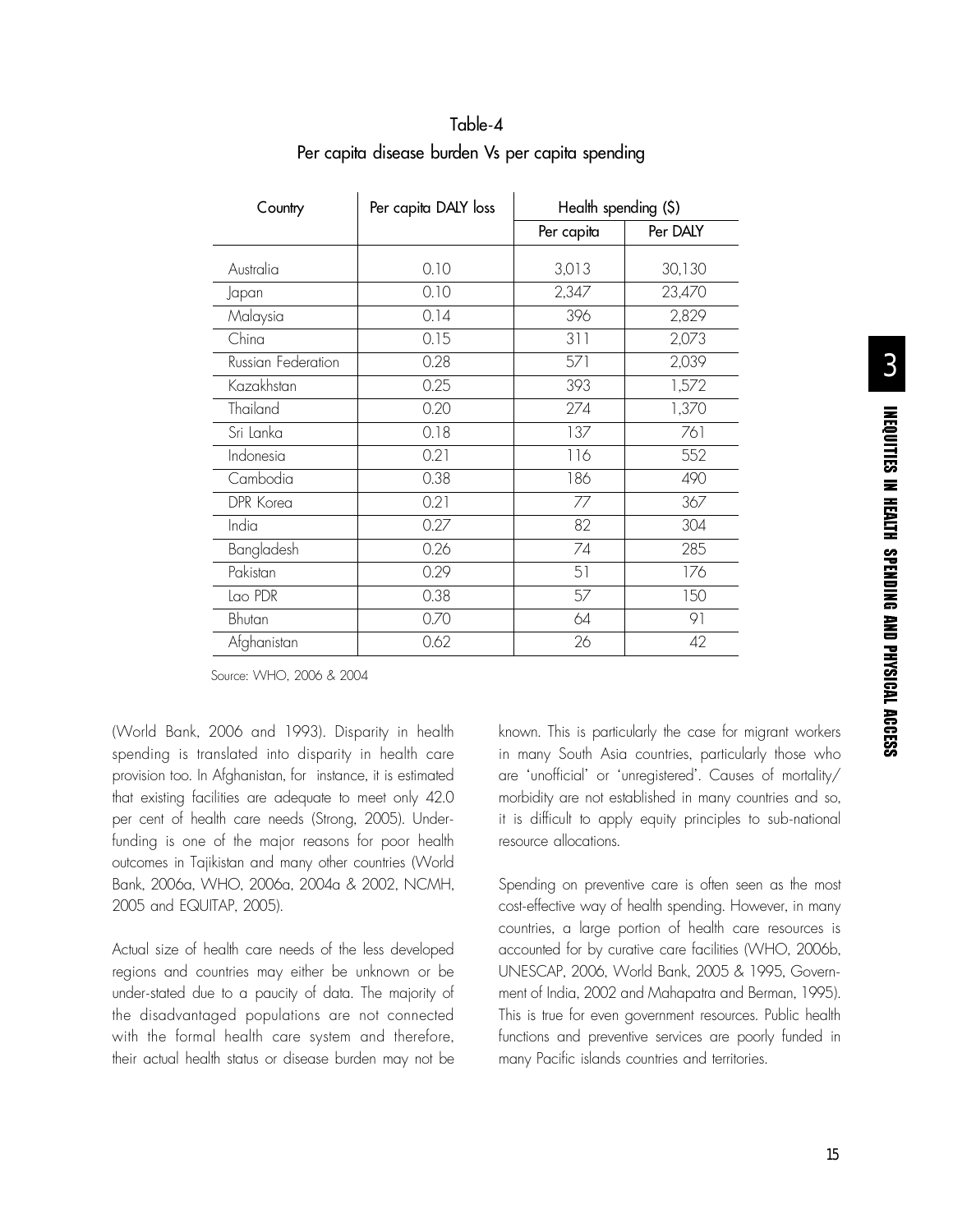Table-4

Per capita disease burden Vs per capita spending

| Country | Per capita DALY loss | Health spending ($) | |
|---|---|---|---|
| | | Per capita | Per DALY |
| Australia | 0.10 | 3,013 | 30,130 |
| Japan | 0.10 | 2,347 | 23,470 |
| Malaysia | 0.14 | 396 | 2,829 |
| China | 0.15 | 311 | 2,073 |
| Russian Federation | 0.28 | 571 | 2,039 |
| Kazakhstan | 0.25 | 393 | 1,572 |
| Thailand | 0.20 | 274 | 1,370 |
| Sri Lanka | 0.18 | 137 | 761 |
| Indonesia | 0.21 | 116 | 552 |
| Cambodia | 0.38 | 186 | 490 |
| DPR Korea | 0.21 | 77 | 367 |
| India | 0.27 | 82 | 304 |
| Bangladesh | 0.26 | 74 | 285 |
| Pakistan | 0.29 | 51 | 176 |
| Lao PDR | 0.38 | 57 | 150 |
| Bhutan | 0.70 | 64 | 91 |
| Afghanistan | 0.62 | 26 | 42 |

Source: WHO, 2006 & 2004

(World Bank, 2006 and 1993). Disparity in health spending is translated into disparity in health care provision too. In Afghanistan, for instance, it is estimated that existing facilities are adequate to meet only 42.0 per cent of health care needs (Strong, 2005). Underfunding is one of the major reasons for poor health outcomes in Tajikistan and many other countries (World Bank, 2006a, WHO, 2006a, 2004a & 2002, NCMH, 2005 and EQUITAP, 2005).

Actual size of health care needs of the less developed regions and countries may either be unknown or be under-stated due to a paucity of data. The majority of the disadvantaged populations are not connected with the formal health care system and therefore, their actual health status or disease burden may not be known. This is particularly the case for migrant workers in many South Asia countries, particularly those who are 'unofficial' or 'unregistered'. Causes of mortality/morbidity are not established in many countries and so, it is difficult to apply equity principles to sub-national resource allocations.

Spending on preventive care is often seen as the most cost-effective way of health spending. However, in many countries, a large portion of health care resources is accounted for by curative care facilities (WHO, 2006b, UNESCAP, 2006, World Bank, 2005 & 1995, Government of India, 2002 and Mahapatra and Berman, 1995). This is true for even government resources. Public health functions and preventive services are poorly funded in many Pacific islands countries and territories.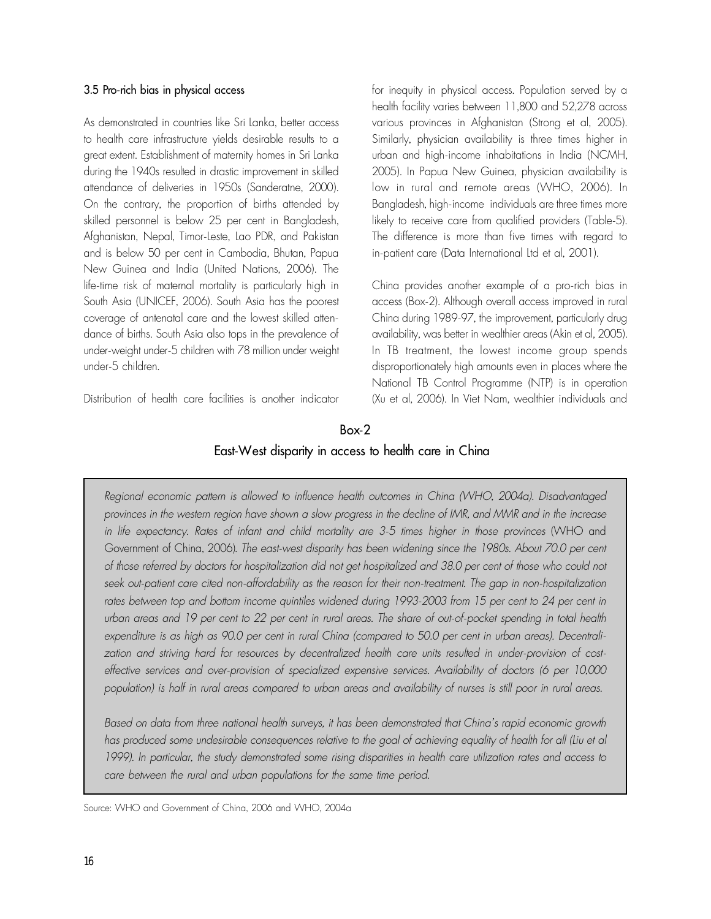### 3.5 Pro-rich bias in physical access

As demonstrated in countries like Sri Lanka, better access to health care infrastructure yields desirable results to a great extent. Establishment of maternity homes in Sri Lanka during the 1940s resulted in drastic improvement in skilled attendance of deliveries in 1950s (Sanderatne, 2000). On the contrary, the proportion of births attended by skilled personnel is below 25 per cent in Bangladesh, Afghanistan, Nepal, Timor-Leste, Lao PDR, and Pakistan and is below 50 per cent in Cambodia, Bhutan, Papua New Guinea and India (United Nations, 2006). The life-time risk of maternal mortality is particularly high in South Asia (UNICEF, 2006). South Asia has the poorest coverage of antenatal care and the lowest skilled attendance of births. South Asia also tops in the prevalence of under-weight under-5 children with 78 million under weight under-5 children.

Distribution of health care facilities is another indicator for inequity in physical access. Population served by a health facility varies between 11,800 and 52,278 across various provinces in Afghanistan (Strong et al, 2005). Similarly, physician availability is three times higher in urban and high-income inhabitations in India (NCMH, 2005). In Papua New Guinea, physician availability is low in rural and remote areas (WHO, 2006). In Bangladesh, high-income individuals are three times more likely to receive care from qualified providers (Table-5). The difference is more than five times with regard to in-patient care (Data International Ltd et al, 2001).

China provides another example of a pro-rich bias in access (Box-2). Although overall access improved in rural China during 1989-97, the improvement, particularly drug availability, was better in wealthier areas (Akin et al, 2005). In TB treatment, the lowest income group spends disproportionately high amounts even in places where the National TB Control Programme (NTP) is in operation (Xu et al, 2006). In Viet Nam, wealthier individuals and

**Box-2**

**East-West disparity in access to health care in China**

*Regional economic pattern is allowed to influence health outcomes in China (WHO, 2004a). Disadvantaged provinces in the western region have shown a slow progress in the decline of IMR, and MMR and in the increase in life expectancy. Rates of infant and child mortality are 3-5 times higher in those provinces* (WHO and Government of China, 2006)*. The east-west disparity has been widening since the 1980s. About 70.0 per cent of those referred by doctors for hospitalization did not get hospitalized and 38.0 per cent of those who could not seek out-patient care cited non-affordability as the reason for their non-treatment. The gap in non-hospitalization rates between top and bottom income quintiles widened during 1993-2003 from 15 per cent to 24 per cent in urban areas and 19 per cent to 22 per cent in rural areas. The share of out-of-pocket spending in total health expenditure is as high as 90.0 per cent in rural China (compared to 50.0 per cent in urban areas). Decentralization and striving hard for resources by decentralized health care units resulted in under-provision of cost-effective services and over-provision of specialized expensive services. Availability of doctors (6 per 10,000 population) is half in rural areas compared to urban areas and availability of nurses is still poor in rural areas.*

*Based on data from three national health surveys, it has been demonstrated that China's rapid economic growth has produced some undesirable consequences relative to the goal of achieving equality of health for all (Liu et al 1999). In particular, the study demonstrated some rising disparities in health care utilization rates and access to care between the rural and urban populations for the same time period.*

Source: WHO and Government of China, 2006 and WHO, 2004a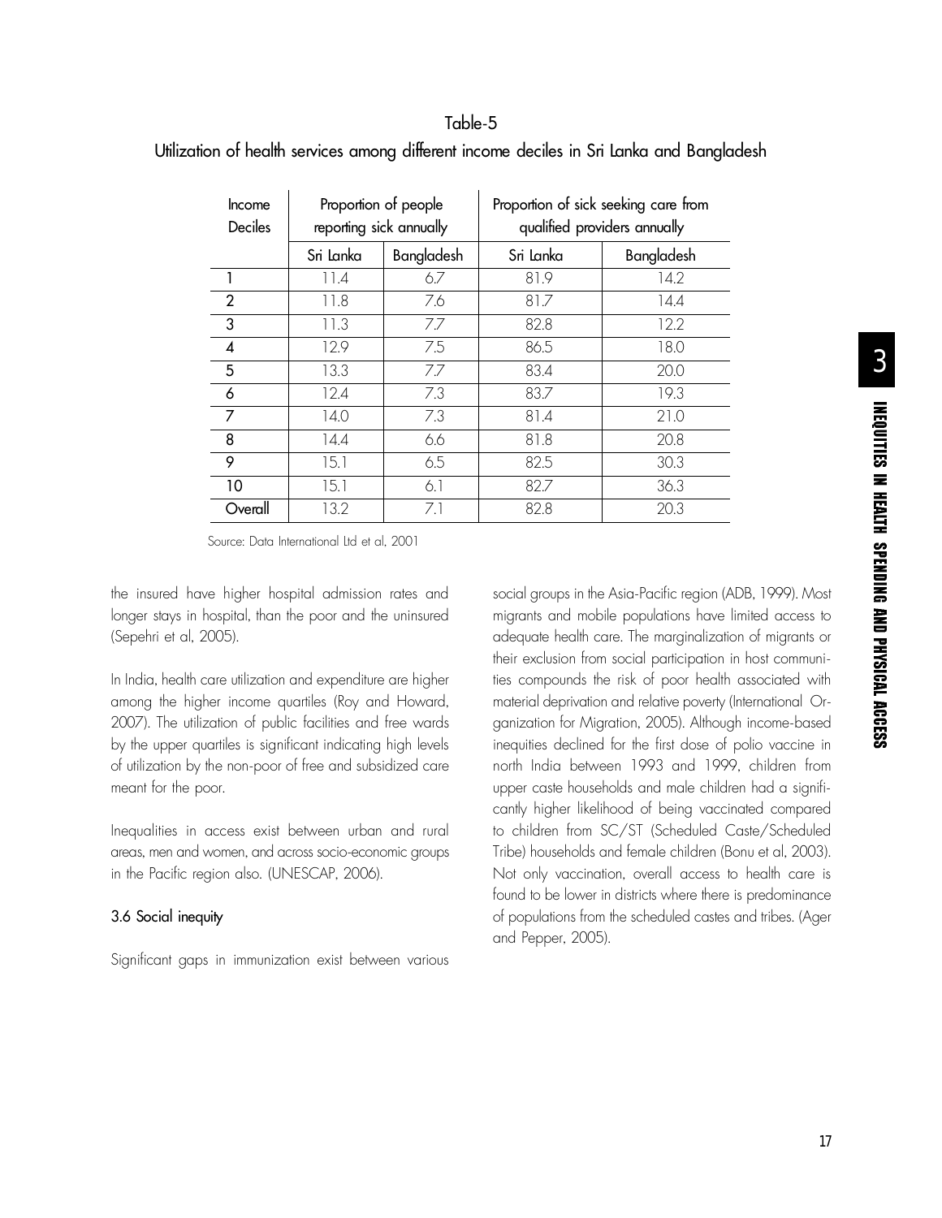Table-5

Utilization of health services among different income deciles in Sri Lanka and Bangladesh

| Income Deciles | Proportion of people reporting sick annually | | Proportion of sick seeking care from qualified providers annually | |
|---|---|---|---|---|
| | Sri Lanka | Bangladesh | Sri Lanka | Bangladesh |
| 1 | 11.4 | 6.7 | 81.9 | 14.2 |
| 2 | 11.8 | 7.6 | 81.7 | 14.4 |
| 3 | 11.3 | 7.7 | 82.8 | 12.2 |
| 4 | 12.9 | 7.5 | 86.5 | 18.0 |
| 5 | 13.3 | 7.7 | 83.4 | 20.0 |
| 6 | 12.4 | 7.3 | 83.7 | 19.3 |
| 7 | 14.0 | 7.3 | 81.4 | 21.0 |
| 8 | 14.4 | 6.6 | 81.8 | 20.8 |
| 9 | 15.1 | 6.5 | 82.5 | 30.3 |
| 10 | 15.1 | 6.1 | 82.7 | 36.3 |
| Overall | 13.2 | 7.1 | 82.8 | 20.3 |

Source: Data International Ltd et al, 2001

the insured have higher hospital admission rates and longer stays in hospital, than the poor and the uninsured (Sepehri et al, 2005).

In India, health care utilization and expenditure are higher among the higher income quartiles (Roy and Howard, 2007). The utilization of public facilities and free wards by the upper quartiles is significant indicating high levels of utilization by the non-poor of free and subsidized care meant for the poor.

Inequalities in access exist between urban and rural areas, men and women, and across socio-economic groups in the Pacific region also. (UNESCAP, 2006).

### 3.6 Social inequity

Significant gaps in immunization exist between various social groups in the Asia-Pacific region (ADB, 1999). Most migrants and mobile populations have limited access to adequate health care. The marginalization of migrants or their exclusion from social participation in host communities compounds the risk of poor health associated with material deprivation and relative poverty (International Organization for Migration, 2005). Although income-based inequities declined for the first dose of polio vaccine in north India between 1993 and 1999, children from upper caste households and male children had a significantly higher likelihood of being vaccinated compared to children from SC/ST (Scheduled Caste/Scheduled Tribe) households and female children (Bonu et al, 2003). Not only vaccination, overall access to health care is found to be lower in districts where there is predominance of populations from the scheduled castes and tribes. (Ager and Pepper, 2005).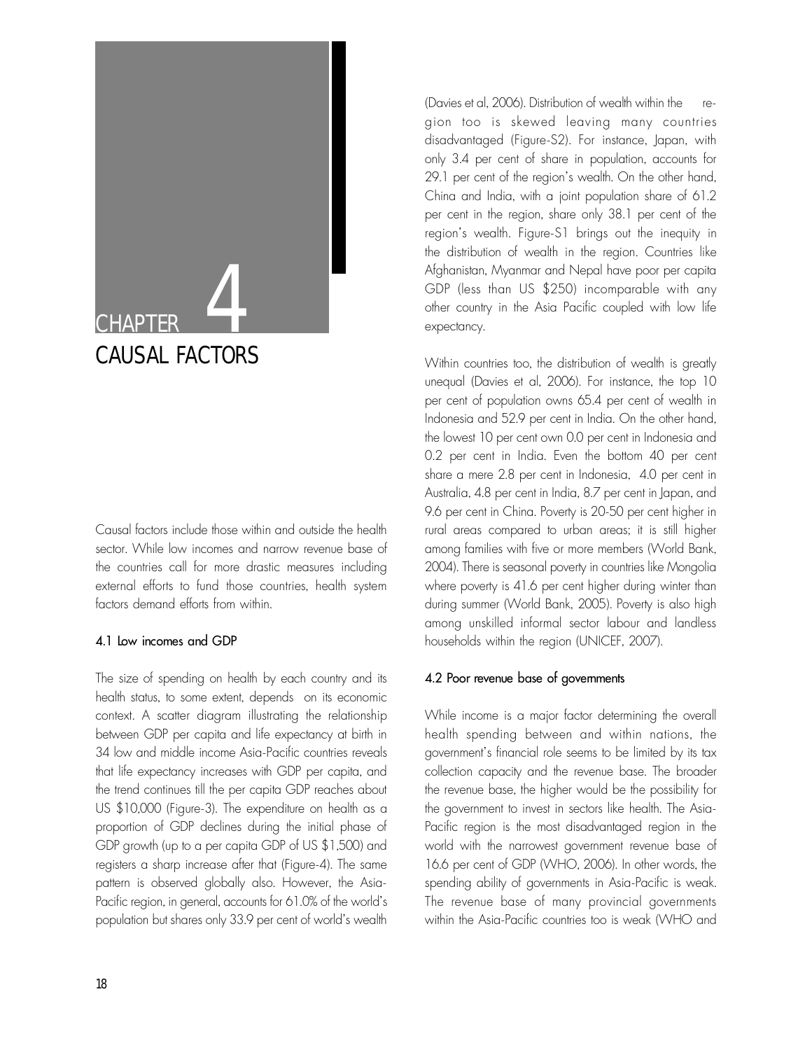# CHAPTER 4

# CAUSAL FACTORS

Causal factors include those within and outside the health sector. While low incomes and narrow revenue base of the countries call for more drastic measures including external efforts to fund those countries, health system factors demand efforts from within.

## 4.1 Low incomes and GDP

The size of spending on health by each country and its health status, to some extent, depends on its economic context. A scatter diagram illustrating the relationship between GDP per capita and life expectancy at birth in 34 low and middle income Asia-Pacific countries reveals that life expectancy increases with GDP per capita, and the trend continues till the per capita GDP reaches about US $10,000 (Figure-3). The expenditure on health as a proportion of GDP declines during the initial phase of GDP growth (up to a per capita GDP of US $1,500) and registers a sharp increase after that (Figure-4). The same pattern is observed globally also. However, the Asia-Pacific region, in general, accounts for 61.0% of the world's population but shares only 33.9 per cent of world's wealth (Davies et al, 2006). Distribution of wealth within the region too is skewed leaving many countries disadvantaged (Figure-S2). For instance, Japan, with only 3.4 per cent of share in population, accounts for 29.1 per cent of the region's wealth. On the other hand, China and India, with a joint population share of 61.2 per cent in the region, share only 38.1 per cent of the region's wealth. Figure-S1 brings out the inequity in the distribution of wealth in the region. Countries like Afghanistan, Myanmar and Nepal have poor per capita GDP (less than US $250) incomparable with any other country in the Asia Pacific coupled with low life expectancy.

Within countries too, the distribution of wealth is greatly unequal (Davies et al, 2006). For instance, the top 10 per cent of population owns 65.4 per cent of wealth in Indonesia and 52.9 per cent in India. On the other hand, the lowest 10 per cent own 0.0 per cent in Indonesia and 0.2 per cent in India. Even the bottom 40 per cent share a mere 2.8 per cent in Indonesia, 4.0 per cent in Australia, 4.8 per cent in India, 8.7 per cent in Japan, and 9.6 per cent in China. Poverty is 20-50 per cent higher in rural areas compared to urban areas; it is still higher among families with five or more members (World Bank, 2004). There is seasonal poverty in countries like Mongolia where poverty is 41.6 per cent higher during winter than during summer (World Bank, 2005). Poverty is also high among unskilled informal sector labour and landless households within the region (UNICEF, 2007).

## 4.2 Poor revenue base of governments

While income is a major factor determining the overall health spending between and within nations, the government's financial role seems to be limited by its tax collection capacity and the revenue base. The broader the revenue base, the higher would be the possibility for the government to invest in sectors like health. The Asia-Pacific region is the most disadvantaged region in the world with the narrowest government revenue base of 16.6 per cent of GDP (WHO, 2006). In other words, the spending ability of governments in Asia-Pacific is weak. The revenue base of many provincial governments within the Asia-Pacific countries too is weak (WHO and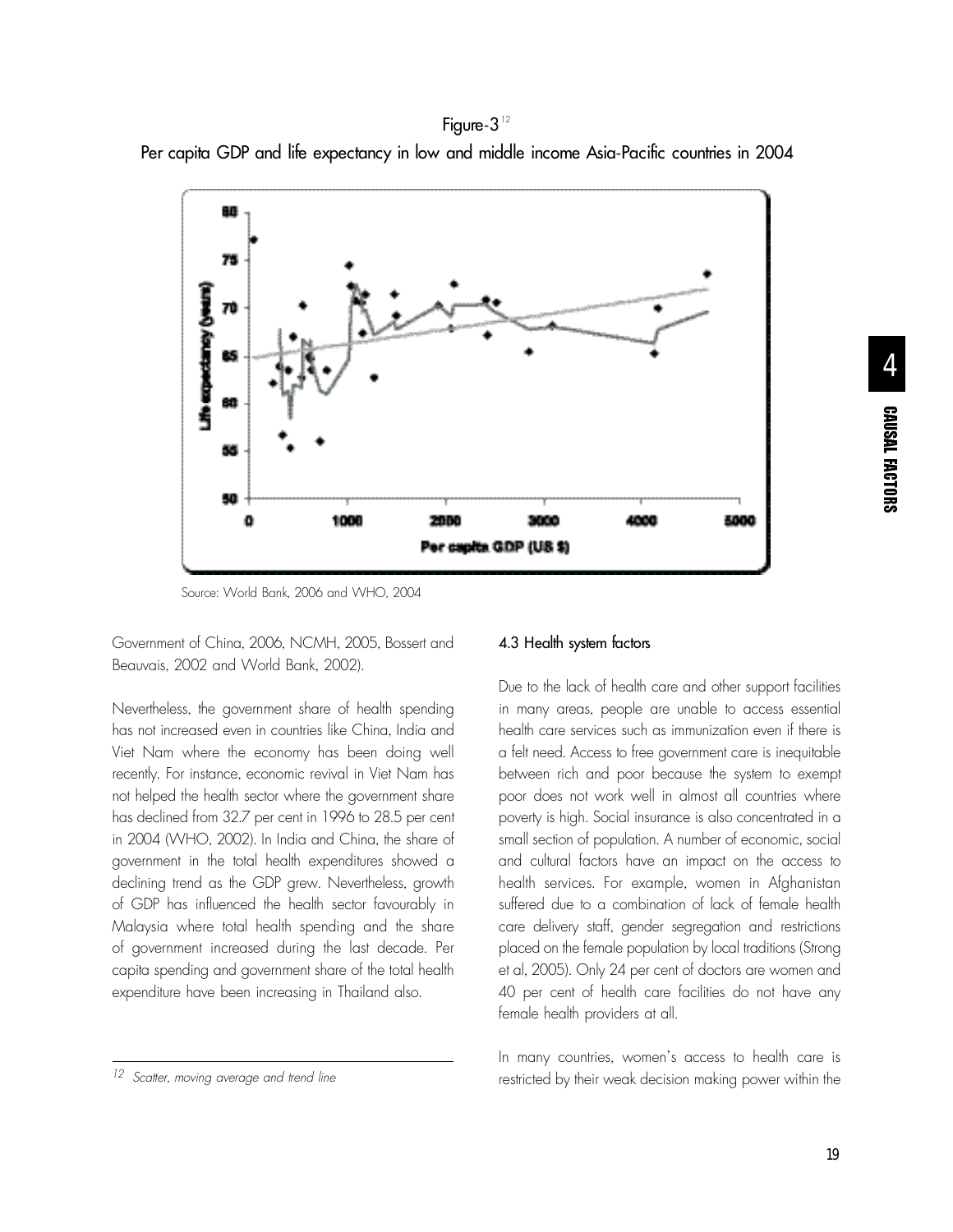Figure-3[12]

Per capita GDP and life expectancy in low and middle income Asia-Pacific countries in 2004

Source: World Bank, 2006 and WHO, 2004

Government of China, 2006, NCMH, 2005, Bossert and Beauvais, 2002 and World Bank, 2002).

Nevertheless, the government share of health spending has not increased even in countries like China, India and Viet Nam where the economy has been doing well recently. For instance, economic revival in Viet Nam has not helped the health sector where the government share has declined from 32.7 per cent in 1996 to 28.5 per cent in 2004 (WHO, 2002). In India and China, the share of government in the total health expenditures showed a declining trend as the GDP grew. Nevertheless, growth of GDP has influenced the health sector favourably in Malaysia where total health spending and the share of government increased during the last decade. Per capita spending and government share of the total health expenditure have been increasing in Thailand also.

### 4.3 Health system factors

Due to the lack of health care and other support facilities in many areas, people are unable to access essential health care services such as immunization even if there is a felt need. Access to free government care is inequitable between rich and poor because the system to exempt poor does not work well in almost all countries where poverty is high. Social insurance is also concentrated in a small section of population. A number of economic, social and cultural factors have an impact on the access to health services. For example, women in Afghanistan suffered due to a combination of lack of female health care delivery staff, gender segregation and restrictions placed on the female population by local traditions (Strong et al, 2005). Only 24 per cent of doctors are women and 40 per cent of health care facilities do not have any female health providers at all.

In many countries, women's access to health care is restricted by their weak decision making power within the

---

[12] *Scatter, moving average and trend line*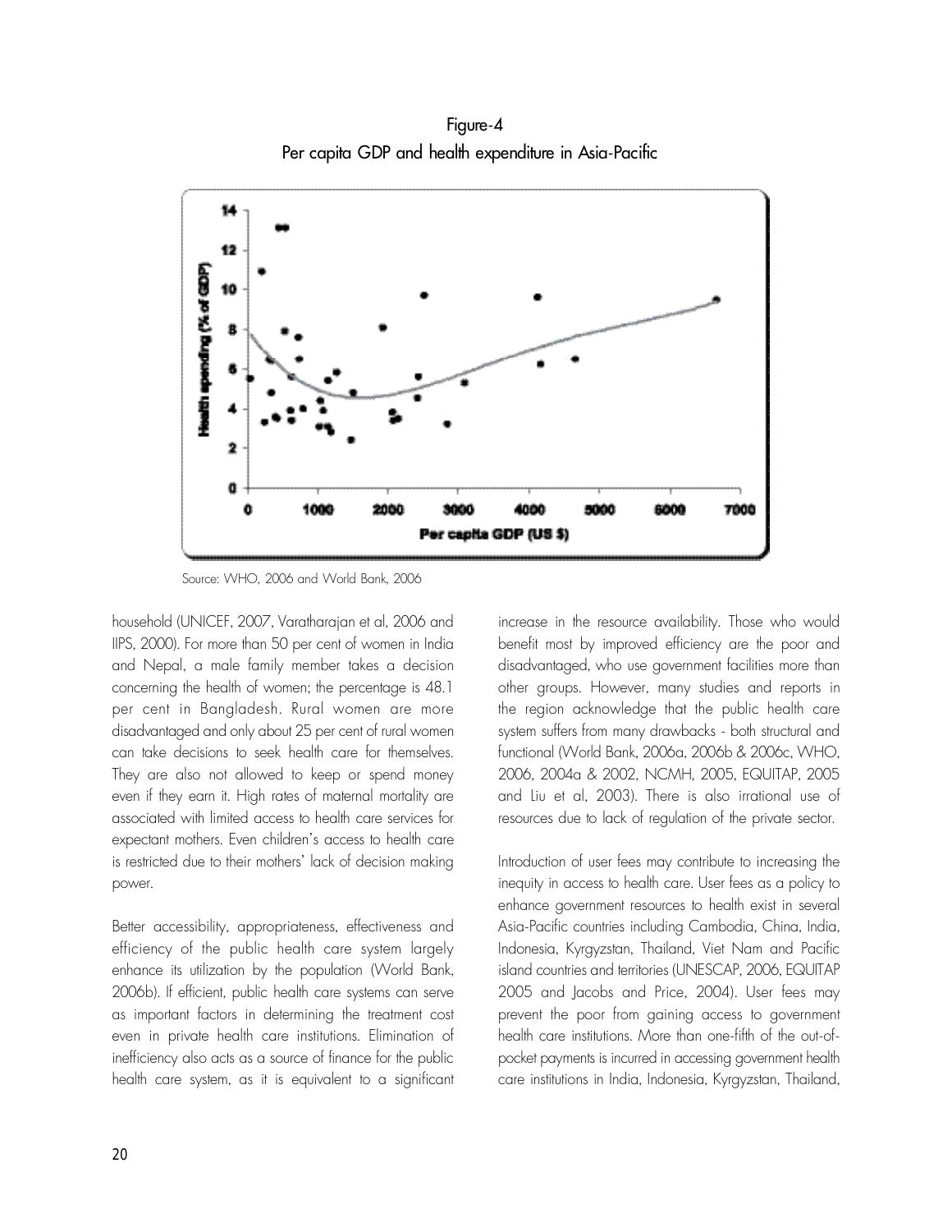Figure-4
Per capita GDP and health expenditure in Asia-Pacific

Source: WHO, 2006 and World Bank, 2006

household (UNICEF, 2007, Varatharajan et al, 2006 and IIPS, 2000). For more than 50 per cent of women in India and Nepal, a male family member takes a decision concerning the health of women; the percentage is 48.1 per cent in Bangladesh. Rural women are more disadvantaged and only about 25 per cent of rural women can take decisions to seek health care for themselves. They are also not allowed to keep or spend money even if they earn it. High rates of maternal mortality are associated with limited access to health care services for expectant mothers. Even children's access to health care is restricted due to their mothers' lack of decision making power.

Better accessibility, appropriateness, effectiveness and efficiency of the public health care system largely enhance its utilization by the population (World Bank, 2006b). If efficient, public health care systems can serve as important factors in determining the treatment cost even in private health care institutions. Elimination of inefficiency also acts as a source of finance for the public health care system, as it is equivalent to a significant increase in the resource availability. Those who would benefit most by improved efficiency are the poor and disadvantaged, who use government facilities more than other groups. However, many studies and reports in the region acknowledge that the public health care system suffers from many drawbacks - both structural and functional (World Bank, 2006a, 2006b & 2006c, WHO, 2006, 2004a & 2002, NCMH, 2005, EQUITAP, 2005 and Liu et al, 2003). There is also irrational use of resources due to lack of regulation of the private sector.

Introduction of user fees may contribute to increasing the inequity in access to health care. User fees as a policy to enhance government resources to health exist in several Asia-Pacific countries including Cambodia, China, India, Indonesia, Kyrgyzstan, Thailand, Viet Nam and Pacific island countries and territories (UNESCAP, 2006, EQUITAP 2005 and Jacobs and Price, 2004). User fees may prevent the poor from gaining access to government health care institutions. More than one-fifth of the out-of-pocket payments is incurred in accessing government health care institutions in India, Indonesia, Kyrgyzstan, Thailand,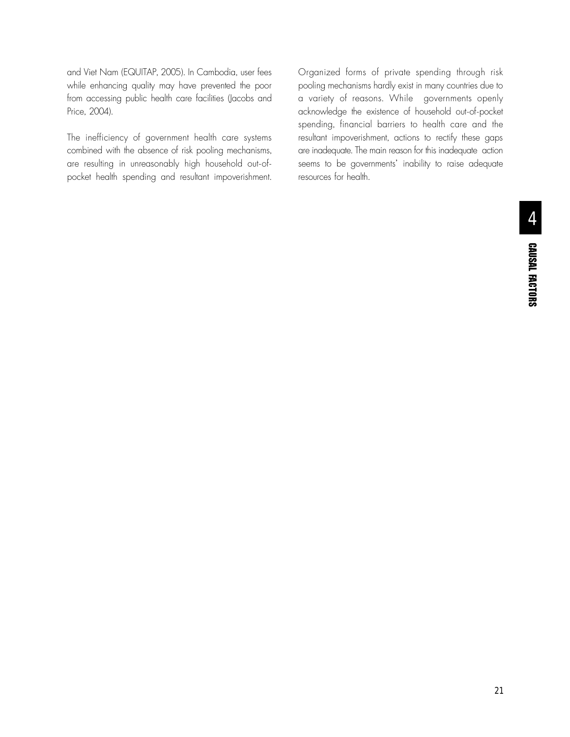and Viet Nam (EQUITAP, 2005). In Cambodia, user fees while enhancing quality may have prevented the poor from accessing public health care facilities (Jacobs and Price, 2004).

The inefficiency of government health care systems combined with the absence of risk pooling mechanisms, are resulting in unreasonably high household out-of-pocket health spending and resultant impoverishment. Organized forms of private spending through risk pooling mechanisms hardly exist in many countries due to a variety of reasons. While governments openly acknowledge the existence of household out-of-pocket spending, financial barriers to health care and the resultant impoverishment, actions to rectify these gaps are inadequate. The main reason for this inadequate action seems to be governments' inability to raise adequate resources for health.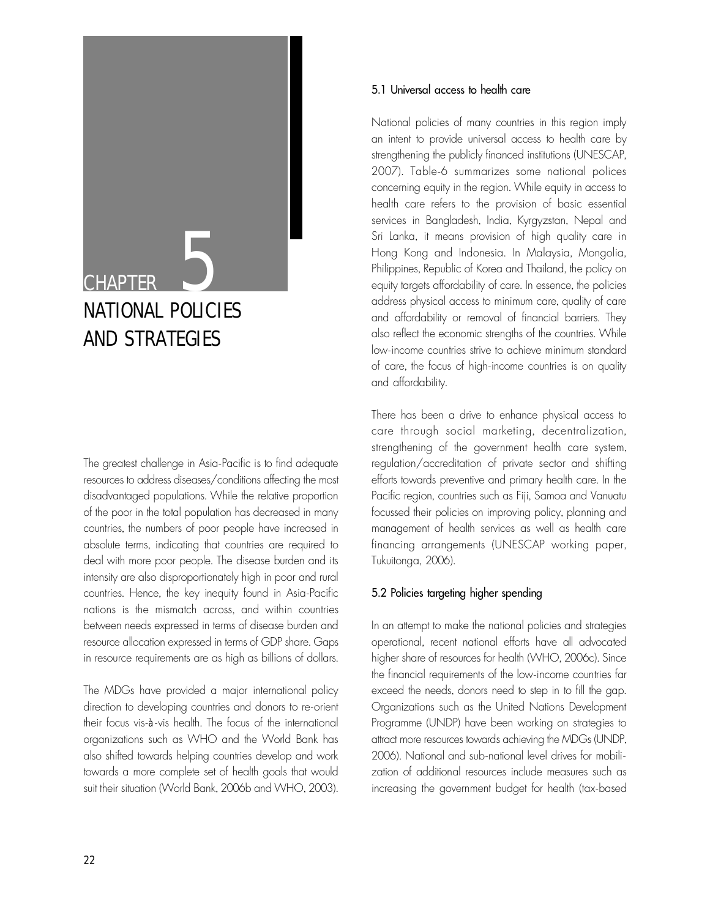# CHAPTER 5 NATIONAL POLICIES AND STRATEGIES

The greatest challenge in Asia-Pacific is to find adequate resources to address diseases/conditions affecting the most disadvantaged populations. While the relative proportion of the poor in the total population has decreased in many countries, the numbers of poor people have increased in absolute terms, indicating that countries are required to deal with more poor people. The disease burden and its intensity are also disproportionately high in poor and rural countries. Hence, the key inequity found in Asia-Pacific nations is the mismatch across, and within countries between needs expressed in terms of disease burden and resource allocation expressed in terms of GDP share. Gaps in resource requirements are as high as billions of dollars.

The MDGs have provided a major international policy direction to developing countries and donors to re-orient their focus vis-à-vis health. The focus of the international organizations such as WHO and the World Bank has also shifted towards helping countries develop and work towards a more complete set of health goals that would suit their situation (World Bank, 2006b and WHO, 2003).

## 5.1 Universal access to health care

National policies of many countries in this region imply an intent to provide universal access to health care by strengthening the publicly financed institutions (UNESCAP, 2007). Table-6 summarizes some national polices concerning equity in the region. While equity in access to health care refers to the provision of basic essential services in Bangladesh, India, Kyrgyzstan, Nepal and Sri Lanka, it means provision of high quality care in Hong Kong and Indonesia. In Malaysia, Mongolia, Philippines, Republic of Korea and Thailand, the policy on equity targets affordability of care. In essence, the policies address physical access to minimum care, quality of care and affordability or removal of financial barriers. They also reflect the economic strengths of the countries. While low-income countries strive to achieve minimum standard of care, the focus of high-income countries is on quality and affordability.

There has been a drive to enhance physical access to care through social marketing, decentralization, strengthening of the government health care system, regulation/accreditation of private sector and shifting efforts towards preventive and primary health care. In the Pacific region, countries such as Fiji, Samoa and Vanuatu focussed their policies on improving policy, planning and management of health services as well as health care financing arrangements (UNESCAP working paper, Tukuitonga, 2006).

## 5.2 Policies targeting higher spending

In an attempt to make the national policies and strategies operational, recent national efforts have all advocated higher share of resources for health (WHO, 2006c). Since the financial requirements of the low-income countries far exceed the needs, donors need to step in to fill the gap. Organizations such as the United Nations Development Programme (UNDP) have been working on strategies to attract more resources towards achieving the MDGs (UNDP, 2006). National and sub-national level drives for mobilization of additional resources include measures such as increasing the government budget for health (tax-based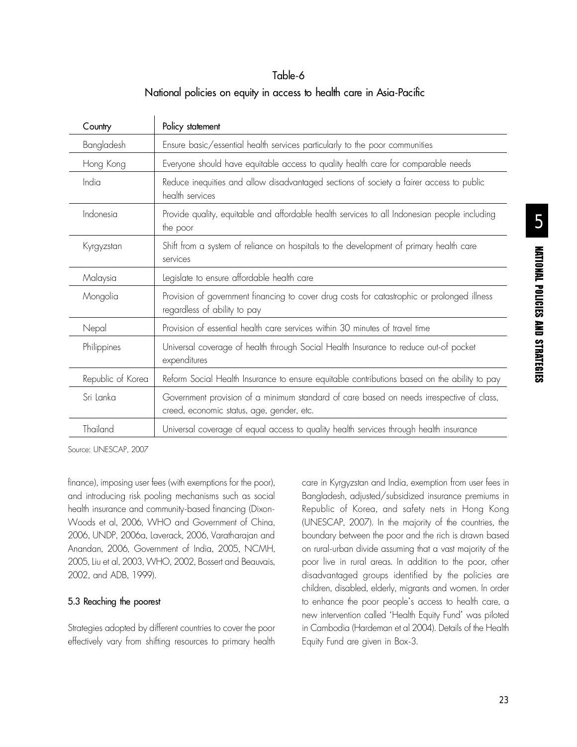Table-6

National policies on equity in access to health care in Asia-Pacific

| Country | Policy statement |
| --- | --- |
| Bangladesh | Ensure basic/essential health services particularly to the poor communities |
| Hong Kong | Everyone should have equitable access to quality health care for comparable needs |
| India | Reduce inequities and allow disadvantaged sections of society a fairer access to public health services |
| Indonesia | Provide quality, equitable and affordable health services to all Indonesian people including the poor |
| Kyrgyzstan | Shift from a system of reliance on hospitals to the development of primary health care services |
| Malaysia | Legislate to ensure affordable health care |
| Mongolia | Provision of government financing to cover drug costs for catastrophic or prolonged illness regardless of ability to pay |
| Nepal | Provision of essential health care services within 30 minutes of travel time |
| Philippines | Universal coverage of health through Social Health Insurance to reduce out-of pocket expenditures |
| Republic of Korea | Reform Social Health Insurance to ensure equitable contributions based on the ability to pay |
| Sri Lanka | Government provision of a minimum standard of care based on needs irrespective of class, creed, economic status, age, gender, etc. |
| Thailand | Universal coverage of equal access to quality health services through health insurance |

Source: UNESCAP, 2007

finance), imposing user fees (with exemptions for the poor), and introducing risk pooling mechanisms such as social health insurance and community-based financing (Dixon-Woods et al, 2006, WHO and Government of China, 2006, UNDP, 2006a, Laverack, 2006, Varatharajan and Anandan, 2006, Government of India, 2005, NCMH, 2005, Liu et al, 2003, WHO, 2002, Bossert and Beauvais, 2002, and ADB, 1999).

### 5.3 Reaching the poorest

Strategies adopted by different countries to cover the poor effectively vary from shifting resources to primary health care in Kyrgyzstan and India, exemption from user fees in Bangladesh, adjusted/subsidized insurance premiums in Republic of Korea, and safety nets in Hong Kong (UNESCAP, 2007). In the majority of the countries, the boundary between the poor and the rich is drawn based on rural-urban divide assuming that a vast majority of the poor live in rural areas. In addition to the poor, other disadvantaged groups identified by the policies are children, disabled, elderly, migrants and women. In order to enhance the poor people's access to health care, a new intervention called 'Health Equity Fund' was piloted in Cambodia (Hardeman et al 2004). Details of the Health Equity Fund are given in Box-3.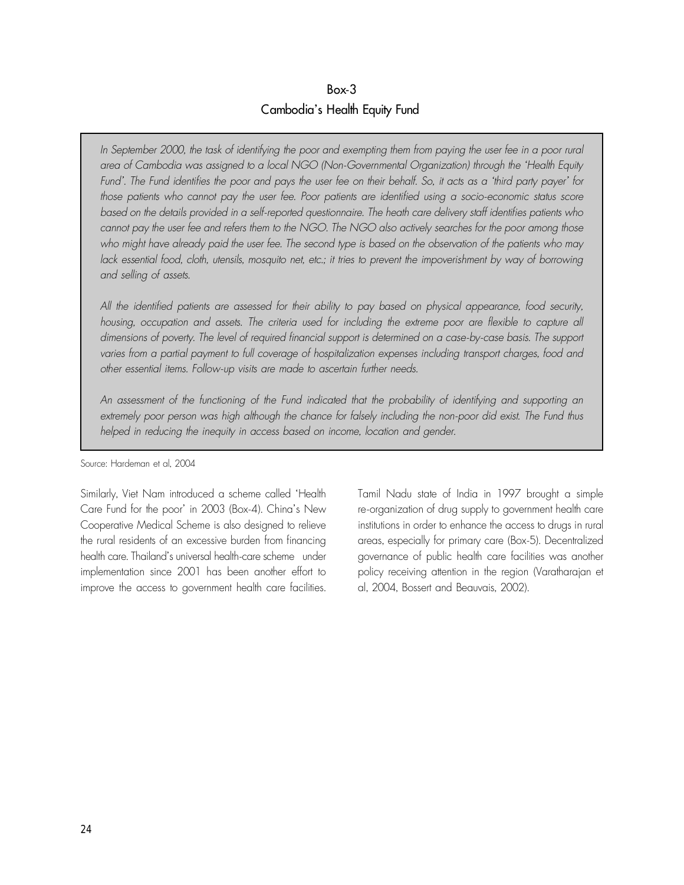### Box-3
### Cambodia's Health Equity Fund

*In September 2000, the task of identifying the poor and exempting them from paying the user fee in a poor rural area of Cambodia was assigned to a local NGO (Non-Governmental Organization) through the 'Health Equity Fund'. The Fund identifies the poor and pays the user fee on their behalf. So, it acts as a 'third party payer' for those patients who cannot pay the user fee. Poor patients are identified using a socio-economic status score based on the details provided in a self-reported questionnaire. The heath care delivery staff identifies patients who cannot pay the user fee and refers them to the NGO. The NGO also actively searches for the poor among those who might have already paid the user fee. The second type is based on the observation of the patients who may lack essential food, cloth, utensils, mosquito net, etc.; it tries to prevent the impoverishment by way of borrowing and selling of assets.*

*All the identified patients are assessed for their ability to pay based on physical appearance, food security, housing, occupation and assets. The criteria used for including the extreme poor are flexible to capture all dimensions of poverty. The level of required financial support is determined on a case-by-case basis. The support varies from a partial payment to full coverage of hospitalization expenses including transport charges, food and other essential items. Follow-up visits are made to ascertain further needs.*

*An assessment of the functioning of the Fund indicated that the probability of identifying and supporting an extremely poor person was high although the chance for falsely including the non-poor did exist. The Fund thus helped in reducing the inequity in access based on income, location and gender.*

Source: Hardeman et al, 2004

Similarly, Viet Nam introduced a scheme called 'Health Care Fund for the poor' in 2003 (Box-4). China's New Cooperative Medical Scheme is also designed to relieve the rural residents of an excessive burden from financing health care. Thailand's universal health-care scheme under implementation since 2001 has been another effort to improve the access to government health care facilities. Tamil Nadu state of India in 1997 brought a simple re-organization of drug supply to government health care institutions in order to enhance the access to drugs in rural areas, especially for primary care (Box-5). Decentralized governance of public health care facilities was another policy receiving attention in the region (Varatharajan et al, 2004, Bossert and Beauvais, 2002).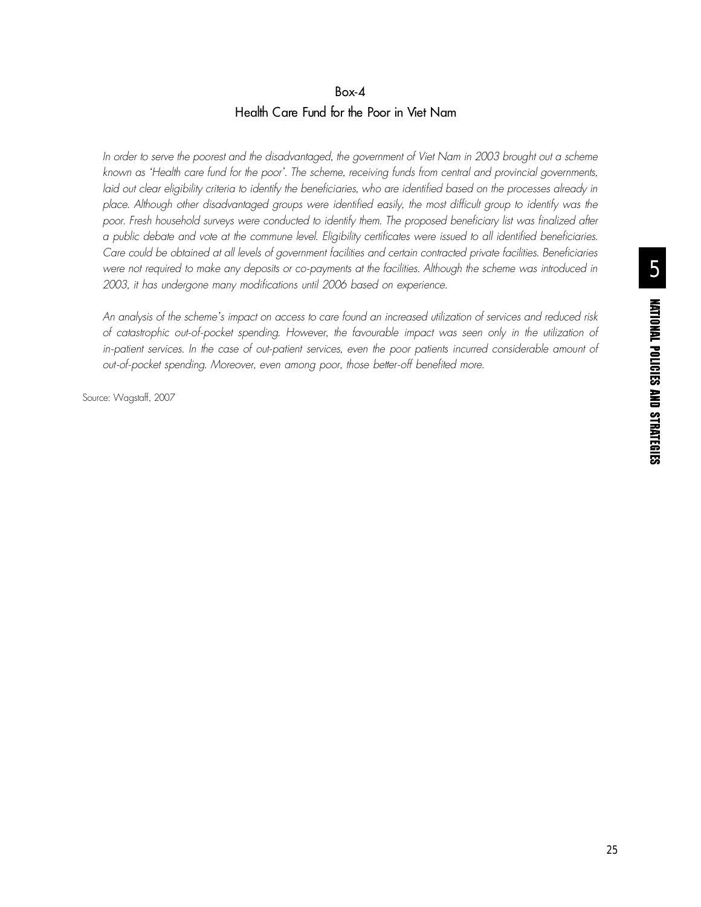### Box-4
### Health Care Fund for the Poor in Viet Nam

*In order to serve the poorest and the disadvantaged, the government of Viet Nam in 2003 brought out a scheme known as 'Health care fund for the poor'. The scheme, receiving funds from central and provincial governments, laid out clear eligibility criteria to identify the beneficiaries, who are identified based on the processes already in place. Although other disadvantaged groups were identified easily, the most difficult group to identify was the poor. Fresh household surveys were conducted to identify them. The proposed beneficiary list was finalized after a public debate and vote at the commune level. Eligibility certificates were issued to all identified beneficiaries. Care could be obtained at all levels of government facilities and certain contracted private facilities. Beneficiaries were not required to make any deposits or co-payments at the facilities. Although the scheme was introduced in 2003, it has undergone many modifications until 2006 based on experience.*

*An analysis of the scheme's impact on access to care found an increased utilization of services and reduced risk of catastrophic out-of-pocket spending. However, the favourable impact was seen only in the utilization of in-patient services. In the case of out-patient services, even the poor patients incurred considerable amount of out-of-pocket spending. Moreover, even among poor, those better-off benefited more.*

Source: Wagstaff, 2007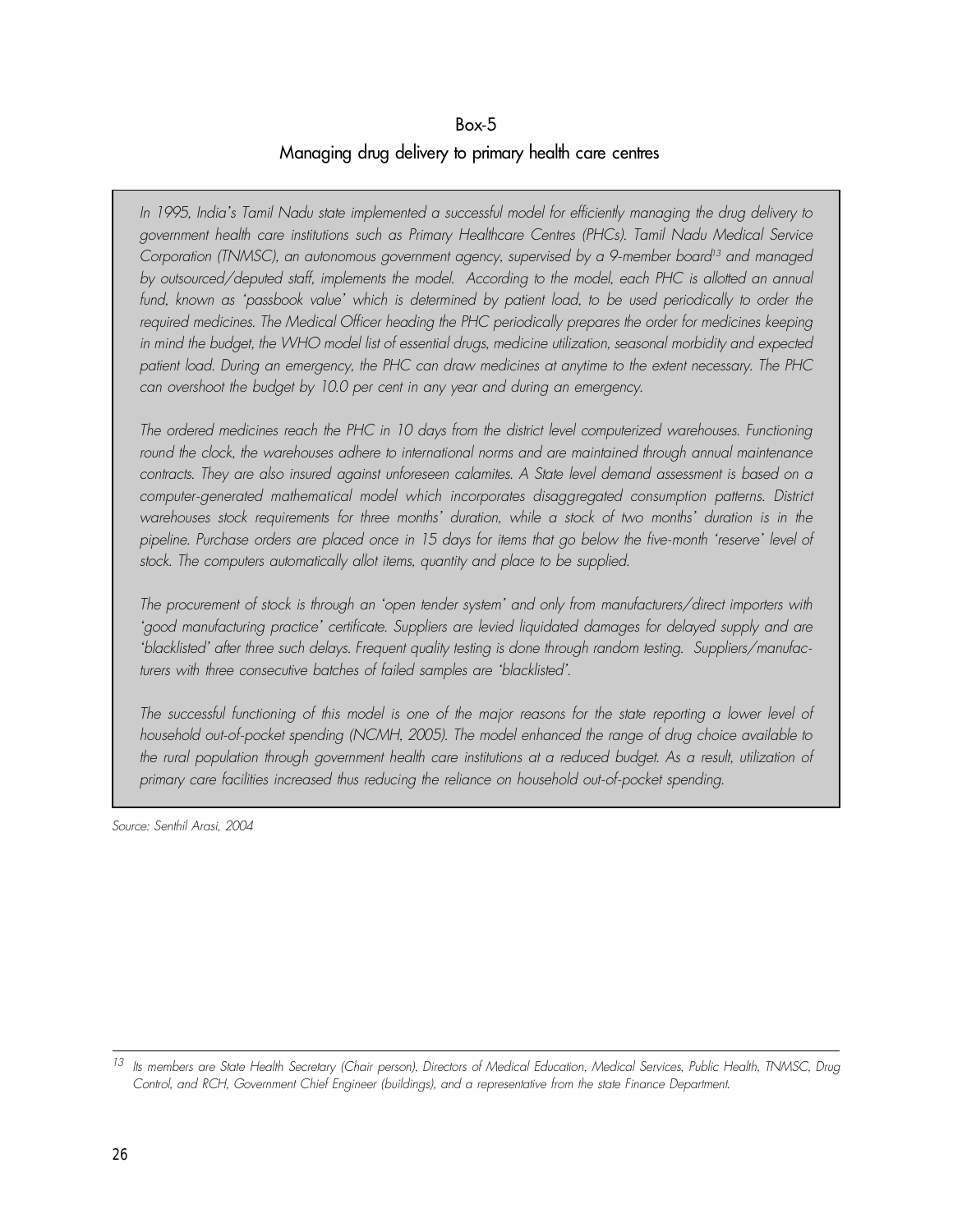## Box-5

## Managing drug delivery to primary health care centres

*In 1995, India's Tamil Nadu state implemented a successful model for efficiently managing the drug delivery to government health care institutions such as Primary Healthcare Centres (PHCs). Tamil Nadu Medical Service Corporation (TNMSC), an autonomous government agency, supervised by a 9-member board[13] and managed by outsourced/deputed staff, implements the model. According to the model, each PHC is allotted an annual fund, known as 'passbook value' which is determined by patient load, to be used periodically to order the required medicines. The Medical Officer heading the PHC periodically prepares the order for medicines keeping in mind the budget, the WHO model list of essential drugs, medicine utilization, seasonal morbidity and expected patient load. During an emergency, the PHC can draw medicines at anytime to the extent necessary. The PHC can overshoot the budget by 10.0 per cent in any year and during an emergency.*

*The ordered medicines reach the PHC in 10 days from the district level computerized warehouses. Functioning round the clock, the warehouses adhere to international norms and are maintained through annual maintenance contracts. They are also insured against unforeseen calamites. A State level demand assessment is based on a computer-generated mathematical model which incorporates disaggregated consumption patterns. District warehouses stock requirements for three months' duration, while a stock of two months' duration is in the pipeline. Purchase orders are placed once in 15 days for items that go below the five-month 'reserve' level of stock. The computers automatically allot items, quantity and place to be supplied.*

*The procurement of stock is through an 'open tender system' and only from manufacturers/direct importers with 'good manufacturing practice' certificate. Suppliers are levied liquidated damages for delayed supply and are 'blacklisted' after three such delays. Frequent quality testing is done through random testing. Suppliers/manufacturers with three consecutive batches of failed samples are 'blacklisted'.*

*The successful functioning of this model is one of the major reasons for the state reporting a lower level of household out-of-pocket spending (NCMH, 2005). The model enhanced the range of drug choice available to the rural population through government health care institutions at a reduced budget. As a result, utilization of primary care facilities increased thus reducing the reliance on household out-of-pocket spending.*

*Source: Senthil Arasi, 2004*

---

[13] *Its members are State Health Secretary (Chair person), Directors of Medical Education, Medical Services, Public Health, TNMSC, Drug Control, and RCH, Government Chief Engineer (buildings), and a representative from the state Finance Department.*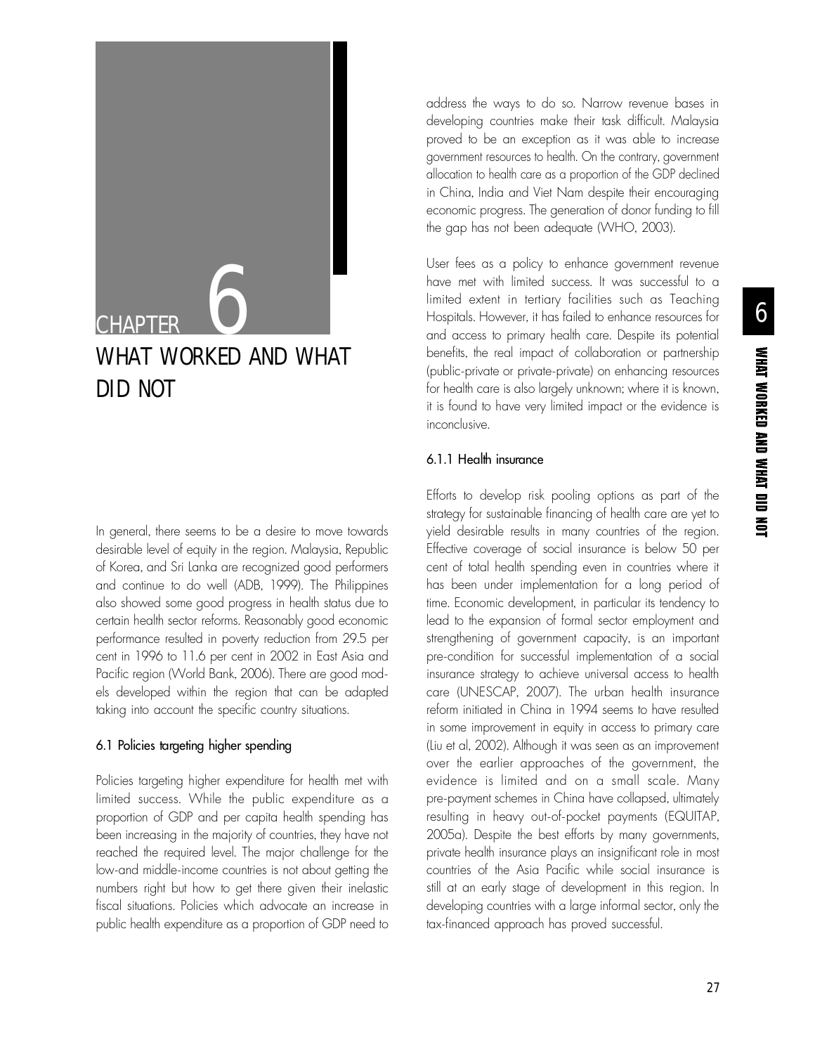# CHAPTER 6

# WHAT WORKED AND WHAT DID NOT

In general, there seems to be a desire to move towards desirable level of equity in the region. Malaysia, Republic of Korea, and Sri Lanka are recognized good performers and continue to do well (ADB, 1999). The Philippines also showed some good progress in health status due to certain health sector reforms. Reasonably good economic performance resulted in poverty reduction from 29.5 per cent in 1996 to 11.6 per cent in 2002 in East Asia and Pacific region (World Bank, 2006). There are good models developed within the region that can be adapted taking into account the specific country situations.

## 6.1 Policies targeting higher spending

Policies targeting higher expenditure for health met with limited success. While the public expenditure as a proportion of GDP and per capita health spending has been increasing in the majority of countries, they have not reached the required level. The major challenge for the low-and middle-income countries is not about getting the numbers right but how to get there given their inelastic fiscal situations. Policies which advocate an increase in public health expenditure as a proportion of GDP need to address the ways to do so. Narrow revenue bases in developing countries make their task difficult. Malaysia proved to be an exception as it was able to increase government resources to health. On the contrary, government allocation to health care as a proportion of the GDP declined in China, India and Viet Nam despite their encouraging economic progress. The generation of donor funding to fill the gap has not been adequate (WHO, 2003).

User fees as a policy to enhance government revenue have met with limited success. It was successful to a limited extent in tertiary facilities such as Teaching Hospitals. However, it has failed to enhance resources for and access to primary health care. Despite its potential benefits, the real impact of collaboration or partnership (public-private or private-private) on enhancing resources for health care is also largely unknown; where it is known, it is found to have very limited impact or the evidence is inconclusive.

### 6.1.1 Health insurance

Efforts to develop risk pooling options as part of the strategy for sustainable financing of health care are yet to yield desirable results in many countries of the region. Effective coverage of social insurance is below 50 per cent of total health spending even in countries where it has been under implementation for a long period of time. Economic development, in particular its tendency to lead to the expansion of formal sector employment and strengthening of government capacity, is an important pre-condition for successful implementation of a social insurance strategy to achieve universal access to health care (UNESCAP, 2007). The urban health insurance reform initiated in China in 1994 seems to have resulted in some improvement in equity in access to primary care (Liu et al, 2002). Although it was seen as an improvement over the earlier approaches of the government, the evidence is limited and on a small scale. Many pre-payment schemes in China have collapsed, ultimately resulting in heavy out-of-pocket payments (EQUITAP, 2005a). Despite the best efforts by many governments, private health insurance plays an insignificant role in most countries of the Asia Pacific while social insurance is still at an early stage of development in this region. In developing countries with a large informal sector, only the tax-financed approach has proved successful.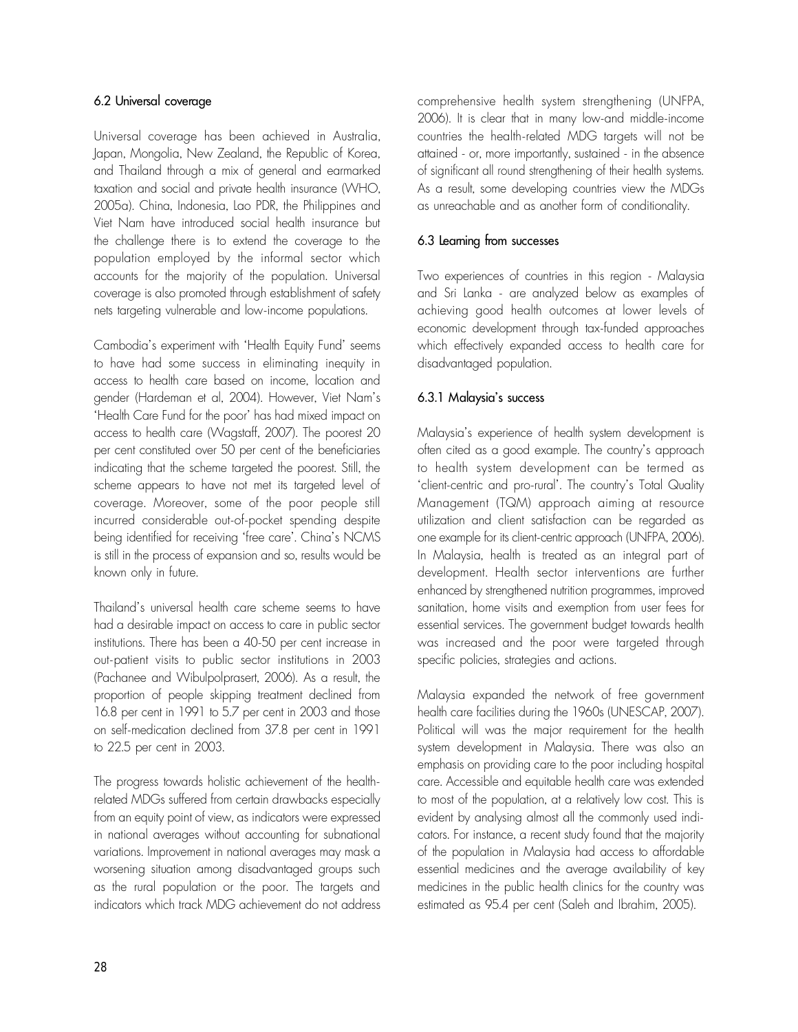### 6.2 Universal coverage

Universal coverage has been achieved in Australia, Japan, Mongolia, New Zealand, the Republic of Korea, and Thailand through a mix of general and earmarked taxation and social and private health insurance (WHO, 2005a). China, Indonesia, Lao PDR, the Philippines and Viet Nam have introduced social health insurance but the challenge there is to extend the coverage to the population employed by the informal sector which accounts for the majority of the population. Universal coverage is also promoted through establishment of safety nets targeting vulnerable and low-income populations.

Cambodia's experiment with 'Health Equity Fund' seems to have had some success in eliminating inequity in access to health care based on income, location and gender (Hardeman et al, 2004). However, Viet Nam's 'Health Care Fund for the poor' has had mixed impact on access to health care (Wagstaff, 2007). The poorest 20 per cent constituted over 50 per cent of the beneficiaries indicating that the scheme targeted the poorest. Still, the scheme appears to have not met its targeted level of coverage. Moreover, some of the poor people still incurred considerable out-of-pocket spending despite being identified for receiving 'free care'. China's NCMS is still in the process of expansion and so, results would be known only in future.

Thailand's universal health care scheme seems to have had a desirable impact on access to care in public sector institutions. There has been a 40-50 per cent increase in out-patient visits to public sector institutions in 2003 (Pachanee and Wibulpolprasert, 2006). As a result, the proportion of people skipping treatment declined from 16.8 per cent in 1991 to 5.7 per cent in 2003 and those on self-medication declined from 37.8 per cent in 1991 to 22.5 per cent in 2003.

The progress towards holistic achievement of the health-related MDGs suffered from certain drawbacks especially from an equity point of view, as indicators were expressed in national averages without accounting for subnational variations. Improvement in national averages may mask a worsening situation among disadvantaged groups such as the rural population or the poor. The targets and indicators which track MDG achievement do not address comprehensive health system strengthening (UNFPA, 2006). It is clear that in many low-and middle-income countries the health-related MDG targets will not be attained - or, more importantly, sustained - in the absence of significant all round strengthening of their health systems. As a result, some developing countries view the MDGs as unreachable and as another form of conditionality.

### 6.3 Learning from successes

Two experiences of countries in this region - Malaysia and Sri Lanka - are analyzed below as examples of achieving good health outcomes at lower levels of economic development through tax-funded approaches which effectively expanded access to health care for disadvantaged population.

#### 6.3.1 Malaysia's success

Malaysia's experience of health system development is often cited as a good example. The country's approach to health system development can be termed as 'client-centric and pro-rural'. The country's Total Quality Management (TQM) approach aiming at resource utilization and client satisfaction can be regarded as one example for its client-centric approach (UNFPA, 2006). In Malaysia, health is treated as an integral part of development. Health sector interventions are further enhanced by strengthened nutrition programmes, improved sanitation, home visits and exemption from user fees for essential services. The government budget towards health was increased and the poor were targeted through specific policies, strategies and actions.

Malaysia expanded the network of free government health care facilities during the 1960s (UNESCAP, 2007). Political will was the major requirement for the health system development in Malaysia. There was also an emphasis on providing care to the poor including hospital care. Accessible and equitable health care was extended to most of the population, at a relatively low cost. This is evident by analysing almost all the commonly used indicators. For instance, a recent study found that the majority of the population in Malaysia had access to affordable essential medicines and the average availability of key medicines in the public health clinics for the country was estimated as 95.4 per cent (Saleh and Ibrahim, 2005).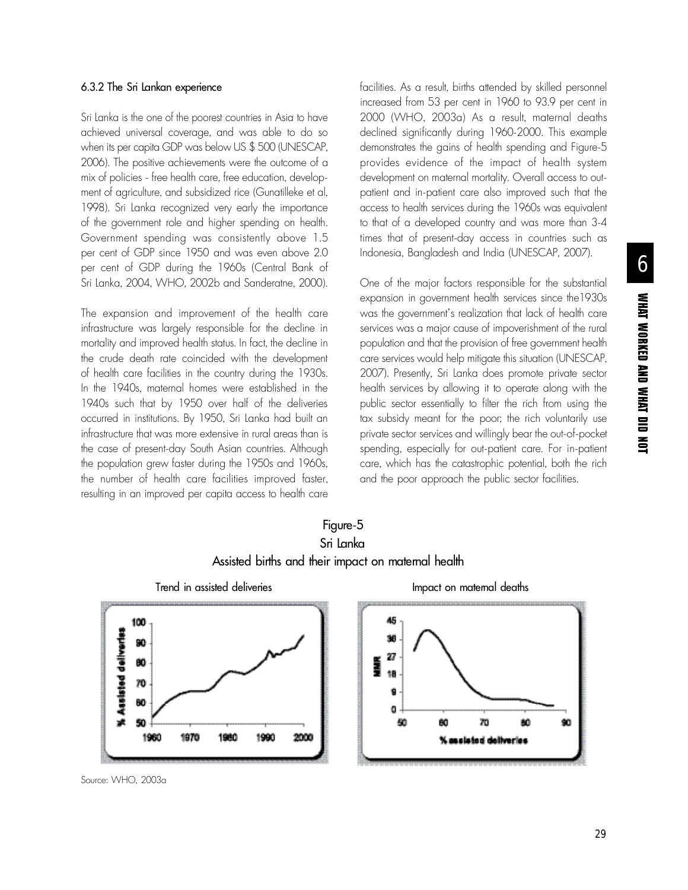### 6.3.2 The Sri Lankan experience

Sri Lanka is the one of the poorest countries in Asia to have achieved universal coverage, and was able to do so when its per capita GDP was below US $ 500 (UNESCAP, 2006). The positive achievements were the outcome of a mix of policies - free health care, free education, development of agriculture, and subsidized rice (Gunatilleke et al, 1998). Sri Lanka recognized very early the importance of the government role and higher spending on health. Government spending was consistently above 1.5 per cent of GDP since 1950 and was even above 2.0 per cent of GDP during the 1960s (Central Bank of Sri Lanka, 2004, WHO, 2002b and Sanderatne, 2000).

The expansion and improvement of the health care infrastructure was largely responsible for the decline in mortality and improved health status. In fact, the decline in the crude death rate coincided with the development of health care facilities in the country during the 1930s. In the 1940s, maternal homes were established in the 1940s such that by 1950 over half of the deliveries occurred in institutions. By 1950, Sri Lanka had built an infrastructure that was more extensive in rural areas than is the case of present-day South Asian countries. Although the population grew faster during the 1950s and 1960s, the number of health care facilities improved faster, resulting in an improved per capita access to health care facilities. As a result, births attended by skilled personnel increased from 53 per cent in 1960 to 93.9 per cent in 2000 (WHO, 2003a) As a result, maternal deaths declined significantly during 1960-2000. This example demonstrates the gains of health spending and Figure-5 provides evidence of the impact of health system development on maternal mortality. Overall access to out-patient and in-patient care also improved such that the access to health services during the 1960s was equivalent to that of a developed country and was more than 3-4 times that of present-day access in countries such as Indonesia, Bangladesh and India (UNESCAP, 2007).

One of the major factors responsible for the substantial expansion in government health services since the1930s was the government's realization that lack of health care services was a major cause of impoverishment of the rural population and that the provision of free government health care services would help mitigate this situation (UNESCAP, 2007). Presently, Sri Lanka does promote private sector health services by allowing it to operate along with the public sector essentially to filter the rich from using the tax subsidy meant for the poor; the rich voluntarily use private sector services and willingly bear the out-of-pocket spending, especially for out-patient care. For in-patient care, which has the catastrophic potential, both the rich and the poor approach the public sector facilities.

Figure-5
Sri Lanka
Assisted births and their impact on maternal health

Trend in assisted deliveries

Impact on maternal deaths

Source: WHO, 2003a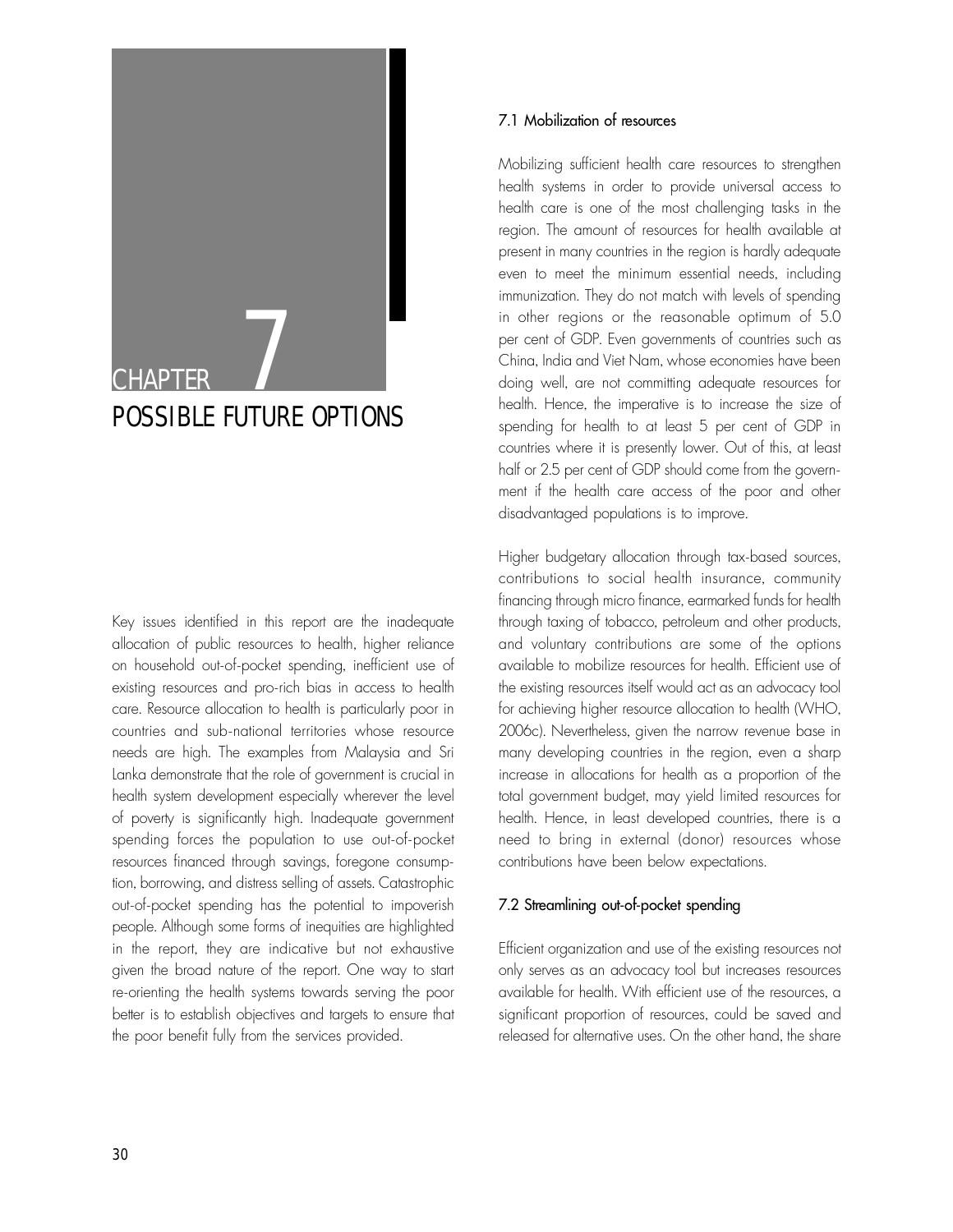# CHAPTER 7
# POSSIBLE FUTURE OPTIONS

Key issues identified in this report are the inadequate allocation of public resources to health, higher reliance on household out-of-pocket spending, inefficient use of existing resources and pro-rich bias in access to health care. Resource allocation to health is particularly poor in countries and sub-national territories whose resource needs are high. The examples from Malaysia and Sri Lanka demonstrate that the role of government is crucial in health system development especially wherever the level of poverty is significantly high. Inadequate government spending forces the population to use out-of-pocket resources financed through savings, foregone consumption, borrowing, and distress selling of assets. Catastrophic out-of-pocket spending has the potential to impoverish people. Although some forms of inequities are highlighted in the report, they are indicative but not exhaustive given the broad nature of the report. One way to start re-orienting the health systems towards serving the poor better is to establish objectives and targets to ensure that the poor benefit fully from the services provided.

## 7.1 Mobilization of resources

Mobilizing sufficient health care resources to strengthen health systems in order to provide universal access to health care is one of the most challenging tasks in the region. The amount of resources for health available at present in many countries in the region is hardly adequate even to meet the minimum essential needs, including immunization. They do not match with levels of spending in other regions or the reasonable optimum of 5.0 per cent of GDP. Even governments of countries such as China, India and Viet Nam, whose economies have been doing well, are not committing adequate resources for health. Hence, the imperative is to increase the size of spending for health to at least 5 per cent of GDP in countries where it is presently lower. Out of this, at least half or 2.5 per cent of GDP should come from the government if the health care access of the poor and other disadvantaged populations is to improve.

Higher budgetary allocation through tax-based sources, contributions to social health insurance, community financing through micro finance, earmarked funds for health through taxing of tobacco, petroleum and other products, and voluntary contributions are some of the options available to mobilize resources for health. Efficient use of the existing resources itself would act as an advocacy tool for achieving higher resource allocation to health (WHO, 2006c). Nevertheless, given the narrow revenue base in many developing countries in the region, even a sharp increase in allocations for health as a proportion of the total government budget, may yield limited resources for health. Hence, in least developed countries, there is a need to bring in external (donor) resources whose contributions have been below expectations.

## 7.2 Streamlining out-of-pocket spending

Efficient organization and use of the existing resources not only serves as an advocacy tool but increases resources available for health. With efficient use of the resources, a significant proportion of resources, could be saved and released for alternative uses. On the other hand, the share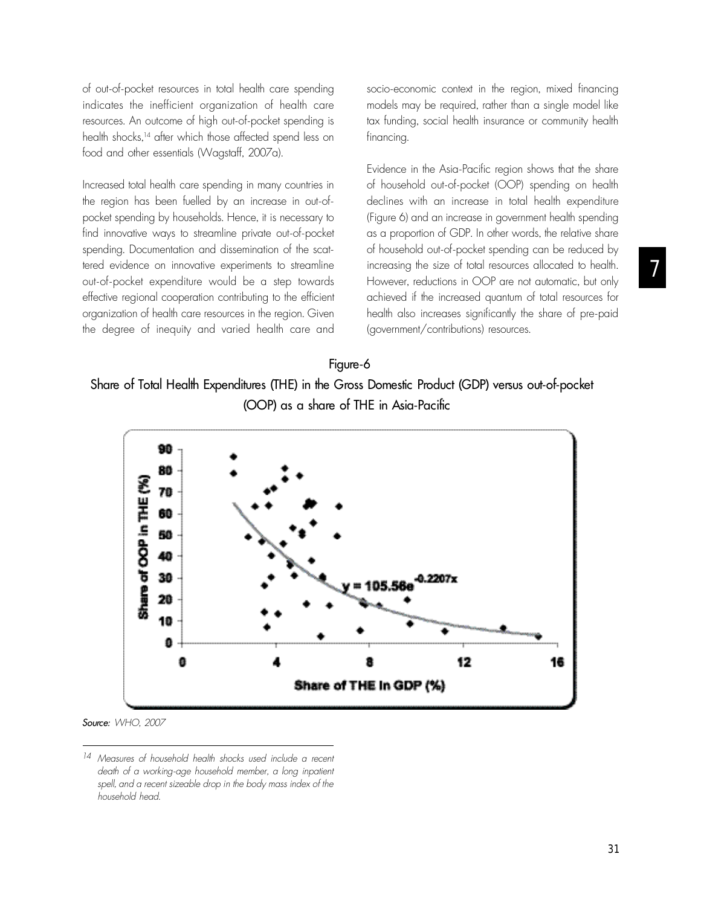of out-of-pocket resources in total health care spending indicates the inefficient organization of health care resources. An outcome of high out-of-pocket spending is health shocks,[14] after which those affected spend less on food and other essentials (Wagstaff, 2007a).

Increased total health care spending in many countries in the region has been fuelled by an increase in out-of-pocket spending by households. Hence, it is necessary to find innovative ways to streamline private out-of-pocket spending. Documentation and dissemination of the scattered evidence on innovative experiments to streamline out-of-pocket expenditure would be a step towards effective regional cooperation contributing to the efficient organization of health care resources in the region. Given the degree of inequity and varied health care and socio-economic context in the region, mixed financing models may be required, rather than a single model like tax funding, social health insurance or community health financing.

Evidence in the Asia-Pacific region shows that the share of household out-of-pocket (OOP) spending on health declines with an increase in total health expenditure (Figure 6) and an increase in government health spending as a proportion of GDP. In other words, the relative share of household out-of-pocket spending can be reduced by increasing the size of total resources allocated to health. However, reductions in OOP are not automatic, but only achieved if the increased quantum of total resources for health also increases significantly the share of pre-paid (government/contributions) resources.

Figure-6

Share of Total Health Expenditures (THE) in the Gross Domestic Product (GDP) versus out-of-pocket (OOP) as a share of THE in Asia-Pacific

$y = 105.56e^{-0.2207x}$

Share of OOP in THE (%)

Share of THE in GDP (%)

*Source:* *WHO, 2007*

[14] *Measures of household health shocks used include a recent death of a working-age household member, a long inpatient spell, and a recent sizeable drop in the body mass index of the household head.*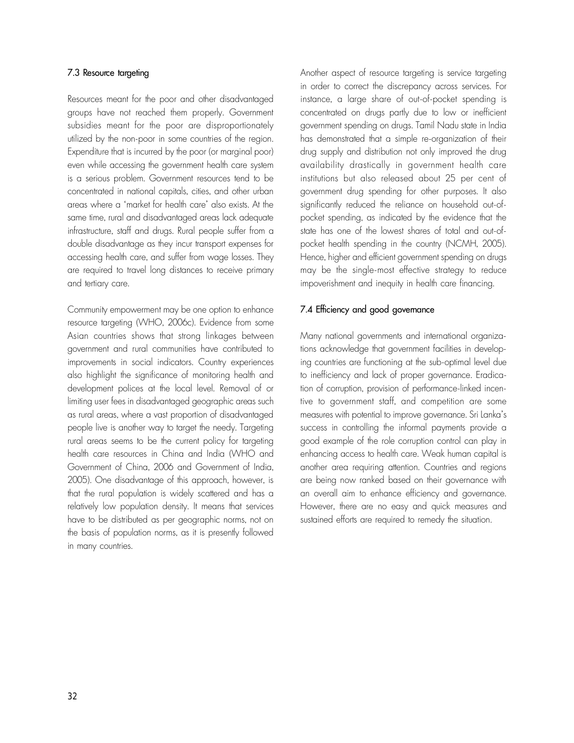### 7.3 Resource targeting

Resources meant for the poor and other disadvantaged groups have not reached them properly. Government subsidies meant for the poor are disproportionately utilized by the non-poor in some countries of the region. Expenditure that is incurred by the poor (or marginal poor) even while accessing the government health care system is a serious problem. Government resources tend to be concentrated in national capitals, cities, and other urban areas where a 'market for health care' also exists. At the same time, rural and disadvantaged areas lack adequate infrastructure, staff and drugs. Rural people suffer from a double disadvantage as they incur transport expenses for accessing health care, and suffer from wage losses. They are required to travel long distances to receive primary and tertiary care.

Community empowerment may be one option to enhance resource targeting (WHO, 2006c). Evidence from some Asian countries shows that strong linkages between government and rural communities have contributed to improvements in social indicators. Country experiences also highlight the significance of monitoring health and development polices at the local level. Removal of or limiting user fees in disadvantaged geographic areas such as rural areas, where a vast proportion of disadvantaged people live is another way to target the needy. Targeting rural areas seems to be the current policy for targeting health care resources in China and India (WHO and Government of China, 2006 and Government of India, 2005). One disadvantage of this approach, however, is that the rural population is widely scattered and has a relatively low population density. It means that services have to be distributed as per geographic norms, not on the basis of population norms, as it is presently followed in many countries.

Another aspect of resource targeting is service targeting in order to correct the discrepancy across services. For instance, a large share of out-of-pocket spending is concentrated on drugs partly due to low or inefficient government spending on drugs. Tamil Nadu state in India has demonstrated that a simple re-organization of their drug supply and distribution not only improved the drug availability drastically in government health care institutions but also released about 25 per cent of government drug spending for other purposes. It also significantly reduced the reliance on household out-of-pocket spending, as indicated by the evidence that the state has one of the lowest shares of total and out-of-pocket health spending in the country (NCMH, 2005). Hence, higher and efficient government spending on drugs may be the single-most effective strategy to reduce impoverishment and inequity in health care financing.

### 7.4 Efficiency and good governance

Many national governments and international organizations acknowledge that government facilities in developing countries are functioning at the sub-optimal level due to inefficiency and lack of proper governance. Eradication of corruption, provision of performance-linked incentive to government staff, and competition are some measures with potential to improve governance. Sri Lanka's success in controlling the informal payments provide a good example of the role corruption control can play in enhancing access to health care. Weak human capital is another area requiring attention. Countries and regions are being now ranked based on their governance with an overall aim to enhance efficiency and governance. However, there are no easy and quick measures and sustained efforts are required to remedy the situation.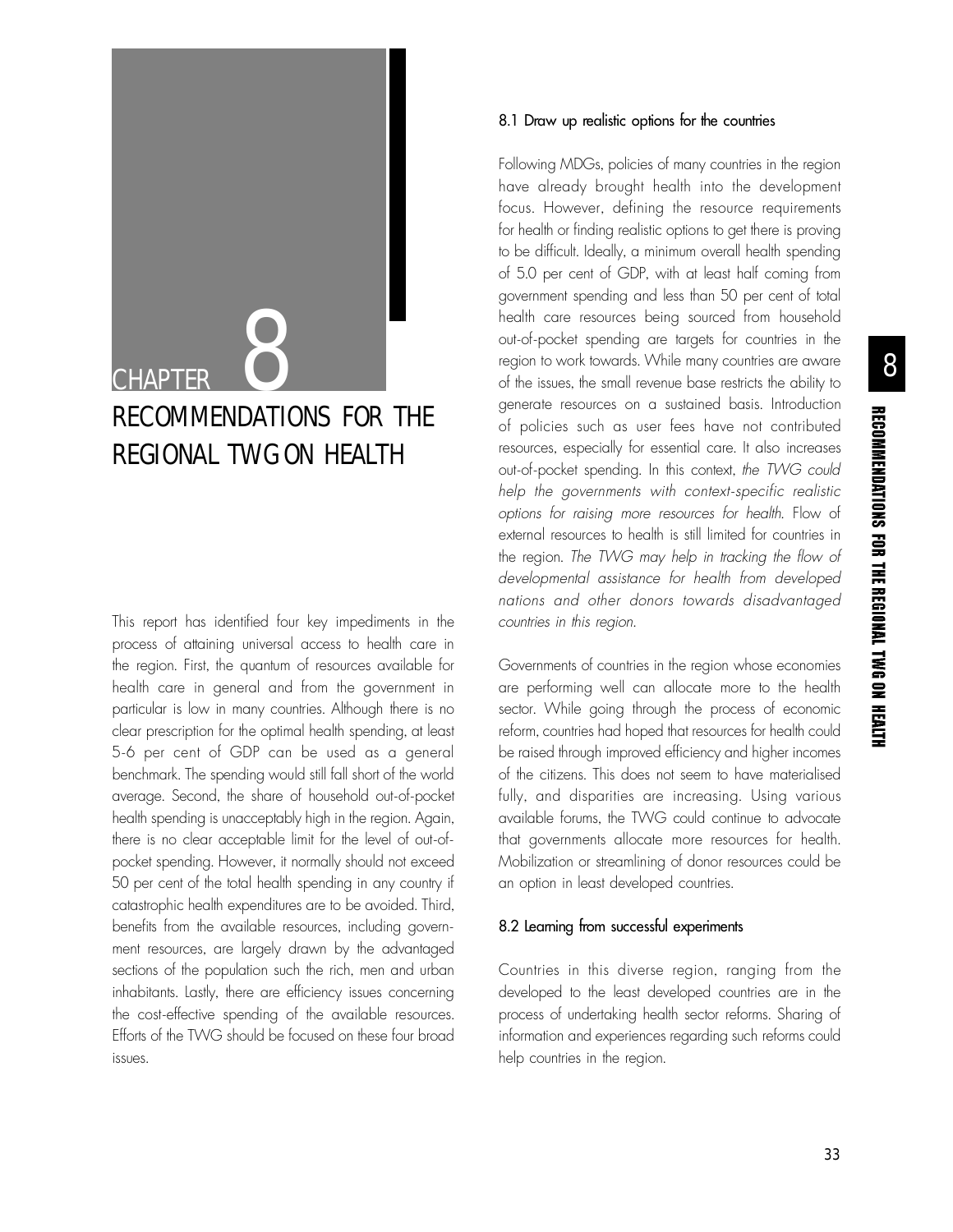# CHAPTER 8

# RECOMMENDATIONS FOR THE REGIONAL TWG ON HEALTH

This report has identified four key impediments in the process of attaining universal access to health care in the region. First, the quantum of resources available for health care in general and from the government in particular is low in many countries. Although there is no clear prescription for the optimal health spending, at least 5-6 per cent of GDP can be used as a general benchmark. The spending would still fall short of the world average. Second, the share of household out-of-pocket health spending is unacceptably high in the region. Again, there is no clear acceptable limit for the level of out-of-pocket spending. However, it normally should not exceed 50 per cent of the total health spending in any country if catastrophic health expenditures are to be avoided. Third, benefits from the available resources, including government resources, are largely drawn by the advantaged sections of the population such the rich, men and urban inhabitants. Lastly, there are efficiency issues concerning the cost-effective spending of the available resources. Efforts of the TWG should be focused on these four broad issues.

## 8.1 Draw up realistic options for the countries

Following MDGs, policies of many countries in the region have already brought health into the development focus. However, defining the resource requirements for health or finding realistic options to get there is proving to be difficult. Ideally, a minimum overall health spending of 5.0 per cent of GDP, with at least half coming from government spending and less than 50 per cent of total health care resources being sourced from household out-of-pocket spending are targets for countries in the region to work towards. While many countries are aware of the issues, the small revenue base restricts the ability to generate resources on a sustained basis. Introduction of policies such as user fees have not contributed resources, especially for essential care. It also increases out-of-pocket spending. In this context, *the TWG could help the governments with context-specific realistic options for raising more resources for health*. Flow of external resources to health is still limited for countries in the region. *The TWG may help in tracking the flow of developmental assistance for health from developed nations and other donors towards disadvantaged countries in this region.*

Governments of countries in the region whose economies are performing well can allocate more to the health sector. While going through the process of economic reform, countries had hoped that resources for health could be raised through improved efficiency and higher incomes of the citizens. This does not seem to have materialised fully, and disparities are increasing. Using various available forums, the TWG could continue to advocate that governments allocate more resources for health. Mobilization or streamlining of donor resources could be an option in least developed countries.

## 8.2 Learning from successful experiments

Countries in this diverse region, ranging from the developed to the least developed countries are in the process of undertaking health sector reforms. Sharing of information and experiences regarding such reforms could help countries in the region.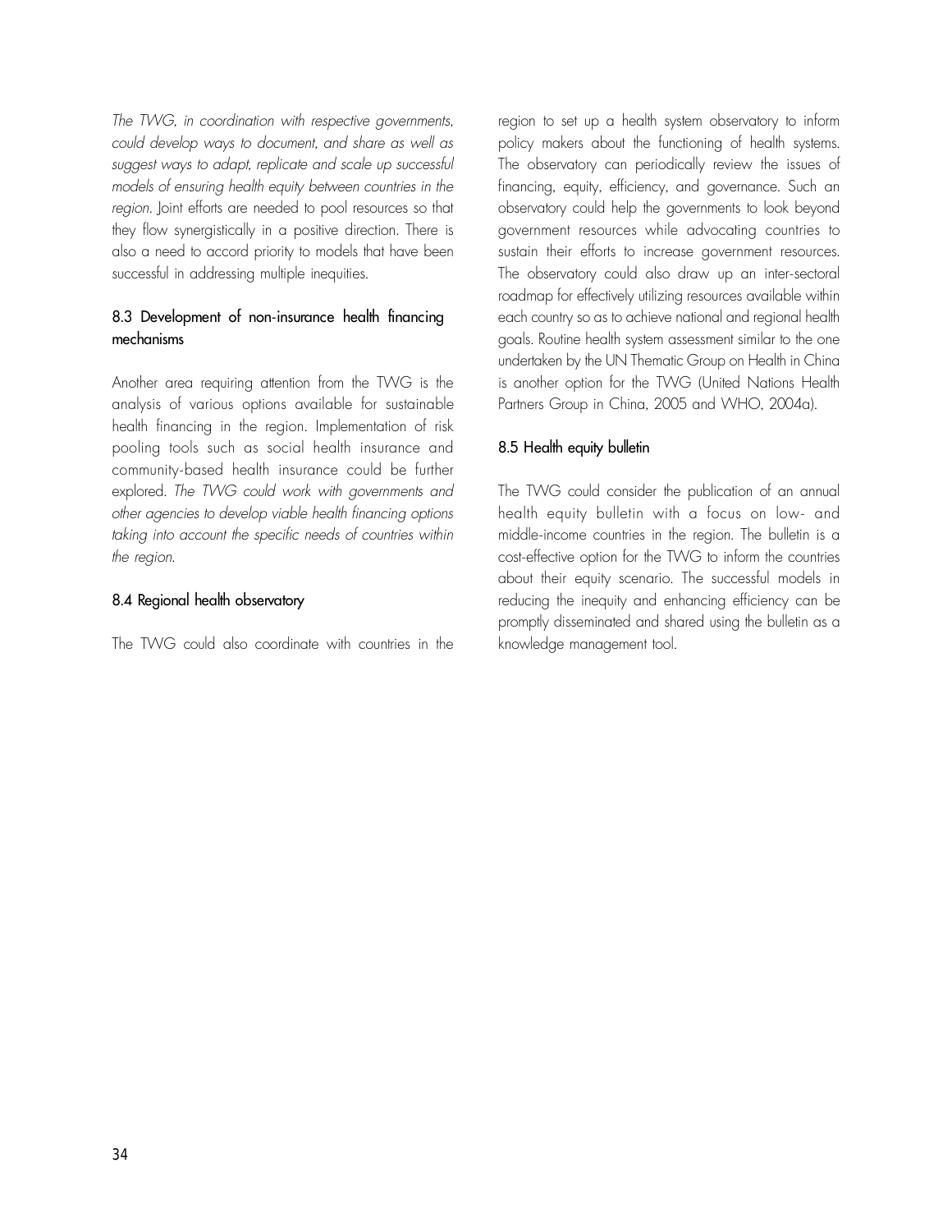*The TWG, in coordination with respective governments, could develop ways to document, and share as well as suggest ways to adapt, replicate and scale up successful models of ensuring health equity between countries in the region.* Joint efforts are needed to pool resources so that they flow synergistically in a positive direction. There is also a need to accord priority to models that have been successful in addressing multiple inequities.

### 8.3 Development of non-insurance health financing mechanisms

Another area requiring attention from the TWG is the analysis of various options available for sustainable health financing in the region. Implementation of risk pooling tools such as social health insurance and community-based health insurance could be further explored. *The TWG could work with governments and other agencies to develop viable health financing options taking into account the specific needs of countries within the region.*

### 8.4 Regional health observatory

The TWG could also coordinate with countries in the region to set up a health system observatory to inform policy makers about the functioning of health systems. The observatory can periodically review the issues of financing, equity, efficiency, and governance. Such an observatory could help the governments to look beyond government resources while advocating countries to sustain their efforts to increase government resources. The observatory could also draw up an inter-sectoral roadmap for effectively utilizing resources available within each country so as to achieve national and regional health goals. Routine health system assessment similar to the one undertaken by the UN Thematic Group on Health in China is another option for the TWG (United Nations Health Partners Group in China, 2005 and WHO, 2004a).

### 8.5 Health equity bulletin

The TWG could consider the publication of an annual health equity bulletin with a focus on low- and middle-income countries in the region. The bulletin is a cost-effective option for the TWG to inform the countries about their equity scenario. The successful models in reducing the inequity and enhancing efficiency can be promptly disseminated and shared using the bulletin as a knowledge management tool.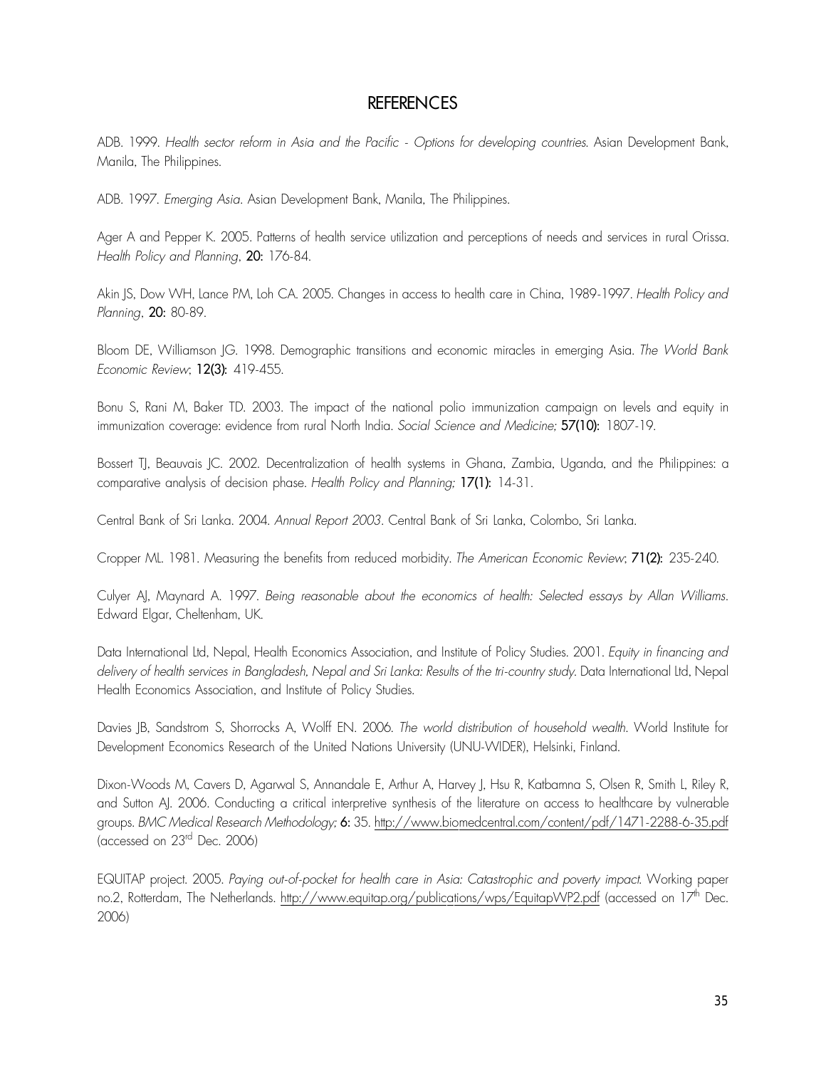# REFERENCES

ADB. 1999. *Health sector reform in Asia and the Pacific - Options for developing countries*. Asian Development Bank, Manila, The Philippines.

ADB. 1997. *Emerging Asia*. Asian Development Bank, Manila, The Philippines.

Ager A and Pepper K. 2005. Patterns of health service utilization and perceptions of needs and services in rural Orissa. *Health Policy and Planning*, **20:** 176-84.

Akin JS, Dow WH, Lance PM, Loh CA. 2005. Changes in access to health care in China, 1989-1997. *Health Policy and Planning*, **20:** 80-89.

Bloom DE, Williamson JG. 1998. Demographic transitions and economic miracles in emerging Asia. *The World Bank Economic Review*; **12(3):** 419-455.

Bonu S, Rani M, Baker TD. 2003. The impact of the national polio immunization campaign on levels and equity in immunization coverage: evidence from rural North India. *Social Science and Medicine;* **57(10):** 1807-19.

Bossert TJ, Beauvais JC. 2002. Decentralization of health systems in Ghana, Zambia, Uganda, and the Philippines: a comparative analysis of decision phase. *Health Policy and Planning;* **17(1):** 14-31.

Central Bank of Sri Lanka. 2004. *Annual Report 2003*. Central Bank of Sri Lanka, Colombo, Sri Lanka.

Cropper ML. 1981. Measuring the benefits from reduced morbidity. *The American Economic Review*; **71(2):** 235-240.

Culyer AJ, Maynard A. 1997. *Being reasonable about the economics of health: Selected essays by Allan Williams*. Edward Elgar, Cheltenham, UK.

Data International Ltd, Nepal, Health Economics Association, and Institute of Policy Studies. 2001. *Equity in financing and delivery of health services in Bangladesh, Nepal and Sri Lanka: Results of the tri-country study*. Data International Ltd, Nepal Health Economics Association, and Institute of Policy Studies.

Davies JB, Sandstrom S, Shorrocks A, Wolff EN. 2006. *The world distribution of household wealth*. World Institute for Development Economics Research of the United Nations University (UNU-WIDER), Helsinki, Finland.

Dixon-Woods M, Cavers D, Agarwal S, Annandale E, Arthur A, Harvey J, Hsu R, Katbamna S, Olsen R, Smith L, Riley R, and Sutton AJ. 2006. Conducting a critical interpretive synthesis of the literature on access to healthcare by vulnerable groups. *BMC Medical Research Methodology;* **6:** 35. http://www.biomedcentral.com/content/pdf/1471-2288-6-35.pdf (accessed on 23rd Dec. 2006)

EQUITAP project. 2005. *Paying out-of-pocket for health care in Asia: Catastrophic and poverty impact.* Working paper no.2, Rotterdam, The Netherlands. http://www.equitap.org/publications/wps/EquitapWP2.pdf (accessed on 17th Dec. 2006)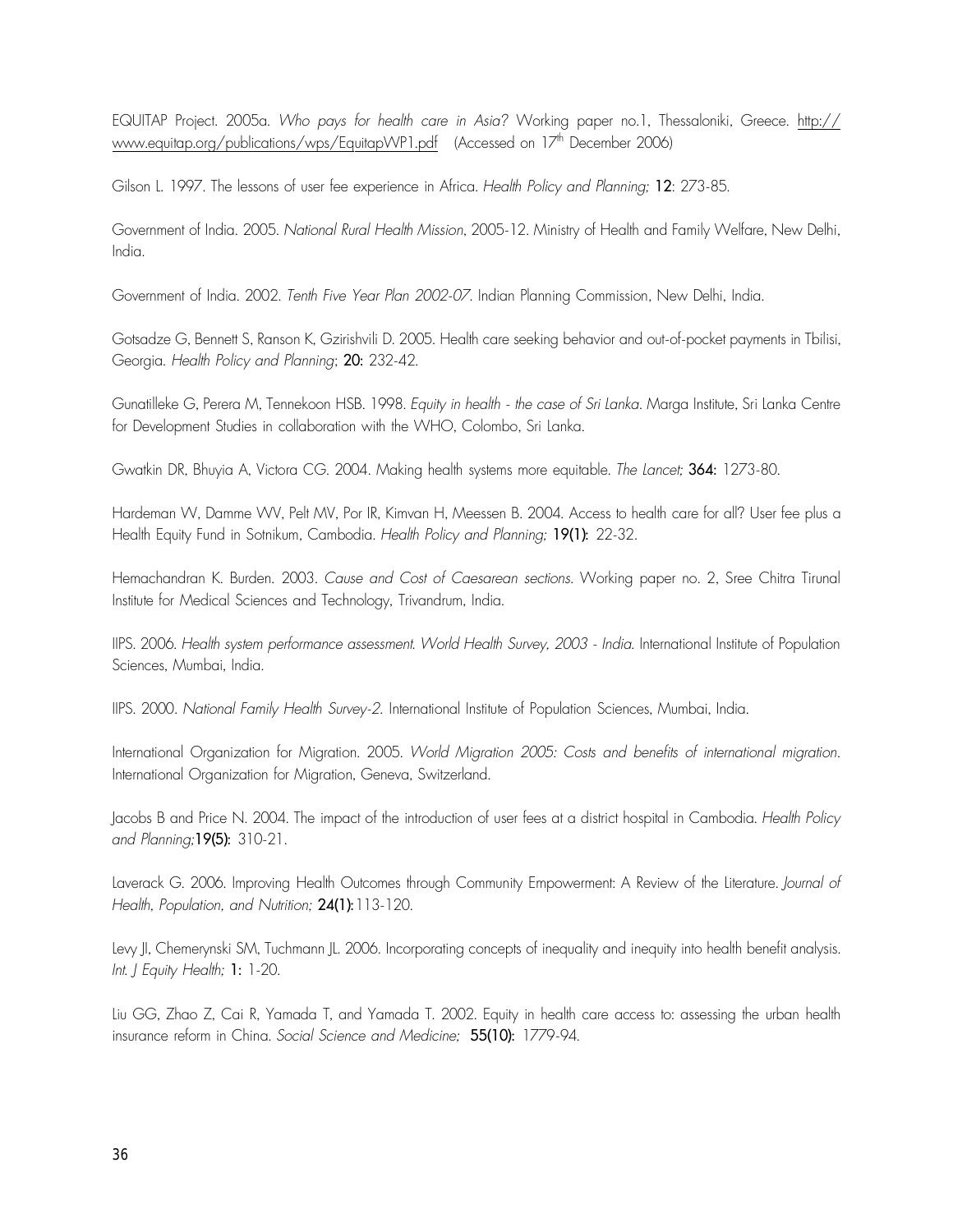EQUITAP Project. 2005a. *Who pays for health care in Asia?* Working paper no.1, Thessaloniki, Greece. http://www.equitap.org/publications/wps/EquitapWP1.pdf (Accessed on 17th December 2006)

Gilson L. 1997. The lessons of user fee experience in Africa. *Health Policy and Planning;* **12**: 273-85.

Government of India. 2005. *National Rural Health Mission*, 2005-12. Ministry of Health and Family Welfare, New Delhi, India.

Government of India. 2002. *Tenth Five Year Plan 2002-07*. Indian Planning Commission, New Delhi, India.

Gotsadze G, Bennett S, Ranson K, Gzirishvili D. 2005. Health care seeking behavior and out-of-pocket payments in Tbilisi, Georgia. *Health Policy and Planning*; **20:** 232-42.

Gunatilleke G, Perera M, Tennekoon HSB. 1998. *Equity in health - the case of Sri Lanka*. Marga Institute, Sri Lanka Centre for Development Studies in collaboration with the WHO, Colombo, Sri Lanka.

Gwatkin DR, Bhuyia A, Victora CG. 2004. Making health systems more equitable. *The Lancet;* **364:** 1273-80.

Hardeman W, Damme WV, Pelt MV, Por IR, Kimvan H, Meessen B. 2004. Access to health care for all? User fee plus a Health Equity Fund in Sotnikum, Cambodia. *Health Policy and Planning;* **19(1):** 22-32.

Hemachandran K. Burden. 2003. *Cause and Cost of Caesarean sections*. Working paper no. 2, Sree Chitra Tirunal Institute for Medical Sciences and Technology, Trivandrum, India.

IIPS. 2006. *Health system performance assessment. World Health Survey, 2003 - India*. International Institute of Population Sciences, Mumbai, India.

IIPS. 2000. *National Family Health Survey-2*. International Institute of Population Sciences, Mumbai, India.

International Organization for Migration. 2005. *World Migration 2005: Costs and benefits of international migration*. International Organization for Migration, Geneva, Switzerland.

Jacobs B and Price N. 2004. The impact of the introduction of user fees at a district hospital in Cambodia. *Health Policy and Planning;***19(5):** 310-21.

Laverack G. 2006. Improving Health Outcomes through Community Empowerment: A Review of the Literature. *Journal of Health, Population, and Nutrition;* **24(1):**113-120.

Levy JI, Chemerynski SM, Tuchmann JL. 2006. Incorporating concepts of inequality and inequity into health benefit analysis. *Int. J Equity Health;* **1:** 1-20.

Liu GG, Zhao Z, Cai R, Yamada T, and Yamada T. 2002. Equity in health care access to: assessing the urban health insurance reform in China. *Social Science and Medicine;* **55(10):** 1779-94.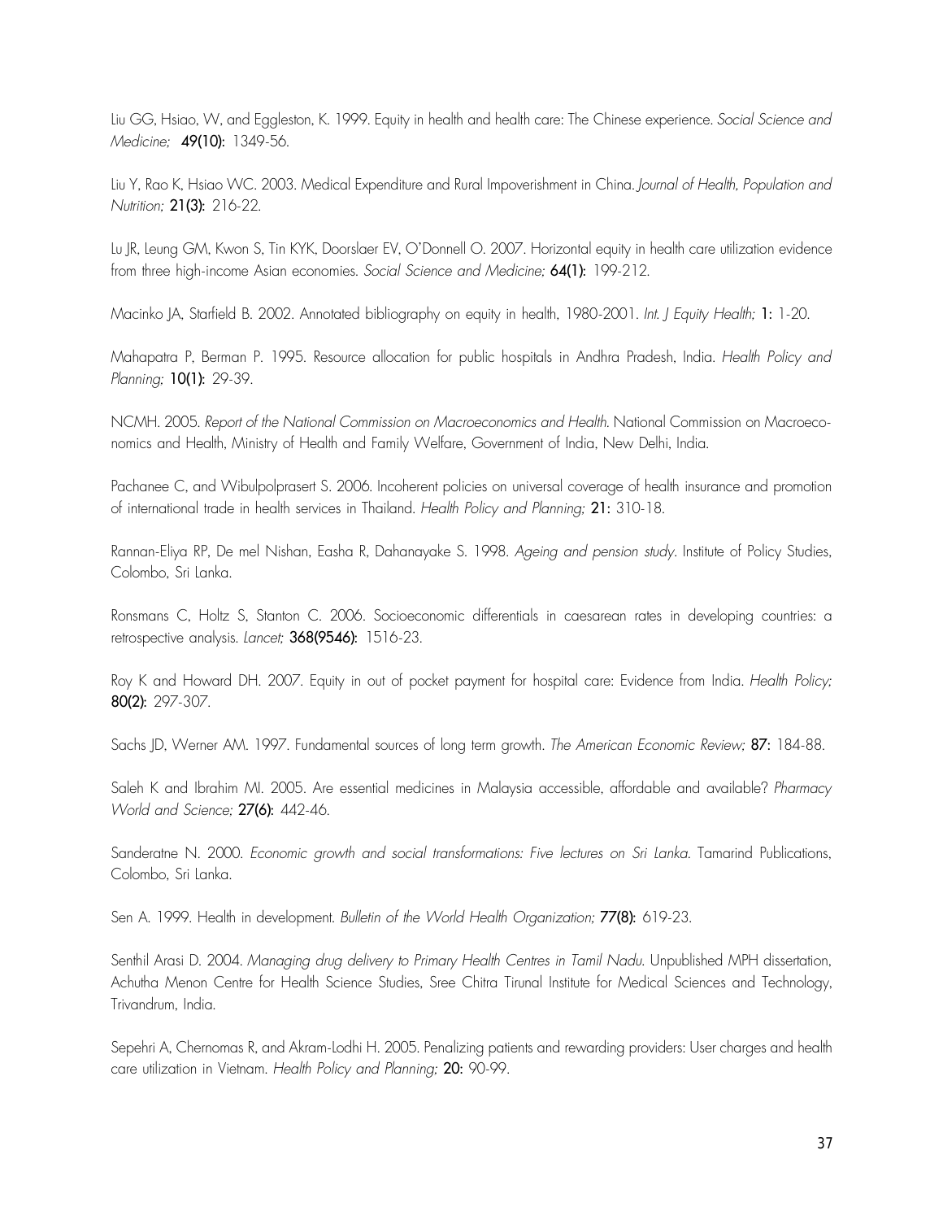Liu GG, Hsiao, W, and Eggleston, K. 1999. Equity in health and health care: The Chinese experience. *Social Science and Medicine;* **49(10):** 1349-56.

Liu Y, Rao K, Hsiao WC. 2003. Medical Expenditure and Rural Impoverishment in China. *Journal of Health, Population and Nutrition;* **21(3):** 216-22.

Lu JR, Leung GM, Kwon S, Tin KYK, Doorslaer EV, O'Donnell O. 2007. Horizontal equity in health care utilization evidence from three high-income Asian economies. *Social Science and Medicine;* **64(1):** 199-212.

Macinko JA, Starfield B. 2002. Annotated bibliography on equity in health, 1980-2001. *Int. J Equity Health;* **1:** 1-20.

Mahapatra P, Berman P. 1995. Resource allocation for public hospitals in Andhra Pradesh, India. *Health Policy and Planning;* **10(1):** 29-39.

NCMH. 2005. *Report of the National Commission on Macroeconomics and Health.* National Commission on Macroeconomics and Health, Ministry of Health and Family Welfare, Government of India, New Delhi, India.

Pachanee C, and Wibulpolprasert S. 2006. Incoherent policies on universal coverage of health insurance and promotion of international trade in health services in Thailand. *Health Policy and Planning;* **21:** 310-18.

Rannan-Eliya RP, De mel Nishan, Easha R, Dahanayake S. 1998. *Ageing and pension study.* Institute of Policy Studies, Colombo, Sri Lanka.

Ronsmans C, Holtz S, Stanton C. 2006. Socioeconomic differentials in caesarean rates in developing countries: a retrospective analysis. *Lancet;* **368(9546):** 1516-23.

Roy K and Howard DH. 2007. Equity in out of pocket payment for hospital care: Evidence from India. *Health Policy;* **80(2):** 297-307.

Sachs JD, Werner AM. 1997. Fundamental sources of long term growth. *The American Economic Review;* **87:** 184-88.

Saleh K and Ibrahim MI. 2005. Are essential medicines in Malaysia accessible, affordable and available? *Pharmacy World and Science;* **27(6):** 442-46.

Sanderatne N. 2000. *Economic growth and social transformations: Five lectures on Sri Lanka.* Tamarind Publications, Colombo, Sri Lanka.

Sen A. 1999. Health in development. *Bulletin of the World Health Organization;* **77(8):** 619-23.

Senthil Arasi D. 2004. *Managing drug delivery to Primary Health Centres in Tamil Nadu.* Unpublished MPH dissertation, Achutha Menon Centre for Health Science Studies, Sree Chitra Tirunal Institute for Medical Sciences and Technology, Trivandrum, India.

Sepehri A, Chernomas R, and Akram-Lodhi H. 2005. Penalizing patients and rewarding providers: User charges and health care utilization in Vietnam. *Health Policy and Planning;* **20:** 90-99.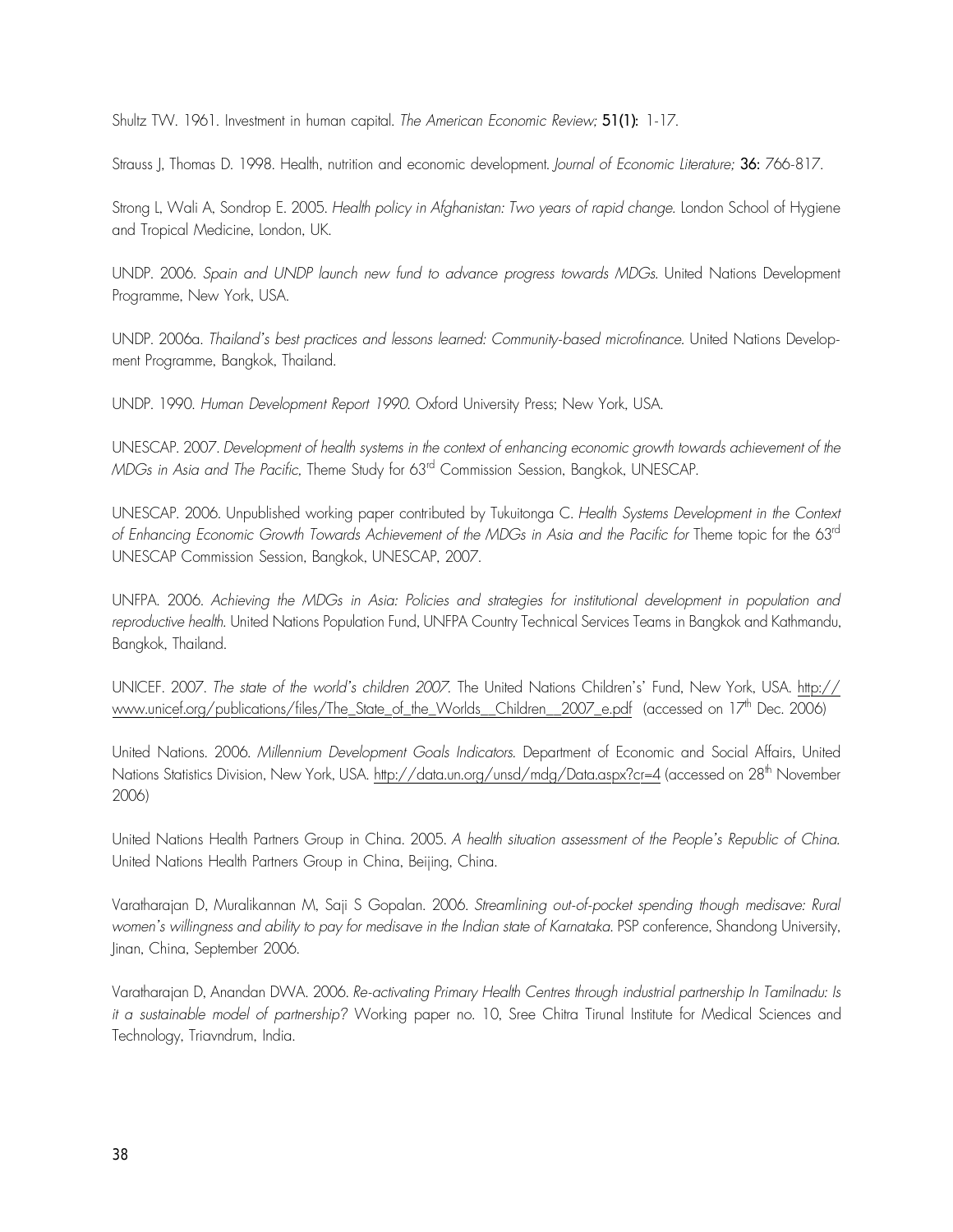Shultz TW. 1961. Investment in human capital. *The American Economic Review;* **51(1):** 1-17.

Strauss J, Thomas D. 1998. Health, nutrition and economic development. *Journal of Economic Literature;* **36:** 766-817.

Strong L, Wali A, Sondrop E. 2005. *Health policy in Afghanistan: Two years of rapid change.* London School of Hygiene and Tropical Medicine, London, UK.

UNDP. 2006. *Spain and UNDP launch new fund to advance progress towards MDGs.* United Nations Development Programme, New York, USA.

UNDP. 2006a. *Thailand's best practices and lessons learned: Community-based microfinance.* United Nations Development Programme, Bangkok, Thailand.

UNDP. 1990. *Human Development Report 1990.* Oxford University Press; New York, USA.

UNESCAP. 2007. *Development of health systems in the context of enhancing economic growth towards achievement of the MDGs in Asia and The Pacific,* Theme Study for 63rd Commission Session, Bangkok, UNESCAP.

UNESCAP. 2006. Unpublished working paper contributed by Tukuitonga C. *Health Systems Development in the Context of Enhancing Economic Growth Towards Achievement of the MDGs in Asia and the Pacific for* Theme topic for the 63rd UNESCAP Commission Session, Bangkok, UNESCAP, 2007.

UNFPA. 2006. *Achieving the MDGs in Asia: Policies and strategies for institutional development in population and reproductive health.* United Nations Population Fund, UNFPA Country Technical Services Teams in Bangkok and Kathmandu, Bangkok, Thailand.

UNICEF. 2007. *The state of the world's children 2007.* The United Nations Children's' Fund, New York, USA. http://www.unicef.org/publications/files/The_State_of_the_Worlds__Children__2007_e.pdf (accessed on 17th Dec. 2006)

United Nations. 2006. *Millennium Development Goals Indicators.* Department of Economic and Social Affairs, United Nations Statistics Division, New York, USA. http://data.un.org/unsd/mdg/Data.aspx?cr=4 (accessed on 28th November 2006)

United Nations Health Partners Group in China. 2005. *A health situation assessment of the People's Republic of China.* United Nations Health Partners Group in China, Beijing, China.

Varatharajan D, Muralikannan M, Saji S Gopalan. 2006. *Streamlining out-of-pocket spending though medisave: Rural women's willingness and ability to pay for medisave in the Indian state of Karnataka.* PSP conference, Shandong University, Jinan, China, September 2006.

Varatharajan D, Anandan DWA. 2006. *Re-activating Primary Health Centres through industrial partnership In Tamilnadu: Is it a sustainable model of partnership?* Working paper no. 10, Sree Chitra Tirunal Institute for Medical Sciences and Technology, Triavndrum, India.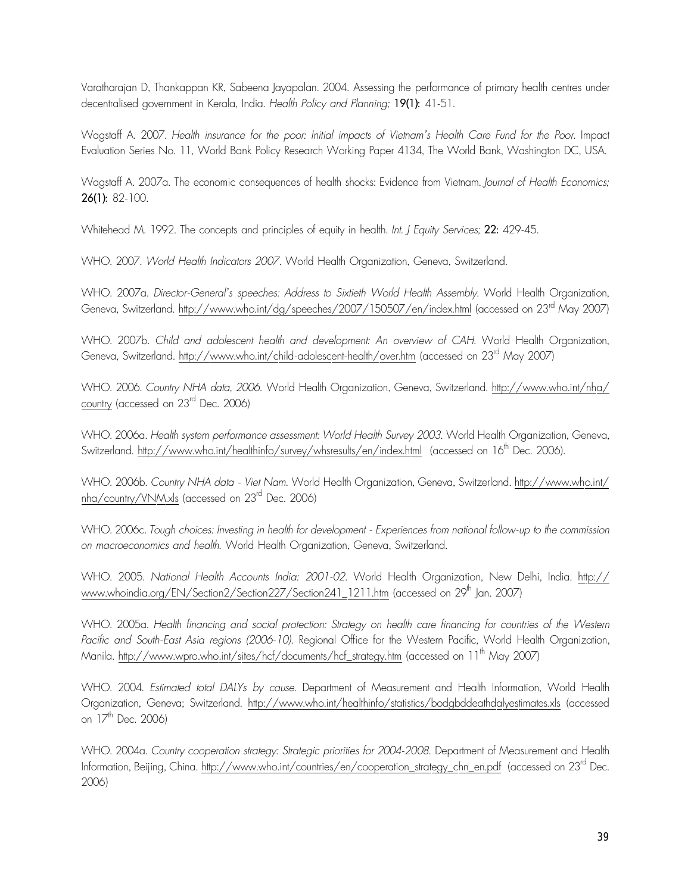Varatharajan D, Thankappan KR, Sabeena Jayapalan. 2004. Assessing the performance of primary health centres under decentralised government in Kerala, India. *Health Policy and Planning;* **19(1):** 41-51.

Wagstaff A. 2007. *Health insurance for the poor: Initial impacts of Vietnam's Health Care Fund for the Poor*. Impact Evaluation Series No. 11, World Bank Policy Research Working Paper 4134, The World Bank, Washington DC, USA.

Wagstaff A. 2007a. The economic consequences of health shocks: Evidence from Vietnam. *Journal of Health Economics;* **26(1):** 82-100.

Whitehead M. 1992. The concepts and principles of equity in health. *Int. J Equity Services;* **22:** 429-45.

WHO. 2007. *World Health Indicators 2007*. World Health Organization, Geneva, Switzerland.

WHO. 2007a. *Director-General's speeches: Address to Sixtieth World Health Assembly*. World Health Organization, Geneva, Switzerland. http://www.who.int/dg/speeches/2007/150507/en/index.html (accessed on 23rd May 2007)

WHO. 2007b. *Child and adolescent health and development: An overview of CAH*. World Health Organization, Geneva, Switzerland. http://www.who.int/child-adolescent-health/over.htm (accessed on 23rd May 2007)

WHO. 2006. *Country NHA data, 2006*. World Health Organization, Geneva, Switzerland. http://www.who.int/nha/country (accessed on 23rd Dec. 2006)

WHO. 2006a. *Health system performance assessment: World Health Survey 2003*. World Health Organization, Geneva, Switzerland. http://www.who.int/healthinfo/survey/whsresults/en/index.html (accessed on 16th Dec. 2006).

WHO. 2006b. *Country NHA data - Viet Nam*. World Health Organization, Geneva, Switzerland. http://www.who.int/nha/country/VNM.xls (accessed on 23rd Dec. 2006)

WHO. 2006c. *Tough choices: Investing in health for development - Experiences from national follow-up to the commission on macroeconomics and health*. World Health Organization, Geneva, Switzerland.

WHO. 2005. *National Health Accounts India: 2001-02*. World Health Organization, New Delhi, India. http://www.whoindia.org/EN/Section2/Section227/Section241_1211.htm (accessed on 29th Jan. 2007)

WHO. 2005a. *Health financing and social protection: Strategy on health care financing for countries of the Western Pacific and South-East Asia regions (2006-10)*. Regional Office for the Western Pacific, World Health Organization, Manila. http://www.wpro.who.int/sites/hcf/documents/hcf_strategy.htm (accessed on 11th May 2007)

WHO. 2004. *Estimated total DALYs by cause*. Department of Measurement and Health Information, World Health Organization, Geneva; Switzerland. http://www.who.int/healthinfo/statistics/bodgbddeathdalyestimates.xls (accessed on 17th Dec. 2006)

WHO. 2004a. *Country cooperation strategy: Strategic priorities for 2004-2008*. Department of Measurement and Health Information, Beijing, China. http://www.who.int/countries/en/cooperation_strategy_chn_en.pdf (accessed on 23rd Dec. 2006)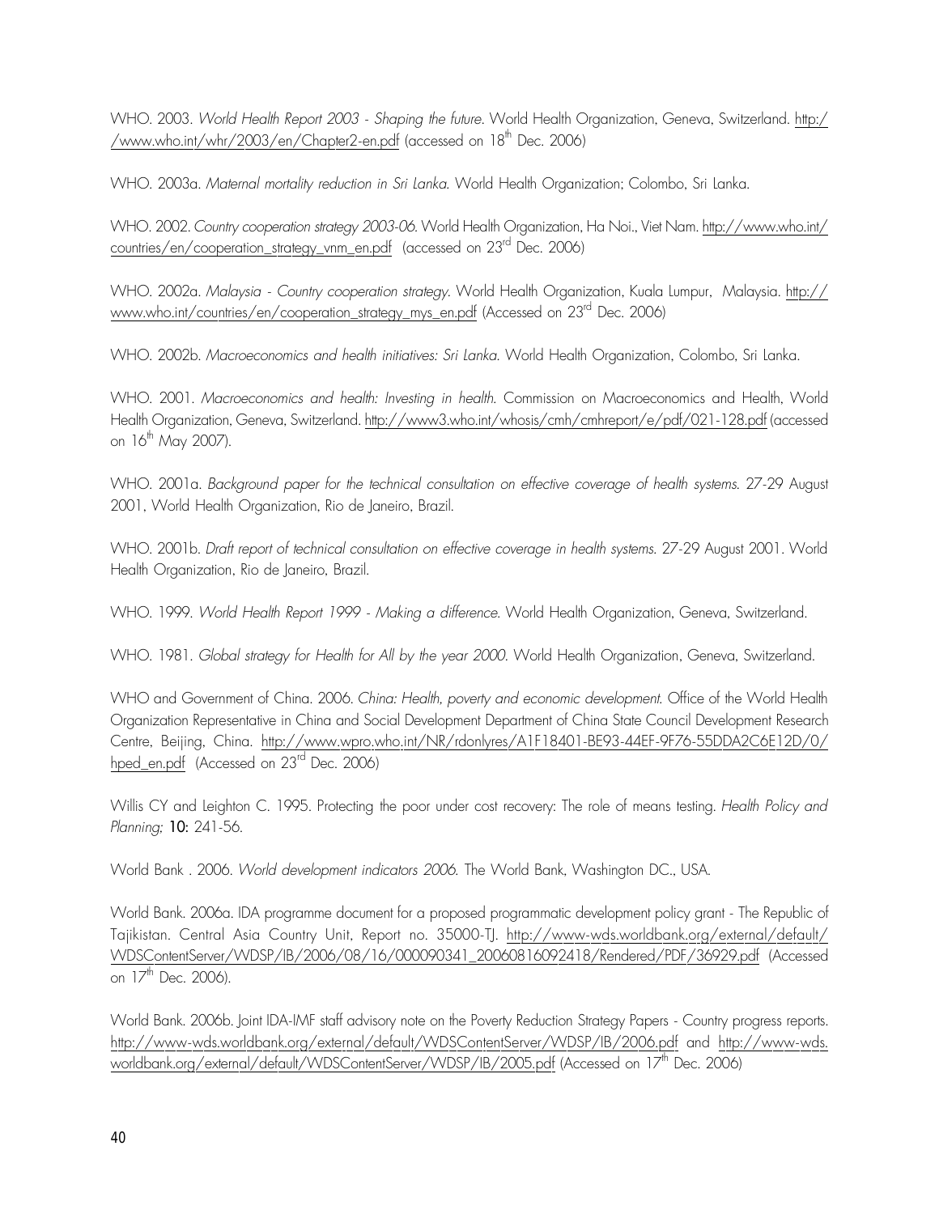WHO. 2003. *World Health Report 2003 - Shaping the future*. World Health Organization, Geneva, Switzerland. http://www.who.int/whr/2003/en/Chapter2-en.pdf (accessed on 18th Dec. 2006)

WHO. 2003a. *Maternal mortality reduction in Sri Lanka.* World Health Organization; Colombo, Sri Lanka.

WHO. 2002. *Country cooperation strategy 2003-06.* World Health Organization, Ha Noi., Viet Nam. http://www.who.int/countries/en/cooperation_strategy_vnm_en.pdf (accessed on 23rd Dec. 2006)

WHO. 2002a. *Malaysia - Country cooperation strategy.* World Health Organization, Kuala Lumpur, Malaysia. http://www.who.int/countries/en/cooperation_strategy_mys_en.pdf (Accessed on 23rd Dec. 2006)

WHO. 2002b. *Macroeconomics and health initiatives: Sri Lanka.* World Health Organization, Colombo, Sri Lanka.

WHO. 2001. *Macroeconomics and health: Investing in health.* Commission on Macroeconomics and Health, World Health Organization, Geneva, Switzerland. http://www3.who.int/whosis/cmh/cmhreport/e/pdf/021-128.pdf (accessed on 16th May 2007).

WHO. 2001a. *Background paper for the technical consultation on effective coverage of health systems.* 27-29 August 2001, World Health Organization, Rio de Janeiro, Brazil.

WHO. 2001b. *Draft report of technical consultation on effective coverage in health systems.* 27-29 August 2001. World Health Organization, Rio de Janeiro, Brazil.

WHO. 1999. *World Health Report 1999 - Making a difference*. World Health Organization, Geneva, Switzerland.

WHO. 1981. *Global strategy for Health for All by the year 2000.* World Health Organization, Geneva, Switzerland.

WHO and Government of China. 2006. *China: Health, poverty and economic development.* Office of the World Health Organization Representative in China and Social Development Department of China State Council Development Research Centre, Beijing, China. http://www.wpro.who.int/NR/rdonlyres/A1F18401-BE93-44EF-9F76-55DDA2C6E12D/0/hped_en.pdf (Accessed on 23rd Dec. 2006)

Willis CY and Leighton C. 1995. Protecting the poor under cost recovery: The role of means testing. *Health Policy and Planning;* **10:** 241-56.

World Bank . 2006. *World development indicators 2006.* The World Bank, Washington DC., USA.

World Bank. 2006a. IDA programme document for a proposed programmatic development policy grant - The Republic of Tajikistan. Central Asia Country Unit, Report no. 35000-TJ. http://www-wds.worldbank.org/external/default/WDSContentServer/WDSP/IB/2006/08/16/000090341_20060816092418/Rendered/PDF/36929.pdf (Accessed on 17th Dec. 2006).

World Bank. 2006b. Joint IDA-IMF staff advisory note on the Poverty Reduction Strategy Papers - Country progress reports. http://www-wds.worldbank.org/external/default/WDSContentServer/WDSP/IB/2006.pdf and http://www-wds.worldbank.org/external/default/WDSContentServer/WDSP/IB/2005.pdf (Accessed on 17th Dec. 2006)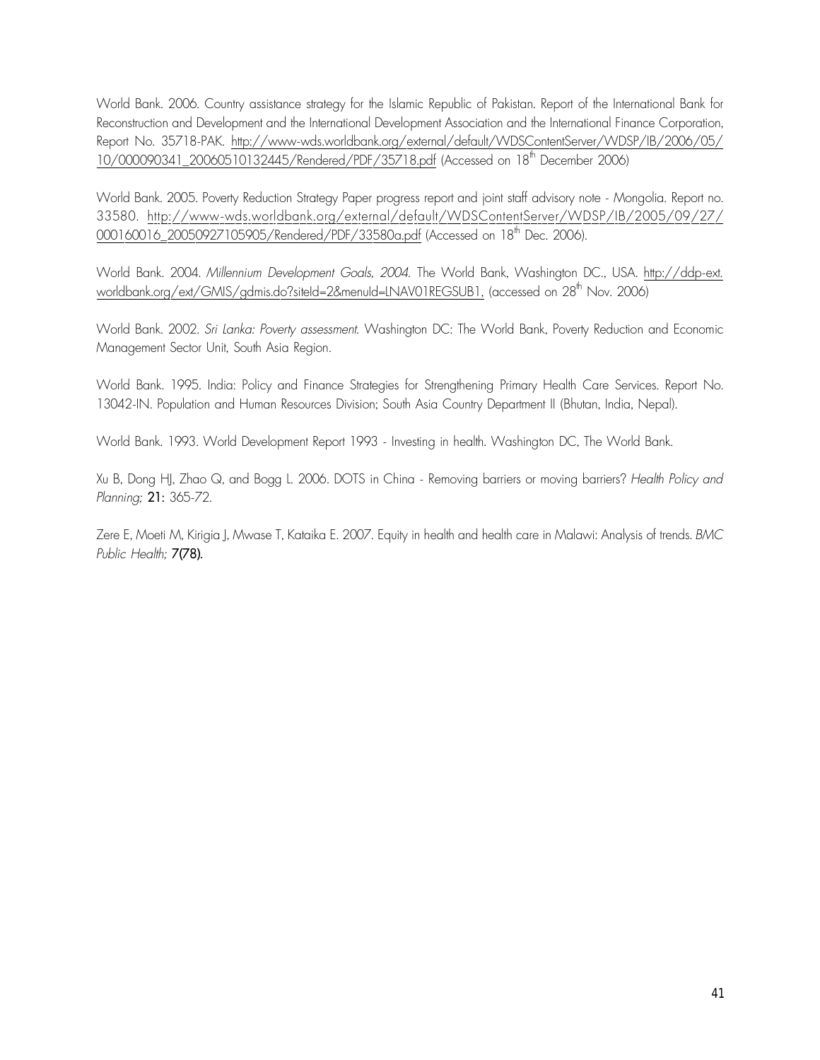World Bank. 2006. Country assistance strategy for the Islamic Republic of Pakistan. Report of the International Bank for Reconstruction and Development and the International Development Association and the International Finance Corporation, Report No. 35718-PAK. http://www-wds.worldbank.org/external/default/WDSContentServer/WDSP/IB/2006/05/10/000090341_20060510132445/Rendered/PDF/35718.pdf (Accessed on 18th December 2006)

World Bank. 2005. Poverty Reduction Strategy Paper progress report and joint staff advisory note - Mongolia. Report no. 33580. http://www-wds.worldbank.org/external/default/WDSContentServer/WDSP/IB/2005/09/27/000160016_20050927105905/Rendered/PDF/33580a.pdf (Accessed on 18th Dec. 2006).

World Bank. 2004. *Millennium Development Goals, 2004*. The World Bank, Washington DC., USA. http://ddp-ext.worldbank.org/ext/GMIS/gdmis.do?siteId=2&menuId=LNAV01REGSUB1, (accessed on 28th Nov. 2006)

World Bank. 2002. *Sri Lanka: Poverty assessment.* Washington DC: The World Bank, Poverty Reduction and Economic Management Sector Unit, South Asia Region.

World Bank. 1995. India: Policy and Finance Strategies for Strengthening Primary Health Care Services. Report No. 13042-IN. Population and Human Resources Division; South Asia Country Department II (Bhutan, India, Nepal).

World Bank. 1993. World Development Report 1993 - Investing in health. Washington DC, The World Bank.

Xu B, Dong HJ, Zhao Q, and Bogg L. 2006. DOTS in China - Removing barriers or moving barriers? *Health Policy and Planning;* **21**: 365-72.

Zere E, Moeti M, Kirigia J, Mwase T, Kataika E. 2007. Equity in health and health care in Malawi: Analysis of trends. *BMC Public Health;* **7(78).**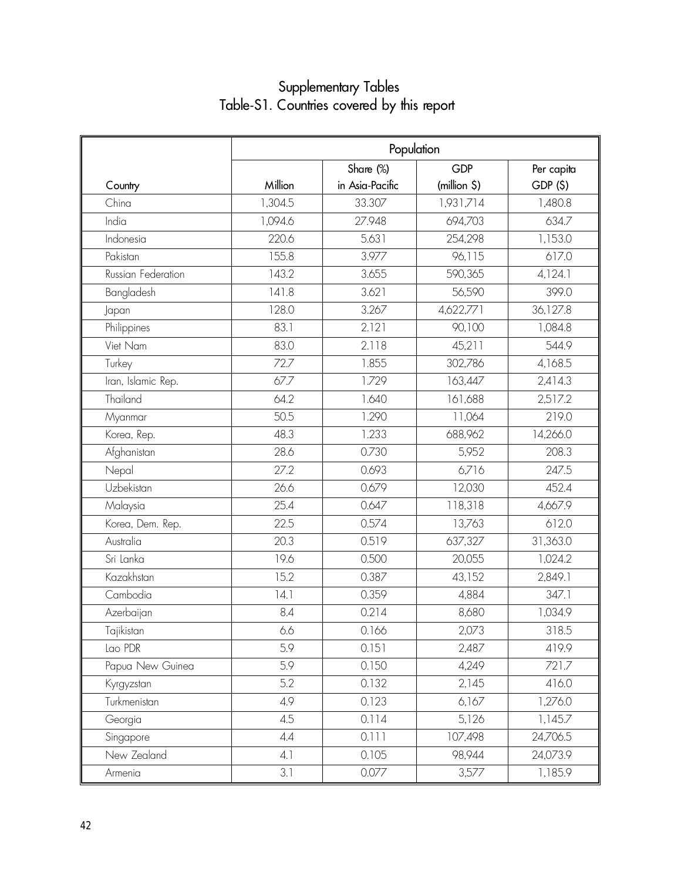# Supplementary Tables

## Table-S1. Countries covered by this report

| Country | Population | | | |
|---|---|---|---|---|
| | Million | Share (%) in Asia-Pacific | GDP (million $) | Per capita GDP ($) |
| China | 1,304.5 | 33.307 | 1,931,714 | 1,480.8 |
| India | 1,094.6 | 27.948 | 694,703 | 634.7 |
| Indonesia | 220.6 | 5.631 | 254,298 | 1,153.0 |
| Pakistan | 155.8 | 3.977 | 96,115 | 617.0 |
| Russian Federation | 143.2 | 3.655 | 590,365 | 4,124.1 |
| Bangladesh | 141.8 | 3.621 | 56,590 | 399.0 |
| Japan | 128.0 | 3.267 | 4,622,771 | 36,127.8 |
| Philippines | 83.1 | 2.121 | 90,100 | 1,084.8 |
| Viet Nam | 83.0 | 2.118 | 45,211 | 544.9 |
| Turkey | 72.7 | 1.855 | 302,786 | 4,168.5 |
| Iran, Islamic Rep. | 67.7 | 1.729 | 163,447 | 2,414.3 |
| Thailand | 64.2 | 1.640 | 161,688 | 2,517.2 |
| Myanmar | 50.5 | 1.290 | 11,064 | 219.0 |
| Korea, Rep. | 48.3 | 1.233 | 688,962 | 14,266.0 |
| Afghanistan | 28.6 | 0.730 | 5,952 | 208.3 |
| Nepal | 27.2 | 0.693 | 6,716 | 247.5 |
| Uzbekistan | 26.6 | 0.679 | 12,030 | 452.4 |
| Malaysia | 25.4 | 0.647 | 118,318 | 4,667.9 |
| Korea, Dem. Rep. | 22.5 | 0.574 | 13,763 | 612.0 |
| Australia | 20.3 | 0.519 | 637,327 | 31,363.0 |
| Sri Lanka | 19.6 | 0.500 | 20,055 | 1,024.2 |
| Kazakhstan | 15.2 | 0.387 | 43,152 | 2,849.1 |
| Cambodia | 14.1 | 0.359 | 4,884 | 347.1 |
| Azerbaijan | 8.4 | 0.214 | 8,680 | 1,034.9 |
| Tajikistan | 6.6 | 0.166 | 2,073 | 318.5 |
| Lao PDR | 5.9 | 0.151 | 2,487 | 419.9 |
| Papua New Guinea | 5.9 | 0.150 | 4,249 | 721.7 |
| Kyrgyzstan | 5.2 | 0.132 | 2,145 | 416.0 |
| Turkmenistan | 4.9 | 0.123 | 6,167 | 1,276.0 |
| Georgia | 4.5 | 0.114 | 5,126 | 1,145.7 |
| Singapore | 4.4 | 0.111 | 107,498 | 24,706.5 |
| New Zealand | 4.1 | 0.105 | 98,944 | 24,073.9 |
| Armenia | 3.1 | 0.077 | 3,577 | 1,185.9 |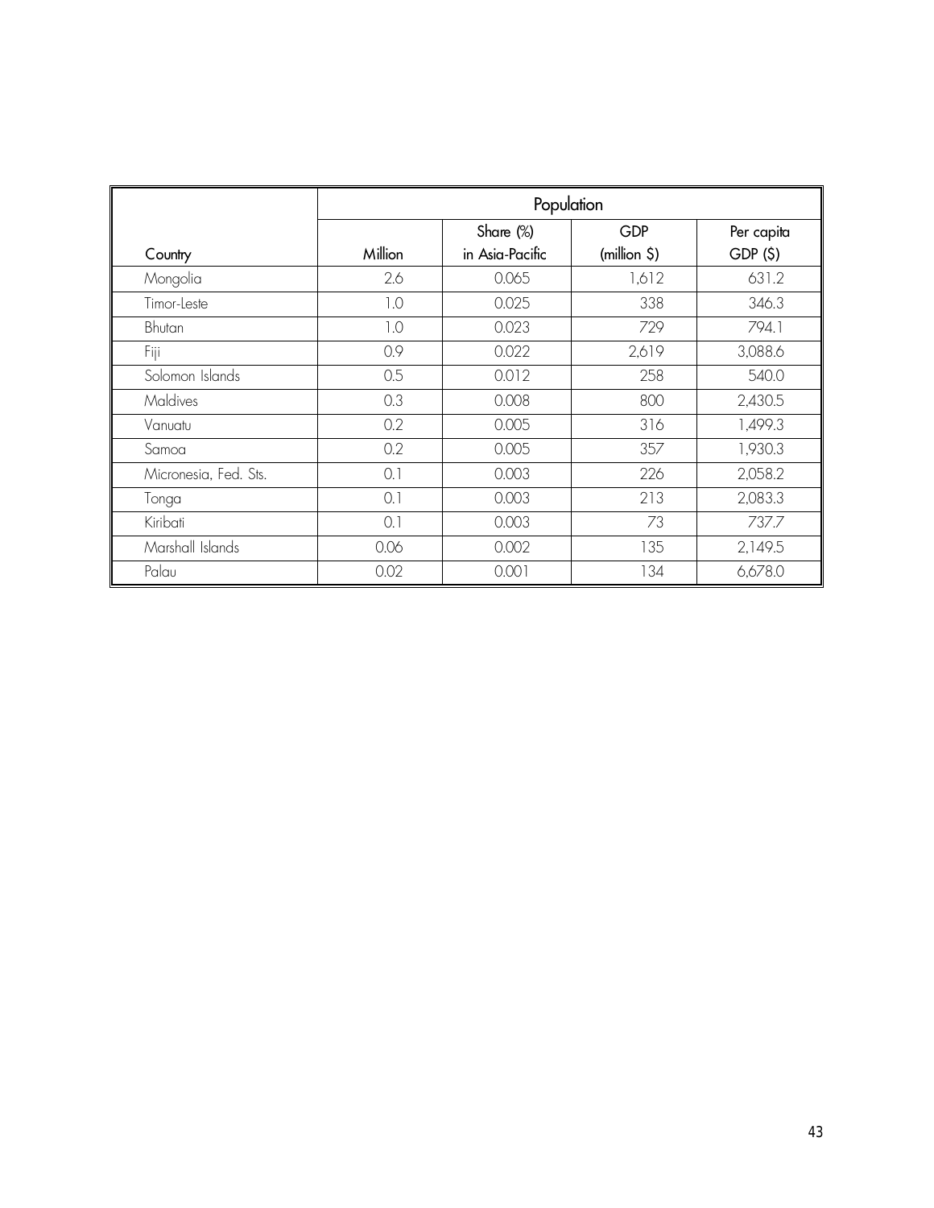| Country | Population | | GDP (million $) | Per capita GDP ($) |
|---|---|---|---|---|
| | Million | Share (%) in Asia-Pacific | | |
| Mongolia | 2.6 | 0.065 | 1,612 | 631.2 |
| Timor-Leste | 1.0 | 0.025 | 338 | 346.3 |
| Bhutan | 1.0 | 0.023 | 729 | 794.1 |
| Fiji | 0.9 | 0.022 | 2,619 | 3,088.6 |
| Solomon Islands | 0.5 | 0.012 | 258 | 540.0 |
| Maldives | 0.3 | 0.008 | 800 | 2,430.5 |
| Vanuatu | 0.2 | 0.005 | 316 | 1,499.3 |
| Samoa | 0.2 | 0.005 | 357 | 1,930.3 |
| Micronesia, Fed. Sts. | 0.1 | 0.003 | 226 | 2,058.2 |
| Tonga | 0.1 | 0.003 | 213 | 2,083.3 |
| Kiribati | 0.1 | 0.003 | 73 | 737.7 |
| Marshall Islands | 0.06 | 0.002 | 135 | 2,149.5 |
| Palau | 0.02 | 0.001 | 134 | 6,678.0 |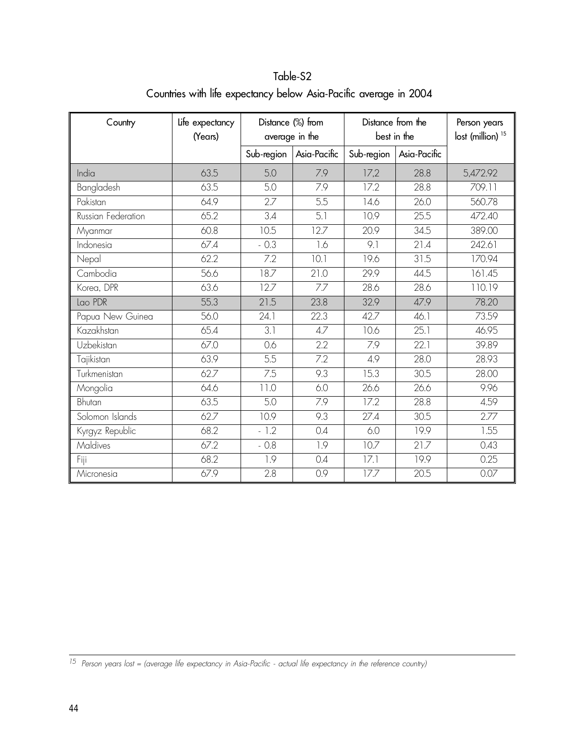Table-S2

Countries with life expectancy below Asia-Pacific average in 2004

| Country | Life expectancy (Years) | Distance (%) from average in the | | Distance from the best in the | | Person years lost (million) [15] |
|---|---|---|---|---|---|---|
| | | Sub-region | Asia-Pacific | Sub-region | Asia-Pacific | |
| India | 63.5 | 5.0 | 7.9 | 17,2 | 28.8 | 5,472.92 |
| Bangladesh | 63.5 | 5.0 | 7.9 | 17.2 | 28.8 | 709.11 |
| Pakistan | 64.9 | 2.7 | 5.5 | 14.6 | 26.0 | 560.78 |
| Russian Federation | 65.2 | 3.4 | 5.1 | 10.9 | 25.5 | 472.40 |
| Myanmar | 60.8 | 10.5 | 12.7 | 20.9 | 34.5 | 389.00 |
| Indonesia | 67.4 | - 0.3 | 1.6 | 9.1 | 21.4 | 242.61 |
| Nepal | 62.2 | 7.2 | 10.1 | 19.6 | 31.5 | 170.94 |
| Cambodia | 56.6 | 18.7 | 21.0 | 29.9 | 44.5 | 161.45 |
| Korea, DPR | 63.6 | 12.7 | 7.7 | 28.6 | 28.6 | 110.19 |
| Lao PDR | 55.3 | 21.5 | 23.8 | 32.9 | 47.9 | 78.20 |
| Papua New Guinea | 56.0 | 24.1 | 22.3 | 42.7 | 46.1 | 73.59 |
| Kazakhstan | 65.4 | 3.1 | 4.7 | 10.6 | 25.1 | 46.95 |
| Uzbekistan | 67.0 | 0.6 | 2.2 | 7.9 | 22.1 | 39.89 |
| Tajikistan | 63.9 | 5.5 | 7.2 | 4.9 | 28.0 | 28.93 |
| Turkmenistan | 62.7 | 7.5 | 9.3 | 15.3 | 30.5 | 28.00 |
| Mongolia | 64.6 | 11.0 | 6.0 | 26.6 | 26.6 | 9.96 |
| Bhutan | 63.5 | 5.0 | 7.9 | 17.2 | 28.8 | 4.59 |
| Solomon Islands | 62.7 | 10.9 | 9.3 | 27.4 | 30.5 | 2.77 |
| Kyrgyz Republic | 68.2 | - 1.2 | 0.4 | 6.0 | 19.9 | 1.55 |
| Maldives | 67.2 | - 0.8 | 1.9 | 10.7 | 21.7 | 0.43 |
| Fiji | 68.2 | 1.9 | 0.4 | 17.1 | 19.9 | 0.25 |
| Micronesia | 67.9 | 2.8 | 0.9 | 17.7 | 20.5 | 0.07 |

[15] *Person years lost = (average life expectancy in Asia-Pacific - actual life expectancy in the reference country)*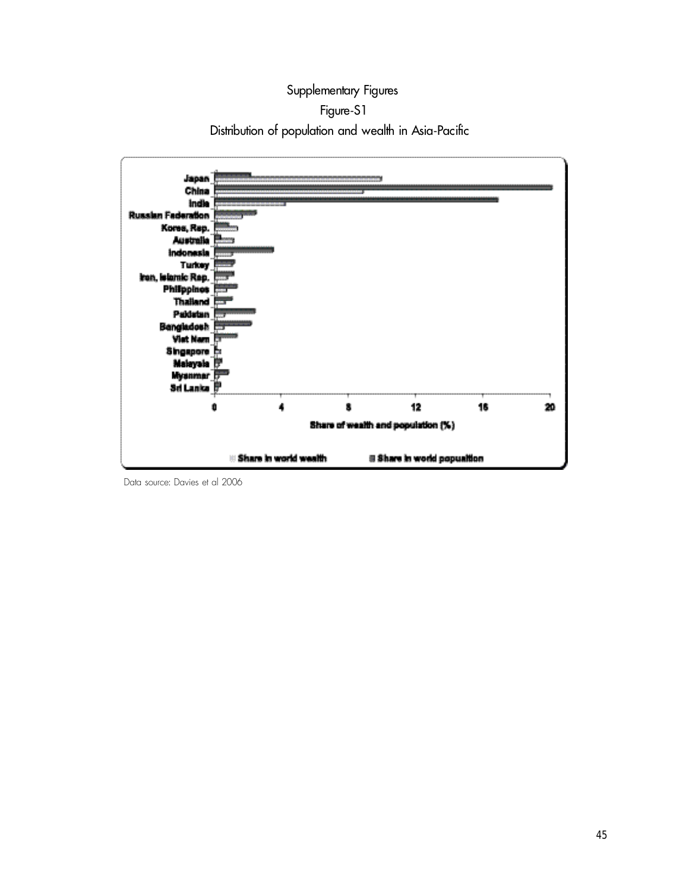Supplementary Figures

Figure-S1

Distribution of population and wealth in Asia-Pacific

Data source: Davies et al 2006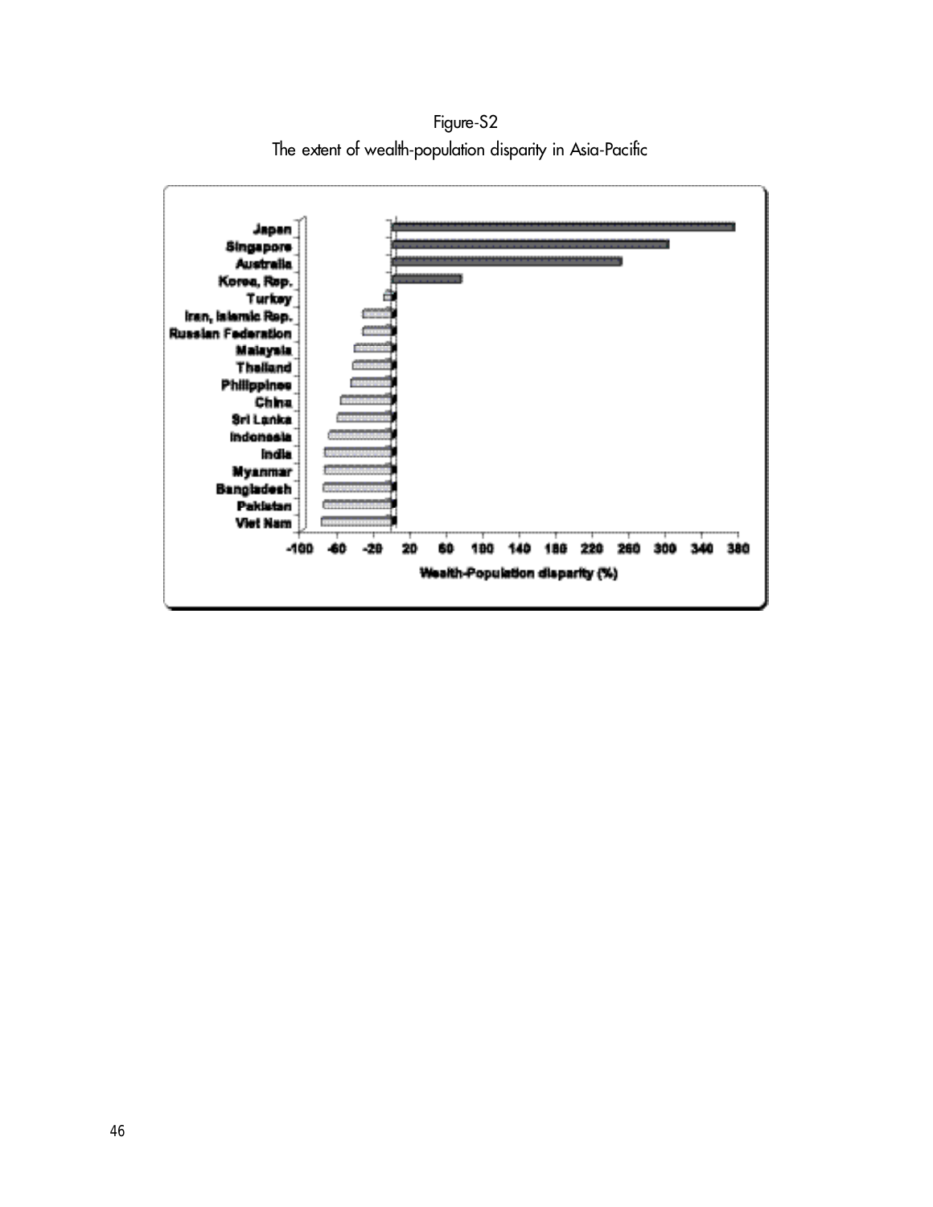Figure-S2
The extent of wealth-population disparity in Asia-Pacific

Japan
Singapore
Australia
Korea, Rep.
Turkey
Iran, Islamic Rep.
Russian Federation
Malaysia
Thailand
Philippines
China
Sri Lanka
Indonesia
India
Myanmar
Bangladesh
Pakistan
Viet Nam

-100 -60 -20 20 60 100 140 180 220 260 300 340 380

Wealth-Population disparity (%)